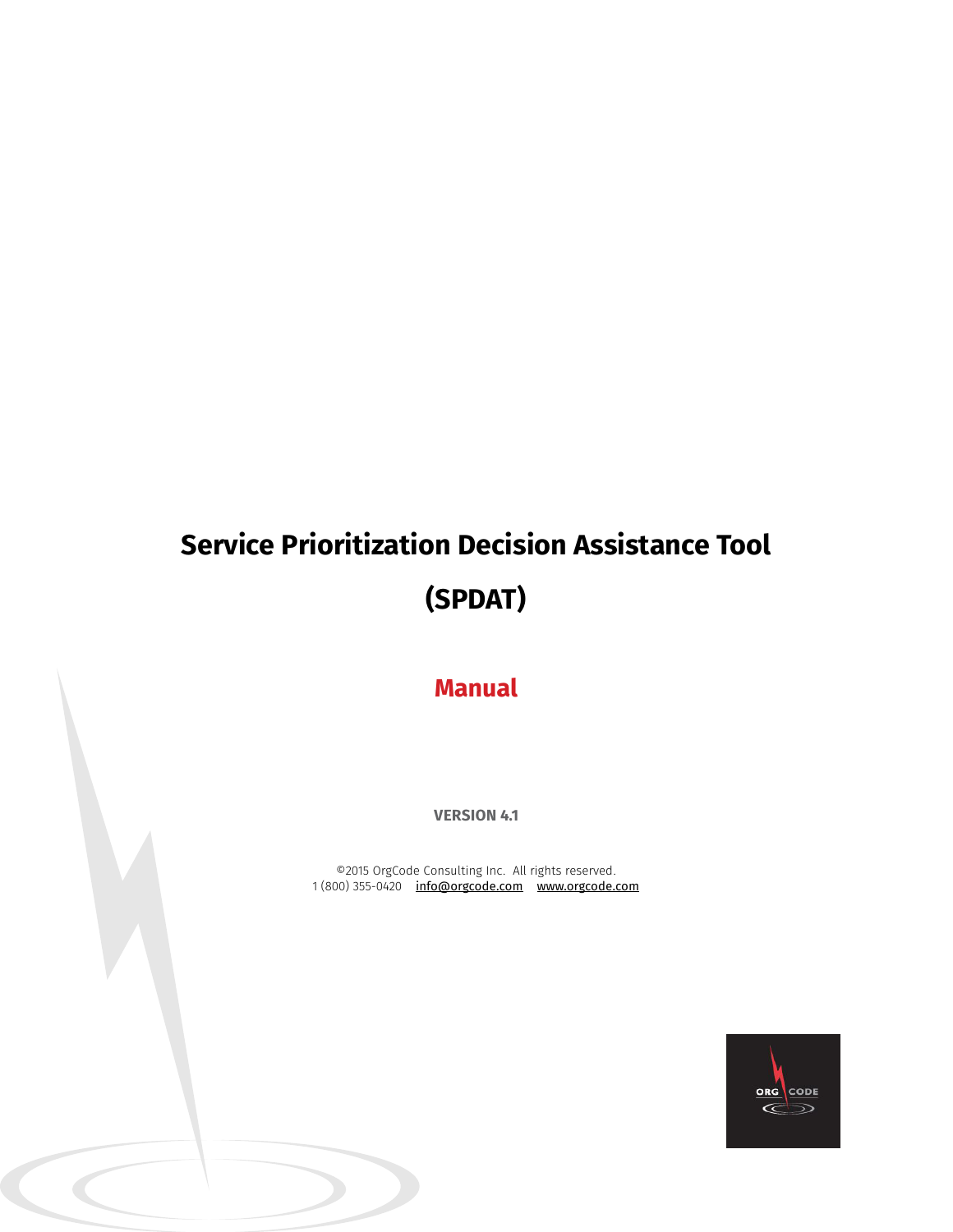# Service Prioritization Decision Assistance Tool (SPDAT)

## Manual

**VERSION 4.1**

©2015 OrgCode Consulting Inc. All rights reserved.
1 (800) 355-0420 info@orgcode.com www.orgcode.com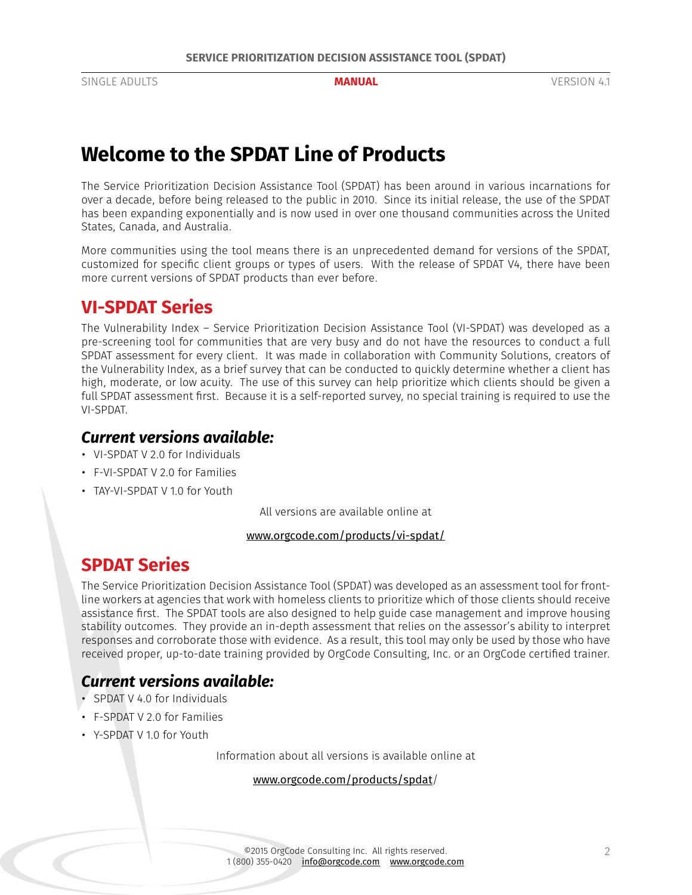# Welcome to the SPDAT Line of Products

The Service Prioritization Decision Assistance Tool (SPDAT) has been around in various incarnations for over a decade, before being released to the public in 2010. Since its initial release, the use of the SPDAT has been expanding exponentially and is now used in over one thousand communities across the United States, Canada, and Australia.

More communities using the tool means there is an unprecedented demand for versions of the SPDAT, customized for specific client groups or types of users. With the release of SPDAT V4, there have been more current versions of SPDAT products than ever before.

## VI-SPDAT Series

The Vulnerability Index – Service Prioritization Decision Assistance Tool (VI-SPDAT) was developed as a pre-screening tool for communities that are very busy and do not have the resources to conduct a full SPDAT assessment for every client. It was made in collaboration with Community Solutions, creators of the Vulnerability Index, as a brief survey that can be conducted to quickly determine whether a client has high, moderate, or low acuity. The use of this survey can help prioritize which clients should be given a full SPDAT assessment first. Because it is a self-reported survey, no special training is required to use the VI-SPDAT.

### *Current versions available:*

- VI-SPDAT V 2.0 for Individuals
- F-VI-SPDAT V 2.0 for Families
- TAY-VI-SPDAT V 1.0 for Youth

All versions are available online at

www.orgcode.com/products/vi-spdat/

## SPDAT Series

The Service Prioritization Decision Assistance Tool (SPDAT) was developed as an assessment tool for front-line workers at agencies that work with homeless clients to prioritize which of those clients should receive assistance first. The SPDAT tools are also designed to help guide case management and improve housing stability outcomes. They provide an in-depth assessment that relies on the assessor's ability to interpret responses and corroborate those with evidence. As a result, this tool may only be used by those who have received proper, up-to-date training provided by OrgCode Consulting, Inc. or an OrgCode certified trainer.

### *Current versions available:*

- SPDAT V 4.0 for Individuals
- F-SPDAT V 2.0 for Families
- Y-SPDAT V 1.0 for Youth

Information about all versions is available online at

www.orgcode.com/products/spdat/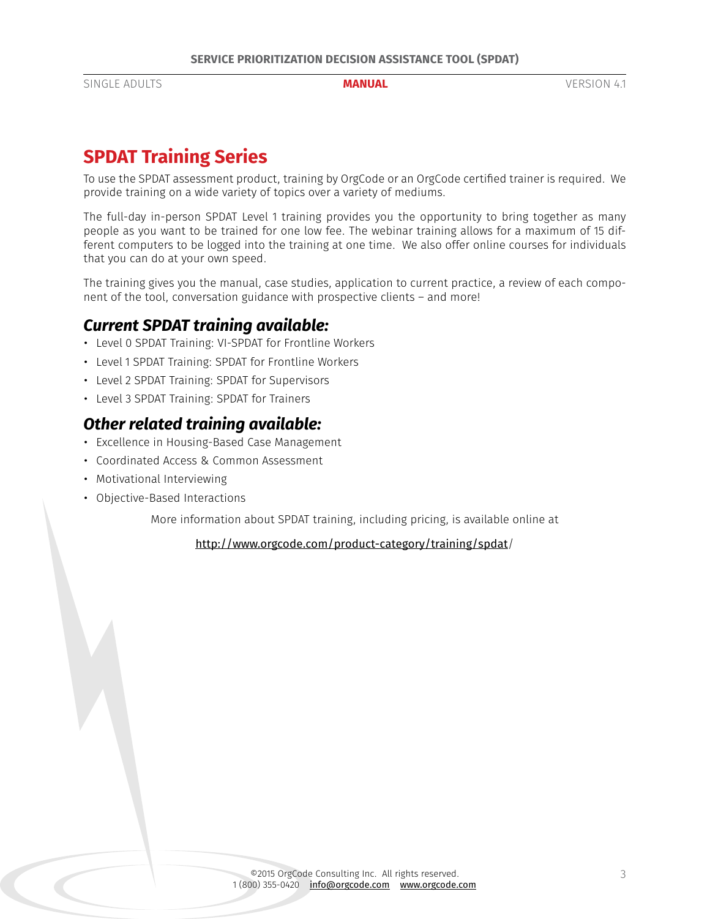# SPDAT Training Series

To use the SPDAT assessment product, training by OrgCode or an OrgCode certified trainer is required. We provide training on a wide variety of topics over a variety of mediums.

The full-day in-person SPDAT Level 1 training provides you the opportunity to bring together as many people as you want to be trained for one low fee. The webinar training allows for a maximum of 15 different computers to be logged into the training at one time. We also offer online courses for individuals that you can do at your own speed.

The training gives you the manual, case studies, application to current practice, a review of each component of the tool, conversation guidance with prospective clients – and more!

## *Current SPDAT training available:*

- Level 0 SPDAT Training: VI-SPDAT for Frontline Workers
- Level 1 SPDAT Training: SPDAT for Frontline Workers
- Level 2 SPDAT Training: SPDAT for Supervisors
- Level 3 SPDAT Training: SPDAT for Trainers

## *Other related training available:*

- Excellence in Housing-Based Case Management
- Coordinated Access & Common Assessment
- Motivational Interviewing
- Objective-Based Interactions

More information about SPDAT training, including pricing, is available online at

http://www.orgcode.com/product-category/training/spdat/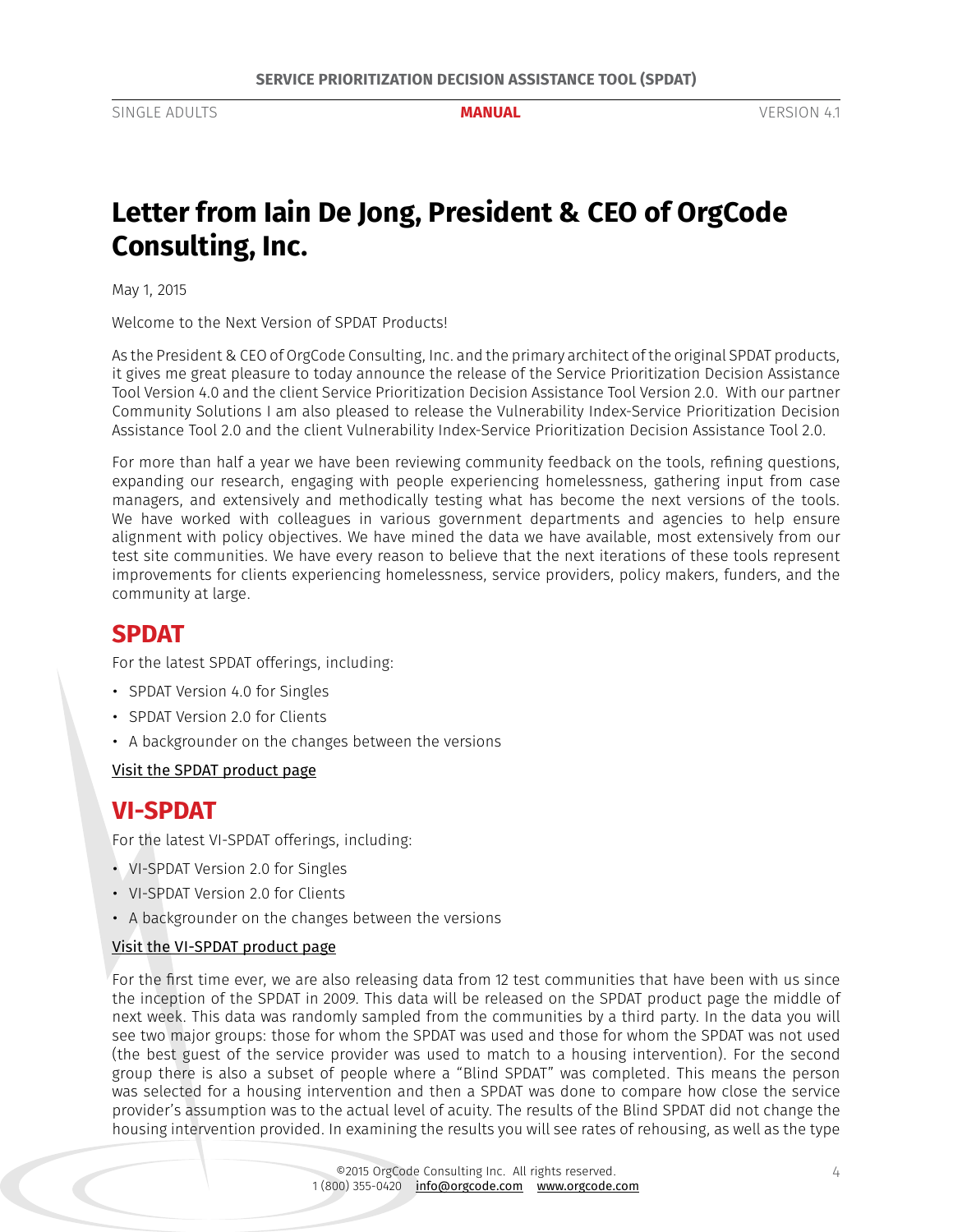# Letter from Iain De Jong, President & CEO of OrgCode Consulting, Inc.

May 1, 2015

Welcome to the Next Version of SPDAT Products!

As the President & CEO of OrgCode Consulting, Inc. and the primary architect of the original SPDAT products, it gives me great pleasure to today announce the release of the Service Prioritization Decision Assistance Tool Version 4.0 and the client Service Prioritization Decision Assistance Tool Version 2.0. With our partner Community Solutions I am also pleased to release the Vulnerability Index-Service Prioritization Decision Assistance Tool 2.0 and the client Vulnerability Index-Service Prioritization Decision Assistance Tool 2.0.

For more than half a year we have been reviewing community feedback on the tools, refining questions, expanding our research, engaging with people experiencing homelessness, gathering input from case managers, and extensively and methodically testing what has become the next versions of the tools. We have worked with colleagues in various government departments and agencies to help ensure alignment with policy objectives. We have mined the data we have available, most extensively from our test site communities. We have every reason to believe that the next iterations of these tools represent improvements for clients experiencing homelessness, service providers, policy makers, funders, and the community at large.

## SPDAT

For the latest SPDAT offerings, including:

- SPDAT Version 4.0 for Singles
- SPDAT Version 2.0 for Clients
- A backgrounder on the changes between the versions

Visit the SPDAT product page

## VI-SPDAT

For the latest VI-SPDAT offerings, including:

- VI-SPDAT Version 2.0 for Singles
- VI-SPDAT Version 2.0 for Clients
- A backgrounder on the changes between the versions

Visit the VI-SPDAT product page

For the first time ever, we are also releasing data from 12 test communities that have been with us since the inception of the SPDAT in 2009. This data will be released on the SPDAT product page the middle of next week. This data was randomly sampled from the communities by a third party. In the data you will see two major groups: those for whom the SPDAT was used and those for whom the SPDAT was not used (the best guest of the service provider was used to match to a housing intervention). For the second group there is also a subset of people where a "Blind SPDAT" was completed. This means the person was selected for a housing intervention and then a SPDAT was done to compare how close the service provider's assumption was to the actual level of acuity. The results of the Blind SPDAT did not change the housing intervention provided. In examining the results you will see rates of rehousing, as well as the type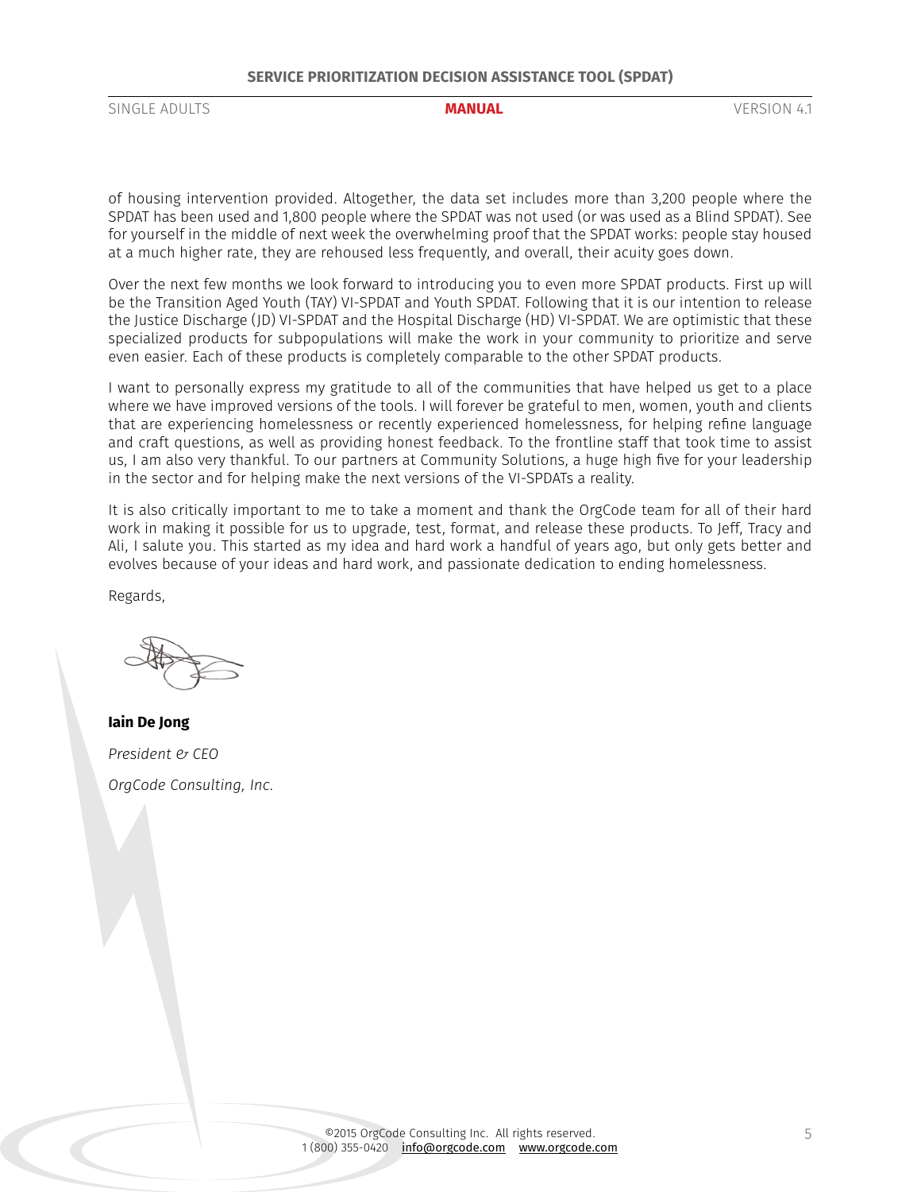of housing intervention provided. Altogether, the data set includes more than 3,200 people where the SPDAT has been used and 1,800 people where the SPDAT was not used (or was used as a Blind SPDAT). See for yourself in the middle of next week the overwhelming proof that the SPDAT works: people stay housed at a much higher rate, they are rehoused less frequently, and overall, their acuity goes down.

Over the next few months we look forward to introducing you to even more SPDAT products. First up will be the Transition Aged Youth (TAY) VI-SPDAT and Youth SPDAT. Following that it is our intention to release the Justice Discharge (JD) VI-SPDAT and the Hospital Discharge (HD) VI-SPDAT. We are optimistic that these specialized products for subpopulations will make the work in your community to prioritize and serve even easier. Each of these products is completely comparable to the other SPDAT products.

I want to personally express my gratitude to all of the communities that have helped us get to a place where we have improved versions of the tools. I will forever be grateful to men, women, youth and clients that are experiencing homelessness or recently experienced homelessness, for helping refine language and craft questions, as well as providing honest feedback. To the frontline staff that took time to assist us, I am also very thankful. To our partners at Community Solutions, a huge high five for your leadership in the sector and for helping make the next versions of the VI-SPDATs a reality.

It is also critically important to me to take a moment and thank the OrgCode team for all of their hard work in making it possible for us to upgrade, test, format, and release these products. To Jeff, Tracy and Ali, I salute you. This started as my idea and hard work a handful of years ago, but only gets better and evolves because of your ideas and hard work, and passionate dedication to ending homelessness.

Regards,

**Iain De Jong**

*President & CEO*

*OrgCode Consulting, Inc.*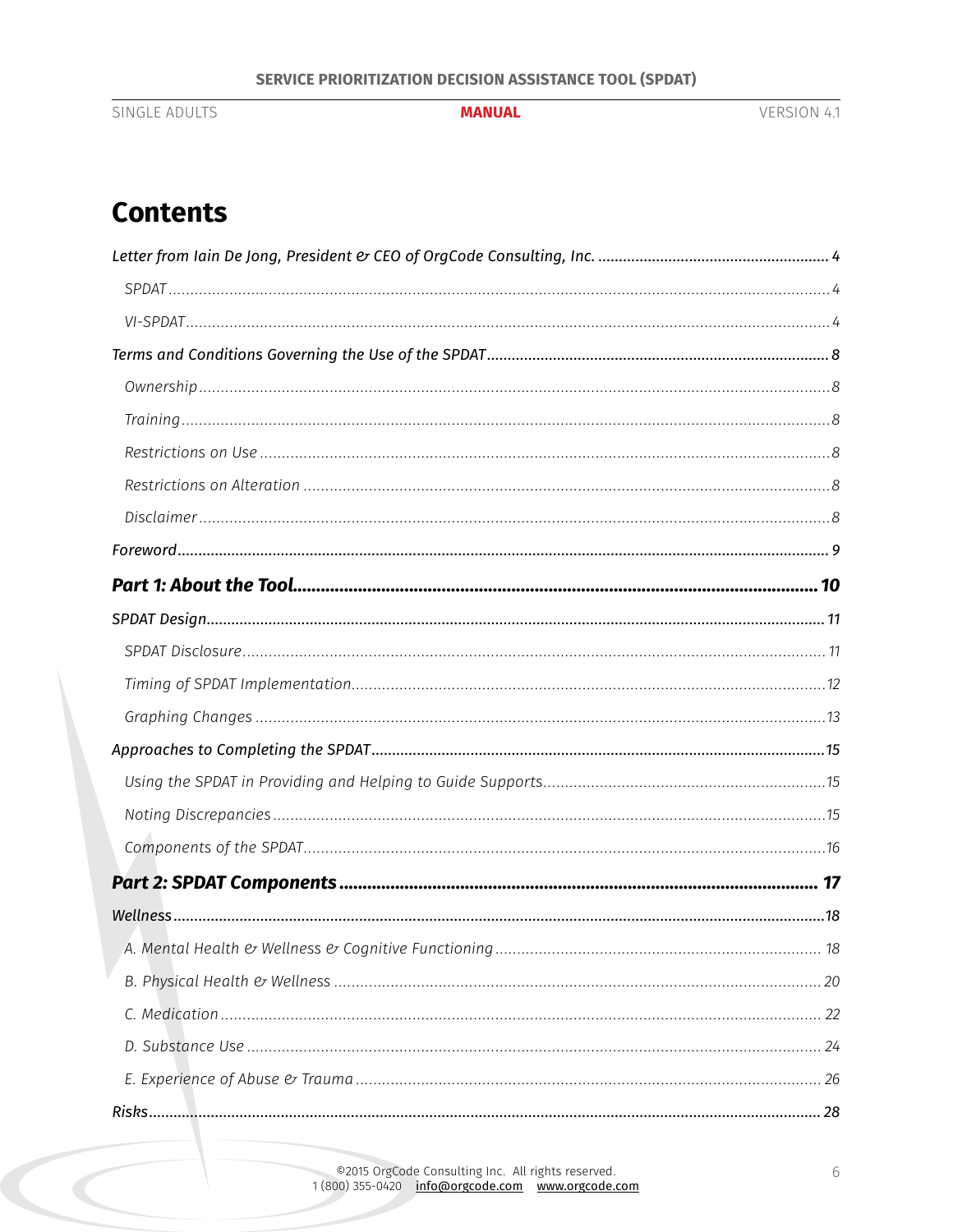# Contents

*Letter from Iain De Jong, President & CEO of OrgCode Consulting, Inc.* ........ 4

- *SPDAT* ........ 4
- *VI-SPDAT* ........ 4

*Terms and Conditions Governing the Use of the SPDAT* ........ 8

- *Ownership* ........ 8
- *Training* ........ 8
- *Restrictions on Use* ........ 8
- *Restrictions on Alteration* ........ 8
- *Disclaimer* ........ 8

*Foreword* ........ 9

***Part 1: About the Tool*** ........ **10**

*SPDAT Design* ........ 11

- *SPDAT Disclosure* ........ 11
- *Timing of SPDAT Implementation* ........ 12
- *Graphing Changes* ........ 13

*Approaches to Completing the SPDAT* ........ 15

- *Using the SPDAT in Providing and Helping to Guide Supports* ........ 15
- *Noting Discrepancies* ........ 15
- *Components of the SPDAT* ........ 16

***Part 2: SPDAT Components*** ........ **17**

*Wellness* ........ 18

- *A. Mental Health & Wellness & Cognitive Functioning* ........ 18
- *B. Physical Health & Wellness* ........ 20
- *C. Medication* ........ 22
- *D. Substance Use* ........ 24
- *E. Experience of Abuse & Trauma* ........ 26

*Risks* ........ 28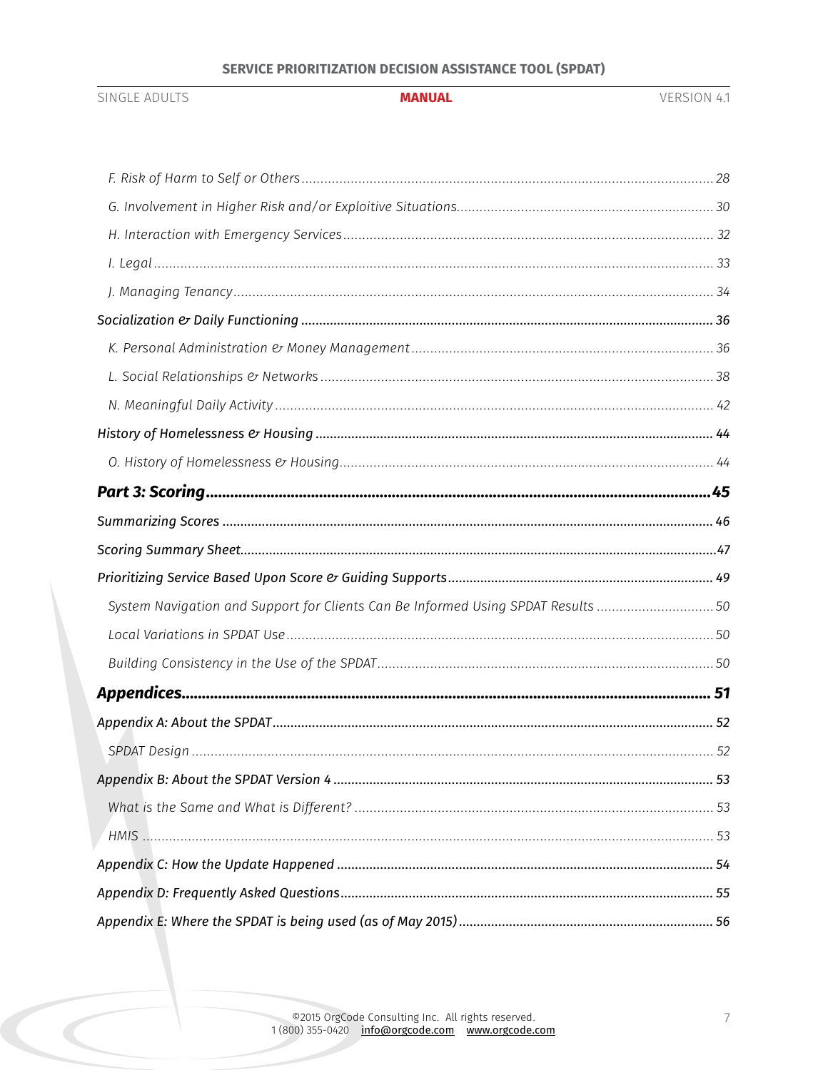- *F. Risk of Harm to Self or Others* ... 28
- *G. Involvement in Higher Risk and/or Exploitive Situations* ... 30
- *H. Interaction with Emergency Services* ... 32
- *I. Legal* ... 33
- *J. Managing Tenancy* ... 34

*Socialization & Daily Functioning* ... 36

- *K. Personal Administration & Money Management* ... 36
- *L. Social Relationships & Networks* ... 38
- *N. Meaningful Daily Activity* ... 42

*History of Homelessness & Housing* ... 44

- *O. History of Homelessness & Housing* ... 44

***Part 3: Scoring*** ... **45**

*Summarizing Scores* ... 46

*Scoring Summary Sheet* ... 47

*Prioritizing Service Based Upon Score & Guiding Supports* ... 49

- *System Navigation and Support for Clients Can Be Informed Using SPDAT Results* ... 50
- *Local Variations in SPDAT Use* ... 50
- *Building Consistency in the Use of the SPDAT* ... 50

***Appendices*** ... **51**

*Appendix A: About the SPDAT* ... 52

- *SPDAT Design* ... 52

*Appendix B: About the SPDAT Version 4* ... 53

- *What is the Same and What is Different?* ... 53
- *HMIS* ... 53

*Appendix C: How the Update Happened* ... 54

*Appendix D: Frequently Asked Questions* ... 55

*Appendix E: Where the SPDAT is being used (as of May 2015)* ... 56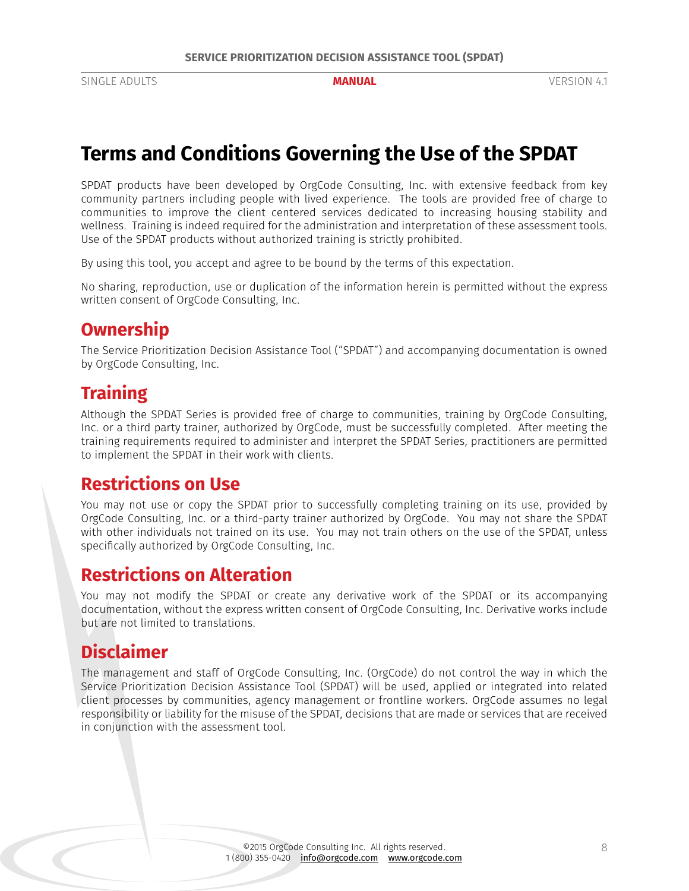# Terms and Conditions Governing the Use of the SPDAT

SPDAT products have been developed by OrgCode Consulting, Inc. with extensive feedback from key community partners including people with lived experience. The tools are provided free of charge to communities to improve the client centered services dedicated to increasing housing stability and wellness. Training is indeed required for the administration and interpretation of these assessment tools. Use of the SPDAT products without authorized training is strictly prohibited.

By using this tool, you accept and agree to be bound by the terms of this expectation.

No sharing, reproduction, use or duplication of the information herein is permitted without the express written consent of OrgCode Consulting, Inc.

## Ownership

The Service Prioritization Decision Assistance Tool ("SPDAT") and accompanying documentation is owned by OrgCode Consulting, Inc.

## Training

Although the SPDAT Series is provided free of charge to communities, training by OrgCode Consulting, Inc. or a third party trainer, authorized by OrgCode, must be successfully completed. After meeting the training requirements required to administer and interpret the SPDAT Series, practitioners are permitted to implement the SPDAT in their work with clients.

## Restrictions on Use

You may not use or copy the SPDAT prior to successfully completing training on its use, provided by OrgCode Consulting, Inc. or a third-party trainer authorized by OrgCode. You may not share the SPDAT with other individuals not trained on its use. You may not train others on the use of the SPDAT, unless specifically authorized by OrgCode Consulting, Inc.

## Restrictions on Alteration

You may not modify the SPDAT or create any derivative work of the SPDAT or its accompanying documentation, without the express written consent of OrgCode Consulting, Inc. Derivative works include but are not limited to translations.

## Disclaimer

The management and staff of OrgCode Consulting, Inc. (OrgCode) do not control the way in which the Service Prioritization Decision Assistance Tool (SPDAT) will be used, applied or integrated into related client processes by communities, agency management or frontline workers. OrgCode assumes no legal responsibility or liability for the misuse of the SPDAT, decisions that are made or services that are received in conjunction with the assessment tool.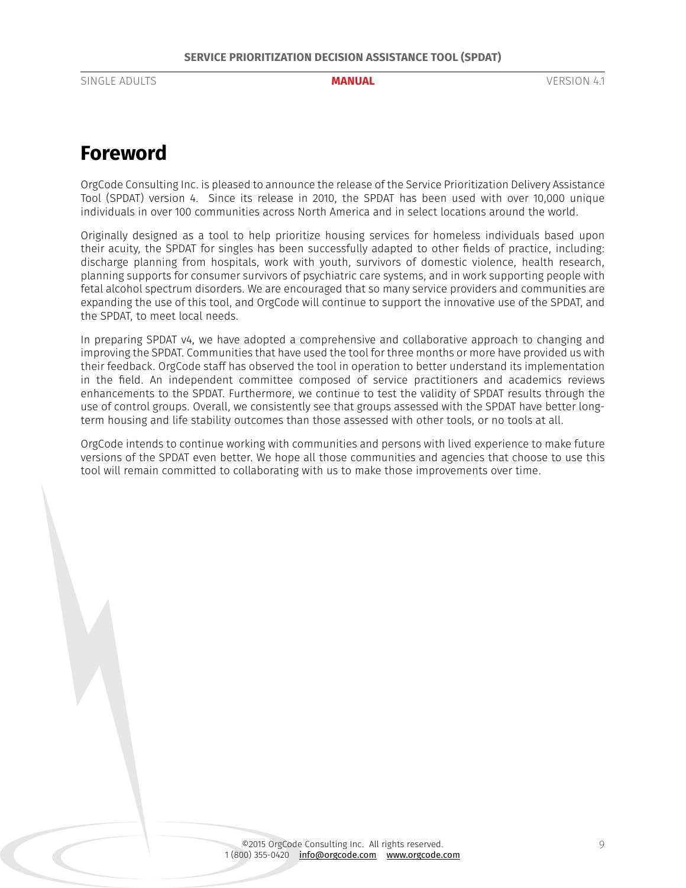# Foreword

OrgCode Consulting Inc. is pleased to announce the release of the Service Prioritization Delivery Assistance Tool (SPDAT) version 4. Since its release in 2010, the SPDAT has been used with over 10,000 unique individuals in over 100 communities across North America and in select locations around the world.

Originally designed as a tool to help prioritize housing services for homeless individuals based upon their acuity, the SPDAT for singles has been successfully adapted to other fields of practice, including: discharge planning from hospitals, work with youth, survivors of domestic violence, health research, planning supports for consumer survivors of psychiatric care systems, and in work supporting people with fetal alcohol spectrum disorders. We are encouraged that so many service providers and communities are expanding the use of this tool, and OrgCode will continue to support the innovative use of the SPDAT, and the SPDAT, to meet local needs.

In preparing SPDAT v4, we have adopted a comprehensive and collaborative approach to changing and improving the SPDAT. Communities that have used the tool for three months or more have provided us with their feedback. OrgCode staff has observed the tool in operation to better understand its implementation in the field. An independent committee composed of service practitioners and academics reviews enhancements to the SPDAT. Furthermore, we continue to test the validity of SPDAT results through the use of control groups. Overall, we consistently see that groups assessed with the SPDAT have better long-term housing and life stability outcomes than those assessed with other tools, or no tools at all.

OrgCode intends to continue working with communities and persons with lived experience to make future versions of the SPDAT even better. We hope all those communities and agencies that choose to use this tool will remain committed to collaborating with us to make those improvements over time.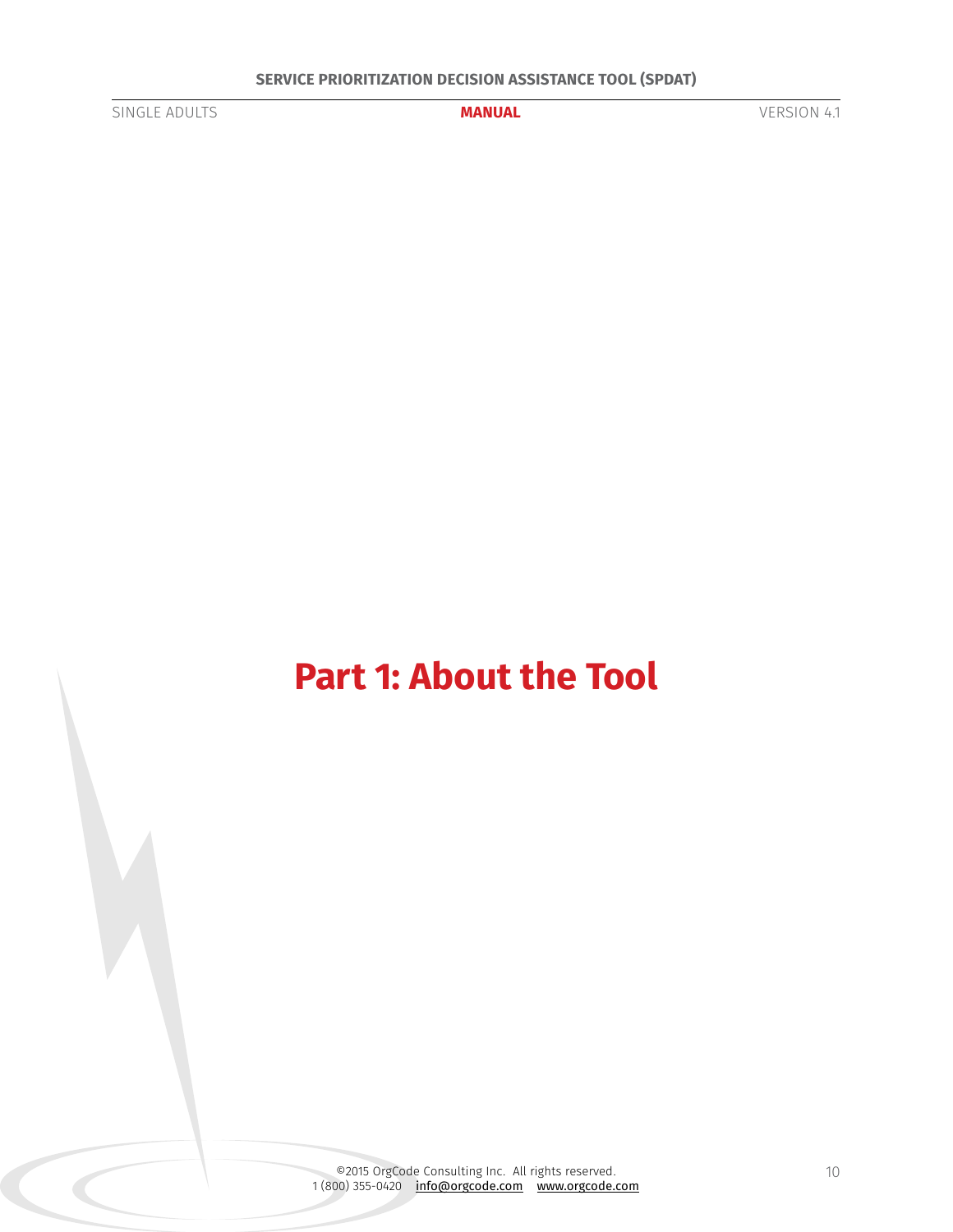# Part 1: About the Tool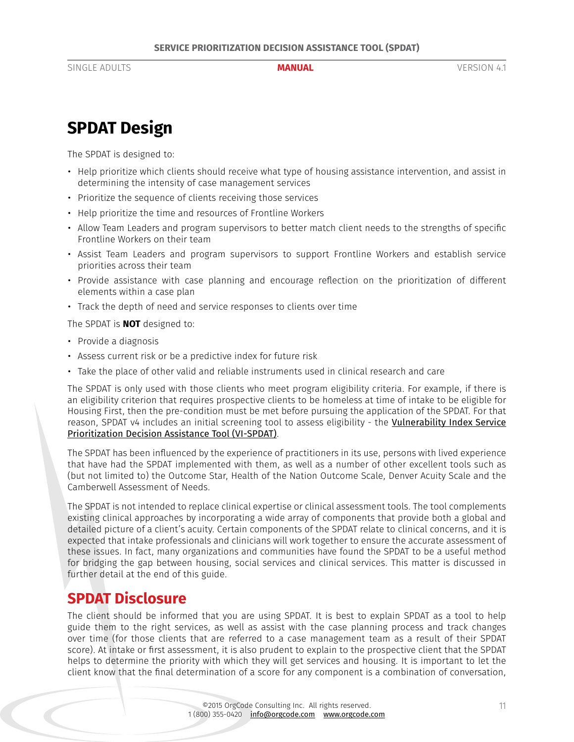# SPDAT Design

The SPDAT is designed to:

- Help prioritize which clients should receive what type of housing assistance intervention, and assist in determining the intensity of case management services
- Prioritize the sequence of clients receiving those services
- Help prioritize the time and resources of Frontline Workers
- Allow Team Leaders and program supervisors to better match client needs to the strengths of specific Frontline Workers on their team
- Assist Team Leaders and program supervisors to support Frontline Workers and establish service priorities across their team
- Provide assistance with case planning and encourage reflection on the prioritization of different elements within a case plan
- Track the depth of need and service responses to clients over time

The SPDAT is **NOT** designed to:

- Provide a diagnosis
- Assess current risk or be a predictive index for future risk
- Take the place of other valid and reliable instruments used in clinical research and care

The SPDAT is only used with those clients who meet program eligibility criteria. For example, if there is an eligibility criterion that requires prospective clients to be homeless at time of intake to be eligible for Housing First, then the pre-condition must be met before pursuing the application of the SPDAT. For that reason, SPDAT v4 includes an initial screening tool to assess eligibility - the Vulnerability Index Service Prioritization Decision Assistance Tool (VI-SPDAT).

The SPDAT has been influenced by the experience of practitioners in its use, persons with lived experience that have had the SPDAT implemented with them, as well as a number of other excellent tools such as (but not limited to) the Outcome Star, Health of the Nation Outcome Scale, Denver Acuity Scale and the Camberwell Assessment of Needs.

The SPDAT is not intended to replace clinical expertise or clinical assessment tools. The tool complements existing clinical approaches by incorporating a wide array of components that provide both a global and detailed picture of a client's acuity. Certain components of the SPDAT relate to clinical concerns, and it is expected that intake professionals and clinicians will work together to ensure the accurate assessment of these issues. In fact, many organizations and communities have found the SPDAT to be a useful method for bridging the gap between housing, social services and clinical services. This matter is discussed in further detail at the end of this guide.

## SPDAT Disclosure

The client should be informed that you are using SPDAT. It is best to explain SPDAT as a tool to help guide them to the right services, as well as assist with the case planning process and track changes over time (for those clients that are referred to a case management team as a result of their SPDAT score). At intake or first assessment, it is also prudent to explain to the prospective client that the SPDAT helps to determine the priority with which they will get services and housing. It is important to let the client know that the final determination of a score for any component is a combination of conversation,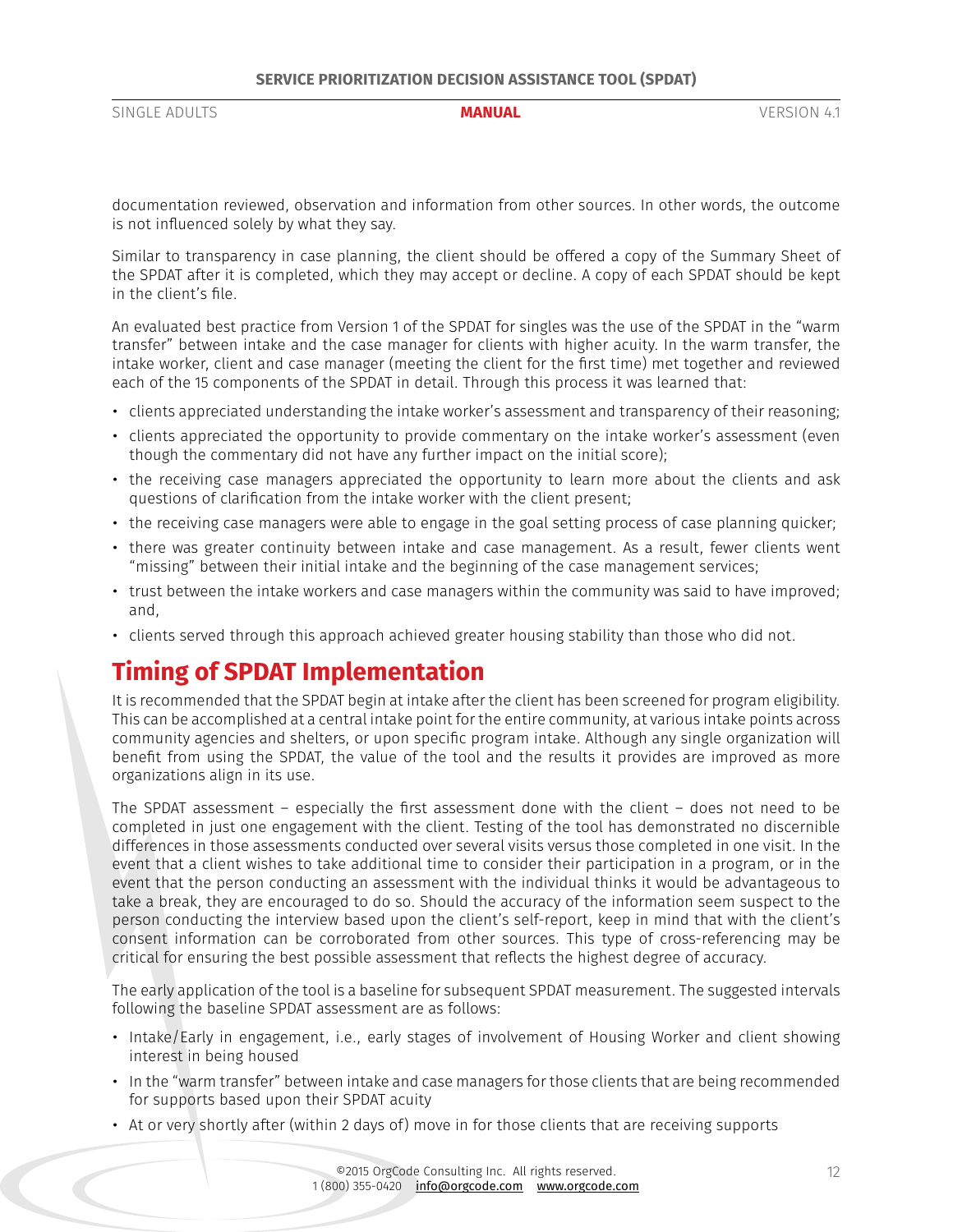documentation reviewed, observation and information from other sources. In other words, the outcome is not influenced solely by what they say.

Similar to transparency in case planning, the client should be offered a copy of the Summary Sheet of the SPDAT after it is completed, which they may accept or decline. A copy of each SPDAT should be kept in the client's file.

An evaluated best practice from Version 1 of the SPDAT for singles was the use of the SPDAT in the "warm transfer" between intake and the case manager for clients with higher acuity. In the warm transfer, the intake worker, client and case manager (meeting the client for the first time) met together and reviewed each of the 15 components of the SPDAT in detail. Through this process it was learned that:

- clients appreciated understanding the intake worker's assessment and transparency of their reasoning;
- clients appreciated the opportunity to provide commentary on the intake worker's assessment (even though the commentary did not have any further impact on the initial score);
- the receiving case managers appreciated the opportunity to learn more about the clients and ask questions of clarification from the intake worker with the client present;
- the receiving case managers were able to engage in the goal setting process of case planning quicker;
- there was greater continuity between intake and case management. As a result, fewer clients went "missing" between their initial intake and the beginning of the case management services;
- trust between the intake workers and case managers within the community was said to have improved; and,
- clients served through this approach achieved greater housing stability than those who did not.

## Timing of SPDAT Implementation

It is recommended that the SPDAT begin at intake after the client has been screened for program eligibility. This can be accomplished at a central intake point for the entire community, at various intake points across community agencies and shelters, or upon specific program intake. Although any single organization will benefit from using the SPDAT, the value of the tool and the results it provides are improved as more organizations align in its use.

The SPDAT assessment – especially the first assessment done with the client – does not need to be completed in just one engagement with the client. Testing of the tool has demonstrated no discernible differences in those assessments conducted over several visits versus those completed in one visit. In the event that a client wishes to take additional time to consider their participation in a program, or in the event that the person conducting an assessment with the individual thinks it would be advantageous to take a break, they are encouraged to do so. Should the accuracy of the information seem suspect to the person conducting the interview based upon the client's self-report, keep in mind that with the client's consent information can be corroborated from other sources. This type of cross-referencing may be critical for ensuring the best possible assessment that reflects the highest degree of accuracy.

The early application of the tool is a baseline for subsequent SPDAT measurement. The suggested intervals following the baseline SPDAT assessment are as follows:

- Intake/Early in engagement, i.e., early stages of involvement of Housing Worker and client showing interest in being housed
- In the "warm transfer" between intake and case managers for those clients that are being recommended for supports based upon their SPDAT acuity
- At or very shortly after (within 2 days of) move in for those clients that are receiving supports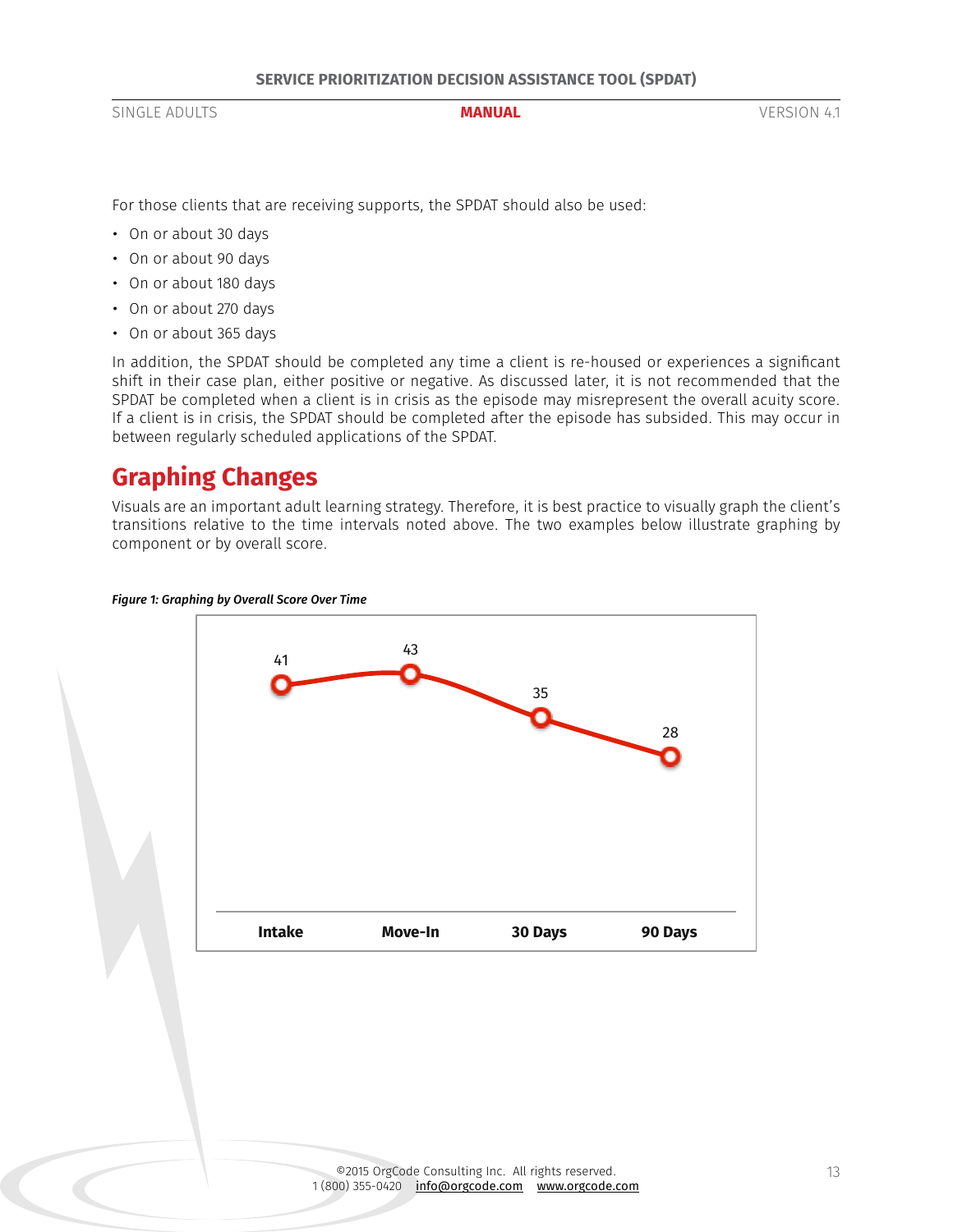For those clients that are receiving supports, the SPDAT should also be used:

- On or about 30 days
- On or about 90 days
- On or about 180 days
- On or about 270 days
- On or about 365 days

In addition, the SPDAT should be completed any time a client is re-housed or experiences a significant shift in their case plan, either positive or negative. As discussed later, it is not recommended that the SPDAT be completed when a client is in crisis as the episode may misrepresent the overall acuity score. If a client is in crisis, the SPDAT should be completed after the episode has subsided. This may occur in between regularly scheduled applications of the SPDAT.

## Graphing Changes

Visuals are an important adult learning strategy. Therefore, it is best practice to visually graph the client's transitions relative to the time intervals noted above. The two examples below illustrate graphing by component or by overall score.

***Figure 1: Graphing by Overall Score Over Time***

| Intake | Move-In | 30 Days | 90 Days |
|---|---|---|---|
| 41 | 43 | 35 | 28 |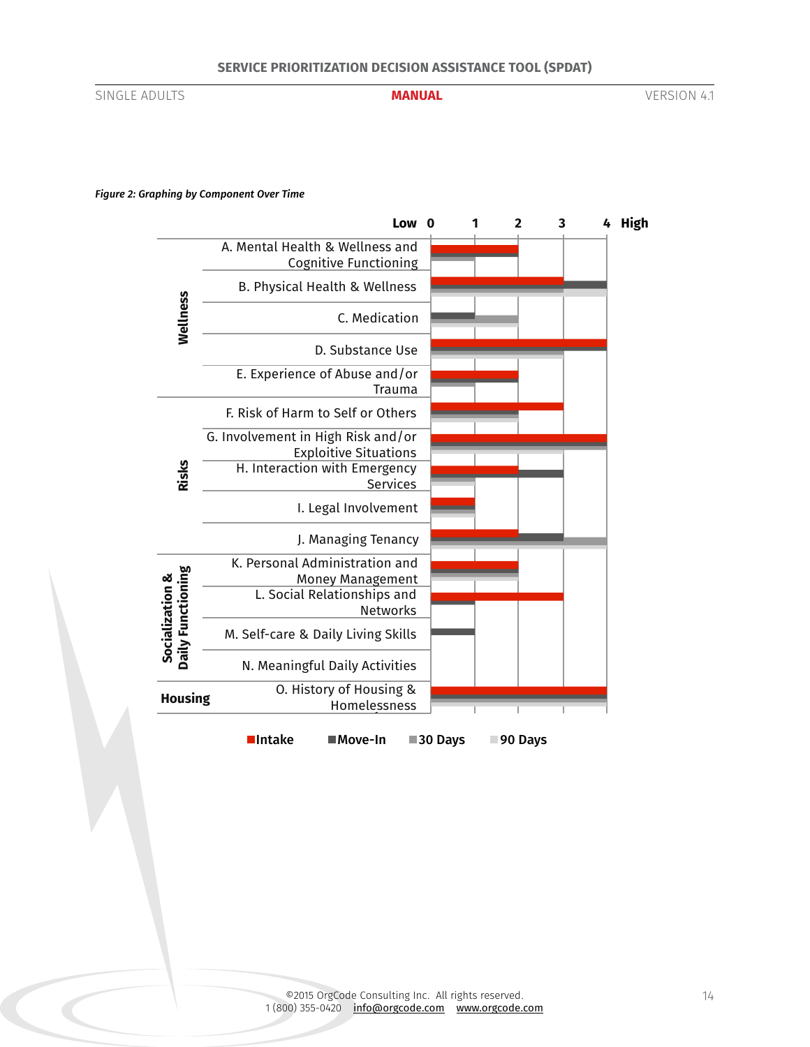*Figure 2: Graphing by Component Over Time*

| Category | Component | Intake | Move-In | 30 Days | 90 Days |
|---|---|---|---|---|---|
| Wellness | A. Mental Health & Wellness and Cognitive Functioning | 2 | 2 | 1 | 0 |
| | B. Physical Health & Wellness | 3 | 4 | 3 | 4 |
| | C. Medication | 0 | 1 | 2 | 2 |
| | D. Substance Use | 4 | 4 | 3 | 3 |
| | E. Experience of Abuse and/or Trauma | 2 | 2 | 1 | 0 |
| Risks | F. Risk of Harm to Self or Others | 3 | 2 | 2 | 2 |
| | G. Involvement in High Risk and/or Exploitive Situations | 4 | 4 | 4 | 3 |
| | H. Interaction with Emergency Services | 2 | 3 | 1 | 1 |
| | I. Legal Involvement | 1 | 1 | 1 | 1 |
| | J. Managing Tenancy | 2 | 3 | 4 | 4 |
| Socialization & Daily Functioning | K. Personal Administration and Money Management | 2 | 2 | 2 | 2 |
| | L. Social Relationships and Networks | 3 | 1 | 0 | 0 |
| | M. Self-care & Daily Living Skills | 0 | 1 | 0 | 0 |
| | N. Meaningful Daily Activities | 0 | 0 | 0 | 0 |
| Housing | O. History of Housing & Homelessness | 4 | 4 | 4 | 4 |

Scale: Low 0 – 4 High

Legend: Intake, Move-In, 30 Days, 90 Days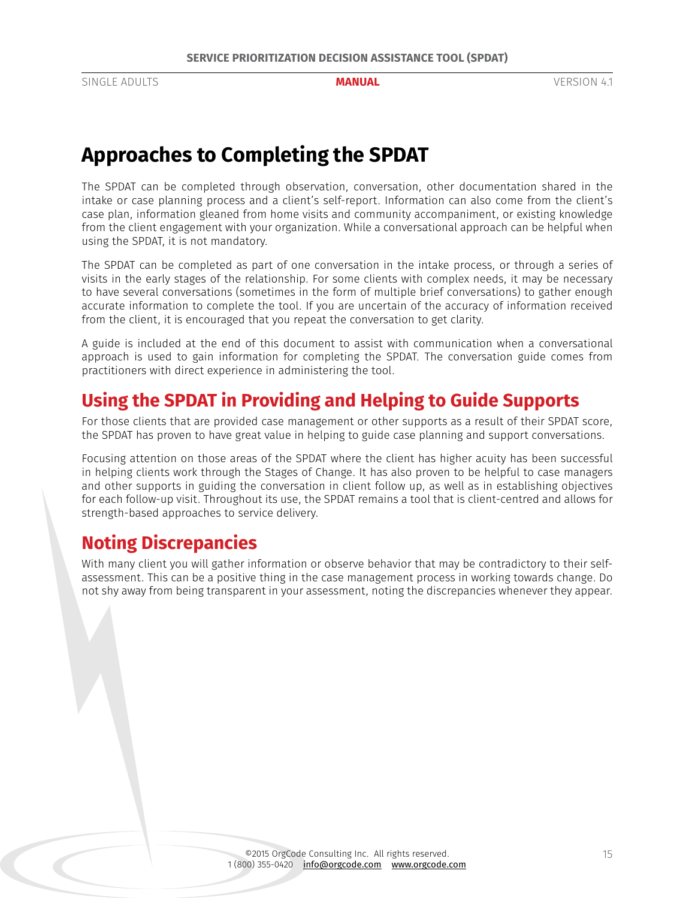# Approaches to Completing the SPDAT

The SPDAT can be completed through observation, conversation, other documentation shared in the intake or case planning process and a client's self-report. Information can also come from the client's case plan, information gleaned from home visits and community accompaniment, or existing knowledge from the client engagement with your organization. While a conversational approach can be helpful when using the SPDAT, it is not mandatory.

The SPDAT can be completed as part of one conversation in the intake process, or through a series of visits in the early stages of the relationship. For some clients with complex needs, it may be necessary to have several conversations (sometimes in the form of multiple brief conversations) to gather enough accurate information to complete the tool. If you are uncertain of the accuracy of information received from the client, it is encouraged that you repeat the conversation to get clarity.

A guide is included at the end of this document to assist with communication when a conversational approach is used to gain information for completing the SPDAT. The conversation guide comes from practitioners with direct experience in administering the tool.

## Using the SPDAT in Providing and Helping to Guide Supports

For those clients that are provided case management or other supports as a result of their SPDAT score, the SPDAT has proven to have great value in helping to guide case planning and support conversations.

Focusing attention on those areas of the SPDAT where the client has higher acuity has been successful in helping clients work through the Stages of Change. It has also proven to be helpful to case managers and other supports in guiding the conversation in client follow up, as well as in establishing objectives for each follow-up visit. Throughout its use, the SPDAT remains a tool that is client-centred and allows for strength-based approaches to service delivery.

## Noting Discrepancies

With many client you will gather information or observe behavior that may be contradictory to their self-assessment. This can be a positive thing in the case management process in working towards change. Do not shy away from being transparent in your assessment, noting the discrepancies whenever they appear.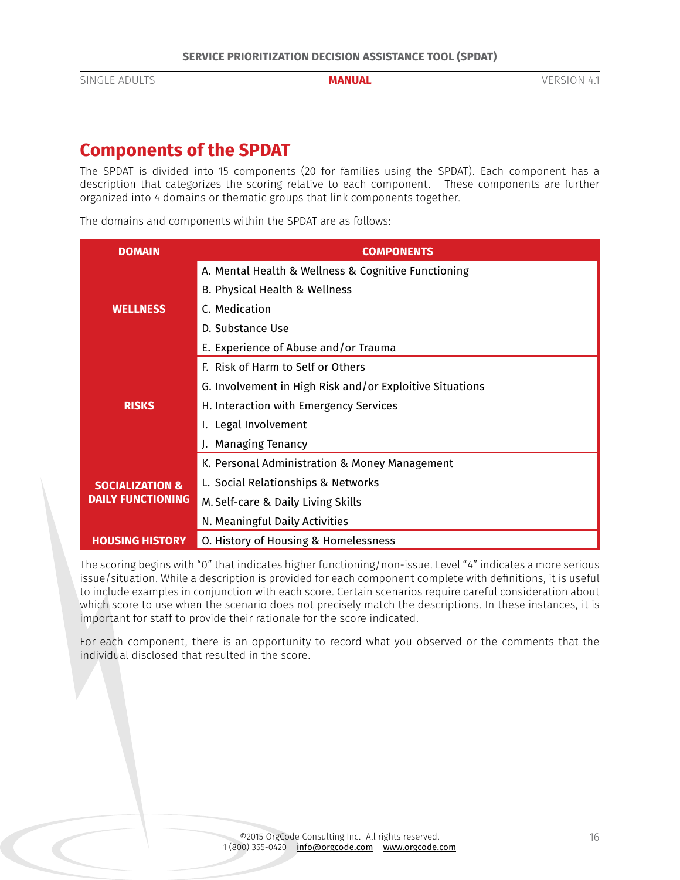## Components of the SPDAT

The SPDAT is divided into 15 components (20 for families using the SPDAT). Each component has a description that categorizes the scoring relative to each component. These components are further organized into 4 domains or thematic groups that link components together.

The domains and components within the SPDAT are as follows:

| DOMAIN | COMPONENTS |
|---|---|
| WELLNESS | A. Mental Health & Wellness & Cognitive Functioning |
| | B. Physical Health & Wellness |
| | C. Medication |
| | D. Substance Use |
| | E. Experience of Abuse and/or Trauma |
| RISKS | F. Risk of Harm to Self or Others |
| | G. Involvement in High Risk and/or Exploitive Situations |
| | H. Interaction with Emergency Services |
| | I. Legal Involvement |
| | J. Managing Tenancy |
| SOCIALIZATION & DAILY FUNCTIONING | K. Personal Administration & Money Management |
| | L. Social Relationships & Networks |
| | M. Self-care & Daily Living Skills |
| | N. Meaningful Daily Activities |
| HOUSING HISTORY | O. History of Housing & Homelessness |

The scoring begins with "0" that indicates higher functioning/non-issue. Level "4" indicates a more serious issue/situation. While a description is provided for each component complete with definitions, it is useful to include examples in conjunction with each score. Certain scenarios require careful consideration about which score to use when the scenario does not precisely match the descriptions. In these instances, it is important for staff to provide their rationale for the score indicated.

For each component, there is an opportunity to record what you observed or the comments that the individual disclosed that resulted in the score.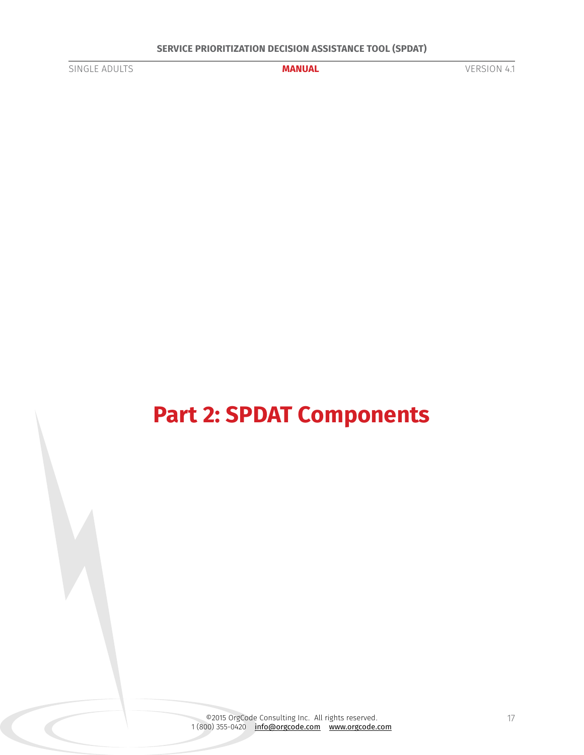# Part 2: SPDAT Components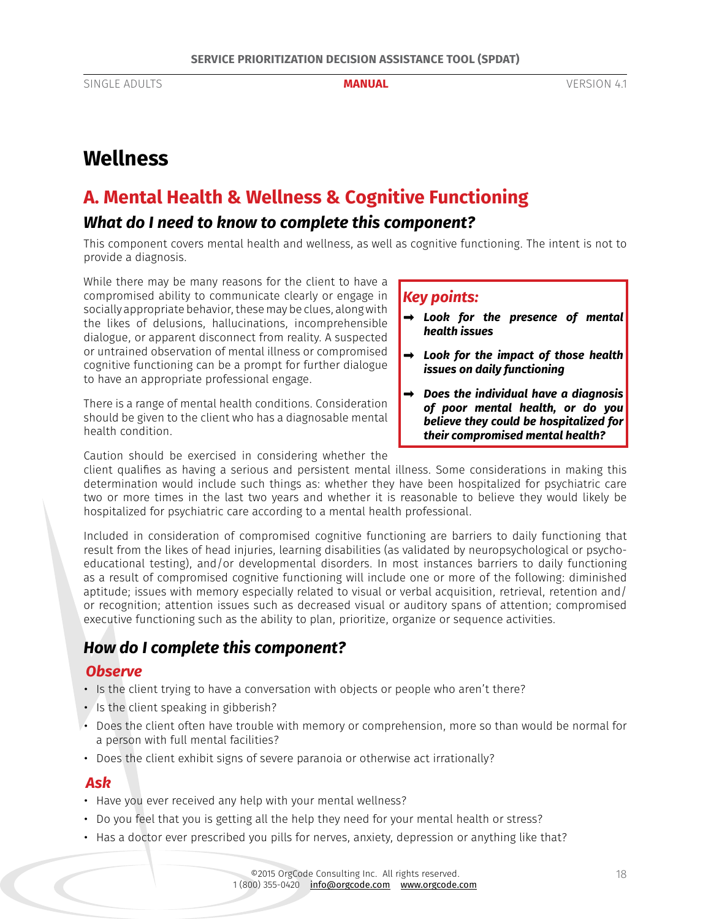# Wellness

## A. Mental Health & Wellness & Cognitive Functioning

### *What do I need to know to complete this component?*

This component covers mental health and wellness, as well as cognitive functioning. The intent is not to provide a diagnosis.

While there may be many reasons for the client to have a compromised ability to communicate clearly or engage in socially appropriate behavior, these may be clues, along with the likes of delusions, hallucinations, incomprehensible dialogue, or apparent disconnect from reality. A suspected or untrained observation of mental illness or compromised cognitive functioning can be a prompt for further dialogue to have an appropriate professional engage.

There is a range of mental health conditions. Consideration should be given to the client who has a diagnosable mental health condition.

> ***Key points:***
>
> - ***Look for the presence of mental health issues***
> - ***Look for the impact of those health issues on daily functioning***
> - ***Does the individual have a diagnosis of poor mental health, or do you believe they could be hospitalized for their compromised mental health?***

Caution should be exercised in considering whether the client qualifies as having a serious and persistent mental illness. Some considerations in making this determination would include such things as: whether they have been hospitalized for psychiatric care two or more times in the last two years and whether it is reasonable to believe they would likely be hospitalized for psychiatric care according to a mental health professional.

Included in consideration of compromised cognitive functioning are barriers to daily functioning that result from the likes of head injuries, learning disabilities (as validated by neuropsychological or psycho-educational testing), and/or developmental disorders. In most instances barriers to daily functioning as a result of compromised cognitive functioning will include one or more of the following: diminished aptitude; issues with memory especially related to visual or verbal acquisition, retrieval, retention and/or recognition; attention issues such as decreased visual or auditory spans of attention; compromised executive functioning such as the ability to plan, prioritize, organize or sequence activities.

### *How do I complete this component?*

#### *Observe*

- Is the client trying to have a conversation with objects or people who aren't there?
- Is the client speaking in gibberish?
- Does the client often have trouble with memory or comprehension, more so than would be normal for a person with full mental facilities?
- Does the client exhibit signs of severe paranoia or otherwise act irrationally?

#### *Ask*

- Have you ever received any help with your mental wellness?
- Do you feel that you is getting all the help they need for your mental health or stress?
- Has a doctor ever prescribed you pills for nerves, anxiety, depression or anything like that?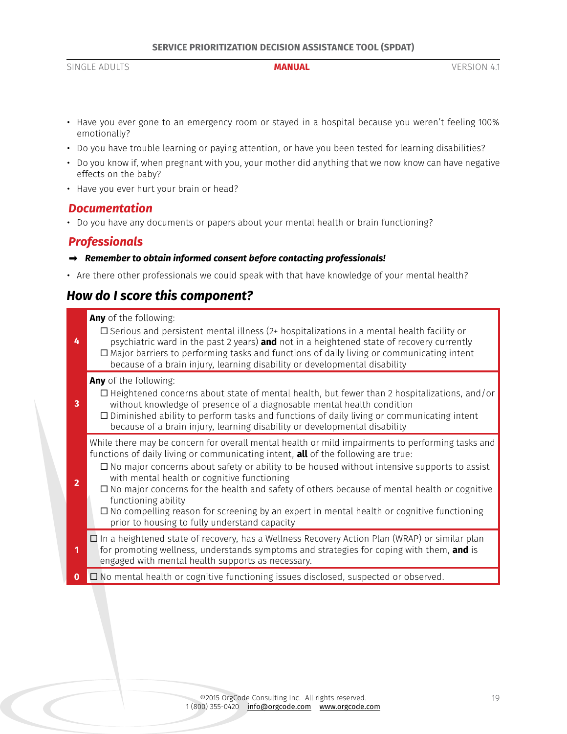- Have you ever gone to an emergency room or stayed in a hospital because you weren't feeling 100% emotionally?
- Do you have trouble learning or paying attention, or have you been tested for learning disabilities?
- Do you know if, when pregnant with you, your mother did anything that we now know can have negative effects on the baby?
- Have you ever hurt your brain or head?

## *Documentation*

- Do you have any documents or papers about your mental health or brain functioning?

## *Professionals*

➡ ***Remember to obtain informed consent before contacting professionals!***

- Are there other professionals we could speak with that have knowledge of your mental health?

## *How do I score this component?*

| Score | Criteria |
|---|---|
| **4** | **Any** of the following:<br>☐ Serious and persistent mental illness (2+ hospitalizations in a mental health facility or psychiatric ward in the past 2 years) **and** not in a heightened state of recovery currently<br>☐ Major barriers to performing tasks and functions of daily living or communicating intent because of a brain injury, learning disability or developmental disability |
| **3** | **Any** of the following:<br>☐ Heightened concerns about state of mental health, but fewer than 2 hospitalizations, and/or without knowledge of presence of a diagnosable mental health condition<br>☐ Diminished ability to perform tasks and functions of daily living or communicating intent because of a brain injury, learning disability or developmental disability |
| **2** | While there may be concern for overall mental health or mild impairments to performing tasks and functions of daily living or communicating intent, **all** of the following are true:<br>☐ No major concerns about safety or ability to be housed without intensive supports to assist with mental health or cognitive functioning<br>☐ No major concerns for the health and safety of others because of mental health or cognitive functioning ability<br>☐ No compelling reason for screening by an expert in mental health or cognitive functioning prior to housing to fully understand capacity |
| **1** | ☐ In a heightened state of recovery, has a Wellness Recovery Action Plan (WRAP) or similar plan for promoting wellness, understands symptoms and strategies for coping with them, **and** is engaged with mental health supports as necessary. |
| **0** | ☐ No mental health or cognitive functioning issues disclosed, suspected or observed. |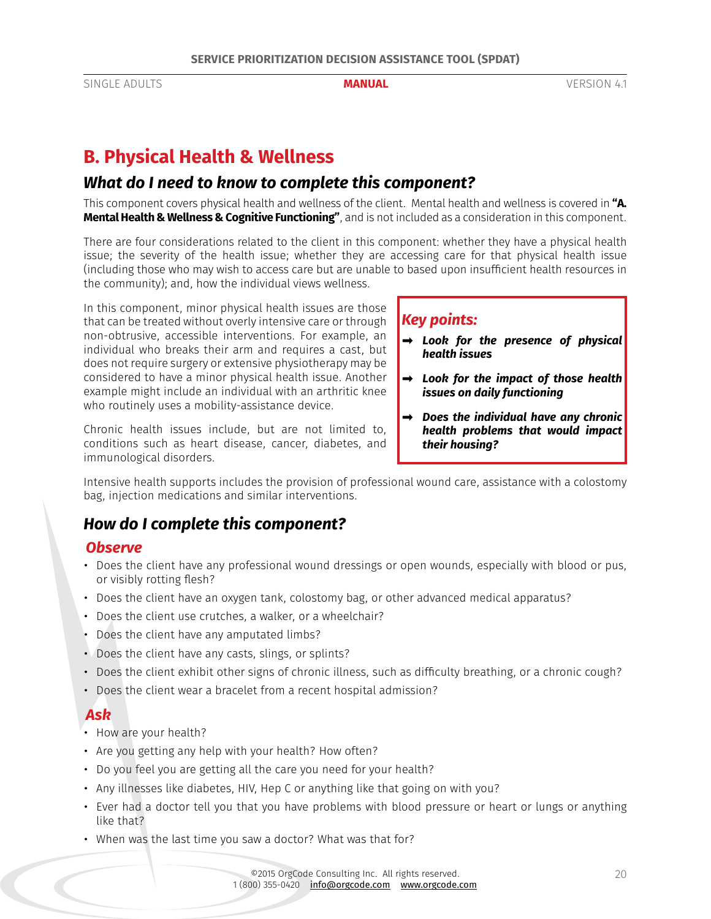# B. Physical Health & Wellness

## What do I need to know to complete this component?

This component covers physical health and wellness of the client. Mental health and wellness is covered in **"A. Mental Health & Wellness & Cognitive Functioning"**, and is not included as a consideration in this component.

There are four considerations related to the client in this component: whether they have a physical health issue; the severity of the health issue; whether they are accessing care for that physical health issue (including those who may wish to access care but are unable to based upon insufficient health resources in the community); and, how the individual views wellness.

In this component, minor physical health issues are those that can be treated without overly intensive care or through non-obtrusive, accessible interventions. For example, an individual who breaks their arm and requires a cast, but does not require surgery or extensive physiotherapy may be considered to have a minor physical health issue. Another example might include an individual with an arthritic knee who routinely uses a mobility-assistance device.

Chronic health issues include, but are not limited to, conditions such as heart disease, cancer, diabetes, and immunological disorders.

> ***Key points:***
>
> - ➡ ***Look for the presence of physical health issues***
> - ➡ ***Look for the impact of those health issues on daily functioning***
> - ➡ ***Does the individual have any chronic health problems that would impact their housing?***

Intensive health supports includes the provision of professional wound care, assistance with a colostomy bag, injection medications and similar interventions.

## How do I complete this component?

### *Observe*

- Does the client have any professional wound dressings or open wounds, especially with blood or pus, or visibly rotting flesh?
- Does the client have an oxygen tank, colostomy bag, or other advanced medical apparatus?
- Does the client use crutches, a walker, or a wheelchair?
- Does the client have any amputated limbs?
- Does the client have any casts, slings, or splints?
- Does the client exhibit other signs of chronic illness, such as difficulty breathing, or a chronic cough?
- Does the client wear a bracelet from a recent hospital admission?

### *Ask*

- How are your health?
- Are you getting any help with your health? How often?
- Do you feel you are getting all the care you need for your health?
- Any illnesses like diabetes, HIV, Hep C or anything like that going on with you?
- Ever had a doctor tell you that you have problems with blood pressure or heart or lungs or anything like that?
- When was the last time you saw a doctor? What was that for?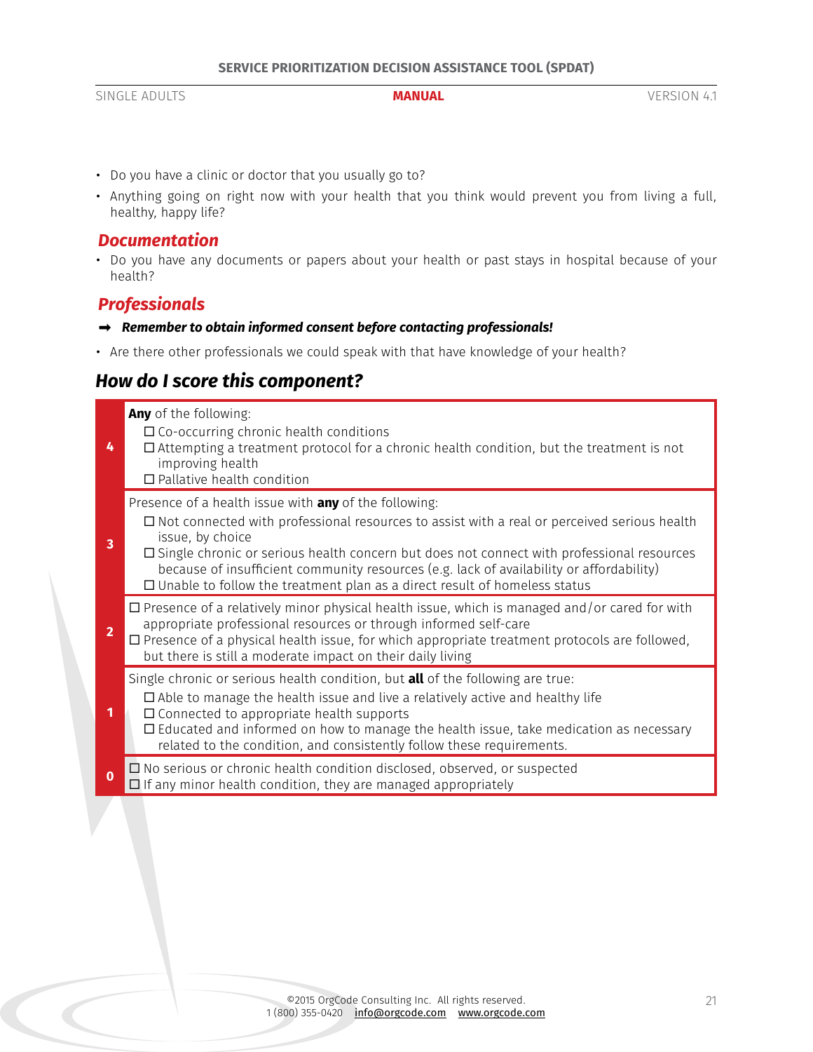- Do you have a clinic or doctor that you usually go to?
- Anything going on right now with your health that you think would prevent you from living a full, healthy, happy life?

### *Documentation*

- Do you have any documents or papers about your health or past stays in hospital because of your health?

### *Professionals*

➡ ***Remember to obtain informed consent before contacting professionals!***

- Are there other professionals we could speak with that have knowledge of your health?

## *How do I score this component?*

| Score | Criteria |
|---|---|
| **4** | **Any** of the following:<br>☐ Co-occurring chronic health conditions<br>☐ Attempting a treatment protocol for a chronic health condition, but the treatment is not improving health<br>☐ Pallative health condition |
| **3** | Presence of a health issue with **any** of the following:<br>☐ Not connected with professional resources to assist with a real or perceived serious health issue, by choice<br>☐ Single chronic or serious health concern but does not connect with professional resources because of insufficient community resources (e.g. lack of availability or affordability)<br>☐ Unable to follow the treatment plan as a direct result of homeless status |
| **2** | ☐ Presence of a relatively minor physical health issue, which is managed and/or cared for with appropriate professional resources or through informed self-care<br>☐ Presence of a physical health issue, for which appropriate treatment protocols are followed, but there is still a moderate impact on their daily living |
| **1** | Single chronic or serious health condition, but **all** of the following are true:<br>☐ Able to manage the health issue and live a relatively active and healthy life<br>☐ Connected to appropriate health supports<br>☐ Educated and informed on how to manage the health issue, take medication as necessary related to the condition, and consistently follow these requirements. |
| **0** | ☐ No serious or chronic health condition disclosed, observed, or suspected<br>☐ If any minor health condition, they are managed appropriately |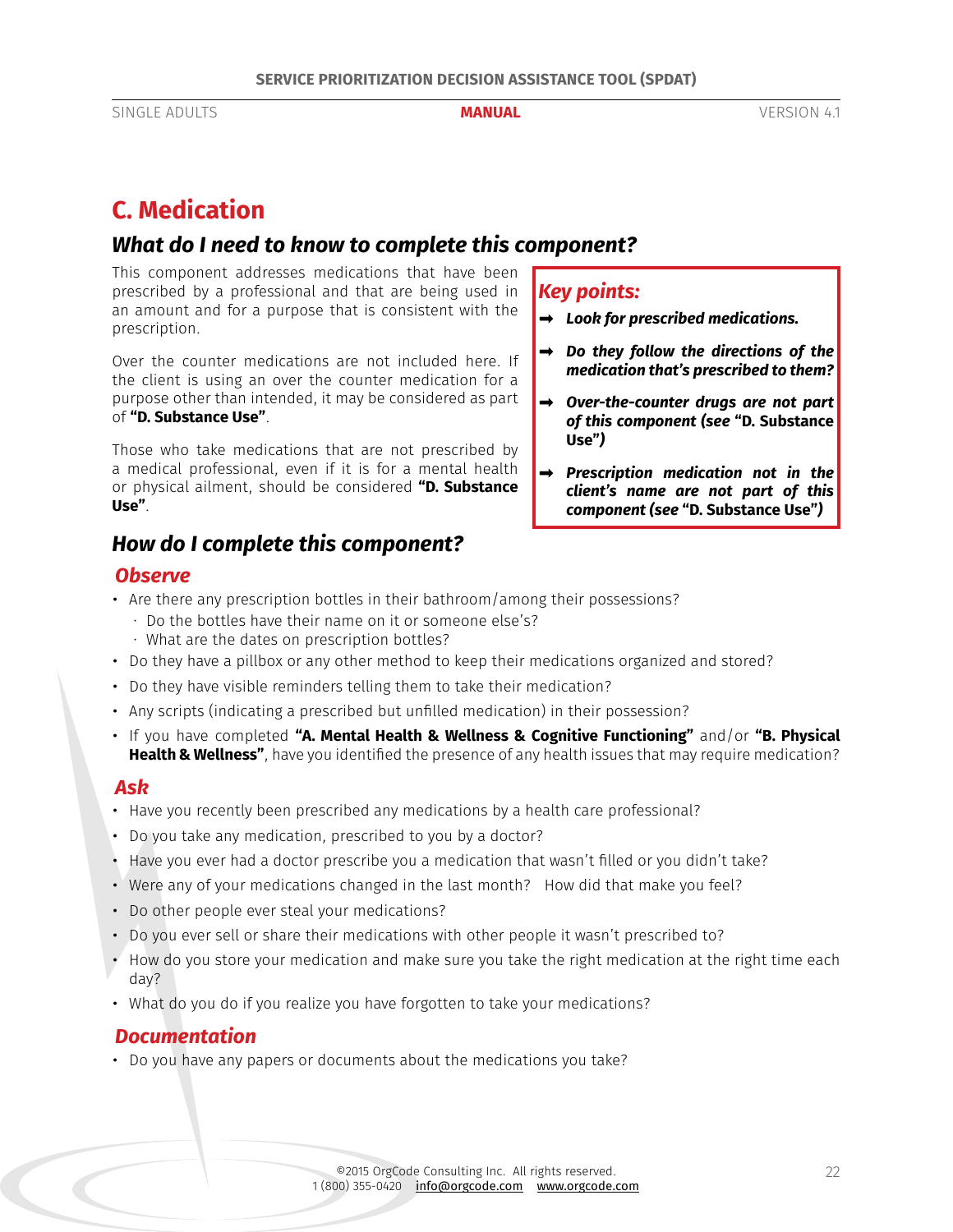# C. Medication

## What do I need to know to complete this component?

This component addresses medications that have been prescribed by a professional and that are being used in an amount and for a purpose that is consistent with the prescription.

Over the counter medications are not included here. If the client is using an over the counter medication for a purpose other than intended, it may be considered as part of **"D. Substance Use"**.

Those who take medications that are not prescribed by a medical professional, even if it is for a mental health or physical ailment, should be considered **"D. Substance Use"**.

### *Key points:*

- ➡ ***Look for prescribed medications.***
- ➡ ***Do they follow the directions of the medication that's prescribed to them?***
- ➡ ***Over-the-counter drugs are not part of this component (see "D. Substance Use")***
- ➡ ***Prescription medication not in the client's name are not part of this component (see "D. Substance Use")***

## How do I complete this component?

### *Observe*

- Are there any prescription bottles in their bathroom/among their possessions?
  - Do the bottles have their name on it or someone else's?
  - What are the dates on prescription bottles?
- Do they have a pillbox or any other method to keep their medications organized and stored?
- Do they have visible reminders telling them to take their medication?
- Any scripts (indicating a prescribed but unfilled medication) in their possession?
- If you have completed **"A. Mental Health & Wellness & Cognitive Functioning"** and/or **"B. Physical Health & Wellness"**, have you identified the presence of any health issues that may require medication?

### *Ask*

- Have you recently been prescribed any medications by a health care professional?
- Do you take any medication, prescribed to you by a doctor?
- Have you ever had a doctor prescribe you a medication that wasn't filled or you didn't take?
- Were any of your medications changed in the last month? How did that make you feel?
- Do other people ever steal your medications?
- Do you ever sell or share their medications with other people it wasn't prescribed to?
- How do you store your medication and make sure you take the right medication at the right time each day?
- What do you do if you realize you have forgotten to take your medications?

### *Documentation*

- Do you have any papers or documents about the medications you take?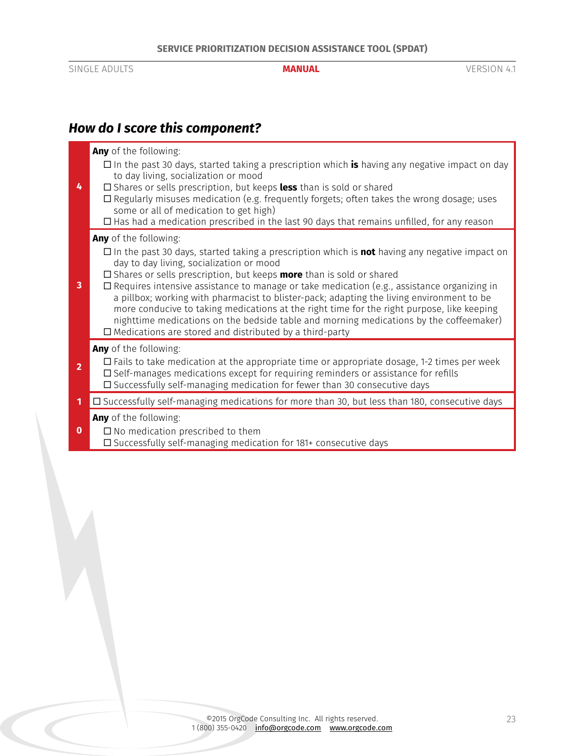### *How do I score this component?*

| Score | Criteria |
| --- | --- |
| **4** | **Any** of the following:<br>☐ In the past 30 days, started taking a prescription which **is** having any negative impact on day to day living, socialization or mood<br>☐ Shares or sells prescription, but keeps **less** than is sold or shared<br>☐ Regularly misuses medication (e.g. frequently forgets; often takes the wrong dosage; uses some or all of medication to get high)<br>☐ Has had a medication prescribed in the last 90 days that remains unfilled, for any reason |
| **3** | **Any** of the following:<br>☐ In the past 30 days, started taking a prescription which is **not** having any negative impact on day to day living, socialization or mood<br>☐ Shares or sells prescription, but keeps **more** than is sold or shared<br>☐ Requires intensive assistance to manage or take medication (e.g., assistance organizing in a pillbox; working with pharmacist to blister-pack; adapting the living environment to be more conducive to taking medications at the right time for the right purpose, like keeping nighttime medications on the bedside table and morning medications by the coffeemaker)<br>☐ Medications are stored and distributed by a third-party |
| **2** | **Any** of the following:<br>☐ Fails to take medication at the appropriate time or appropriate dosage, 1-2 times per week<br>☐ Self-manages medications except for requiring reminders or assistance for refills<br>☐ Successfully self-managing medication for fewer than 30 consecutive days |
| **1** | ☐ Successfully self-managing medications for more than 30, but less than 180, consecutive days |
| **0** | **Any** of the following:<br>☐ No medication prescribed to them<br>☐ Successfully self-managing medication for 181+ consecutive days |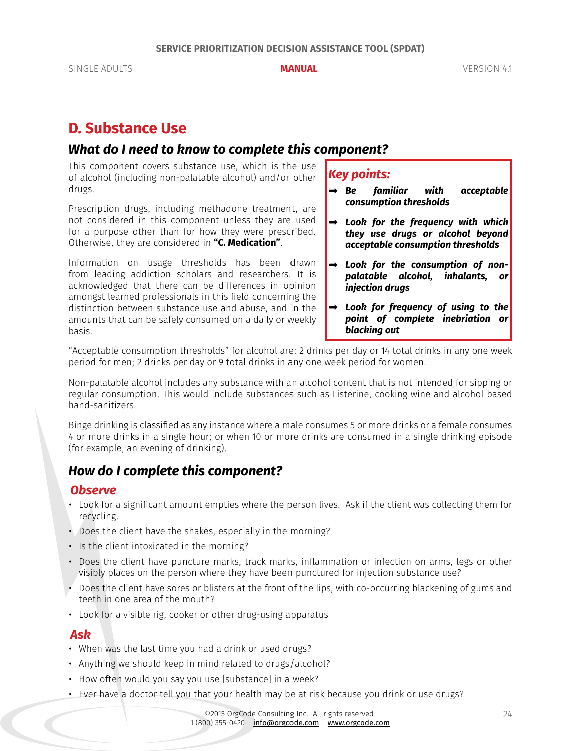## D. Substance Use

### What do I need to know to complete this component?

This component covers substance use, which is the use of alcohol (including non-palatable alcohol) and/or other drugs.

Prescription drugs, including methadone treatment, are not considered in this component unless they are used for a purpose other than for how they were prescribed. Otherwise, they are considered in **"C. Medication"**.

Information on usage thresholds has been drawn from leading addiction scholars and researchers. It is acknowledged that there can be differences in opinion amongst learned professionals in this field concerning the distinction between substance use and abuse, and in the amounts that can be safely consumed on a daily or weekly basis.

> ***Key points:***
>
> - ***Be familiar with acceptable consumption thresholds***
> - ***Look for the frequency with which they use drugs or alcohol beyond acceptable consumption thresholds***
> - ***Look for the consumption of non-palatable alcohol, inhalants, or injection drugs***
> - ***Look for frequency of using to the point of complete inebriation or blacking out***

"Acceptable consumption thresholds" for alcohol are: 2 drinks per day or 14 total drinks in any one week period for men; 2 drinks per day or 9 total drinks in any one week period for women.

Non-palatable alcohol includes any substance with an alcohol content that is not intended for sipping or regular consumption. This would include substances such as Listerine, cooking wine and alcohol based hand-sanitizers.

Binge drinking is classified as any instance where a male consumes 5 or more drinks or a female consumes 4 or more drinks in a single hour; or when 10 or more drinks are consumed in a single drinking episode (for example, an evening of drinking).

### How do I complete this component?

#### Observe

- Look for a significant amount empties where the person lives. Ask if the client was collecting them for recycling.
- Does the client have the shakes, especially in the morning?
- Is the client intoxicated in the morning?
- Does the client have puncture marks, track marks, inflammation or infection on arms, legs or other visibly places on the person where they have been punctured for injection substance use?
- Does the client have sores or blisters at the front of the lips, with co-occurring blackening of gums and teeth in one area of the mouth?
- Look for a visible rig, cooker or other drug-using apparatus

#### Ask

- When was the last time you had a drink or used drugs?
- Anything we should keep in mind related to drugs/alcohol?
- How often would you say you use [substance] in a week?
- Ever have a doctor tell you that your health may be at risk because you drink or use drugs?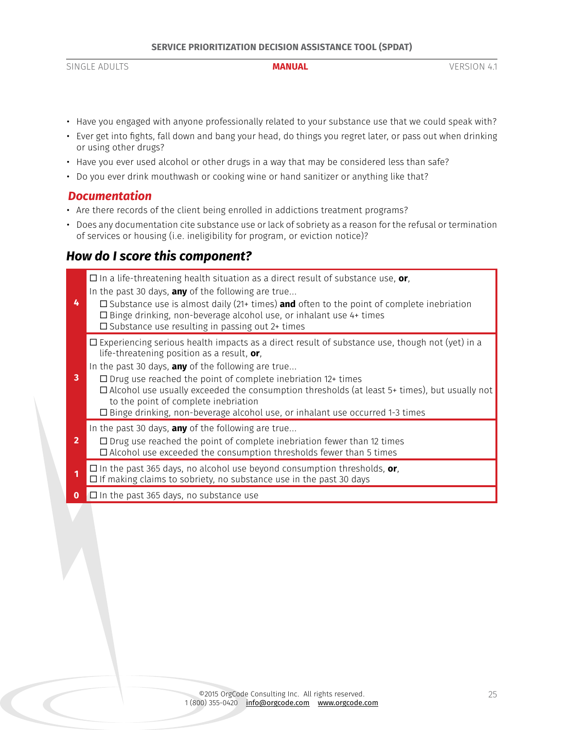- Have you engaged with anyone professionally related to your substance use that we could speak with?
- Ever get into fights, fall down and bang your head, do things you regret later, or pass out when drinking or using other drugs?
- Have you ever used alcohol or other drugs in a way that may be considered less than safe?
- Do you ever drink mouthwash or cooking wine or hand sanitizer or anything like that?

### *Documentation*

- Are there records of the client being enrolled in addictions treatment programs?
- Does any documentation cite substance use or lack of sobriety as a reason for the refusal or termination of services or housing (i.e. ineligibility for program, or eviction notice)?

## *How do I score this component?*

| Score | Criteria |
|---|---|
| **4** | ☐ In a life-threatening health situation as a direct result of substance use, **or**,<br>In the past 30 days, **any** of the following are true...<br>☐ Substance use is almost daily (21+ times) **and** often to the point of complete inebriation<br>☐ Binge drinking, non-beverage alcohol use, or inhalant use 4+ times<br>☐ Substance use resulting in passing out 2+ times |
| **3** | ☐ Experiencing serious health impacts as a direct result of substance use, though not (yet) in a life-threatening position as a result, **or**,<br>In the past 30 days, **any** of the following are true...<br>☐ Drug use reached the point of complete inebriation 12+ times<br>☐ Alcohol use usually exceeded the consumption thresholds (at least 5+ times), but usually not to the point of complete inebriation<br>☐ Binge drinking, non-beverage alcohol use, or inhalant use occurred 1-3 times |
| **2** | In the past 30 days, **any** of the following are true...<br>☐ Drug use reached the point of complete inebriation fewer than 12 times<br>☐ Alcohol use exceeded the consumption thresholds fewer than 5 times |
| **1** | ☐ In the past 365 days, no alcohol use beyond consumption thresholds, **or**,<br>☐ If making claims to sobriety, no substance use in the past 30 days |
| **0** | ☐ In the past 365 days, no substance use |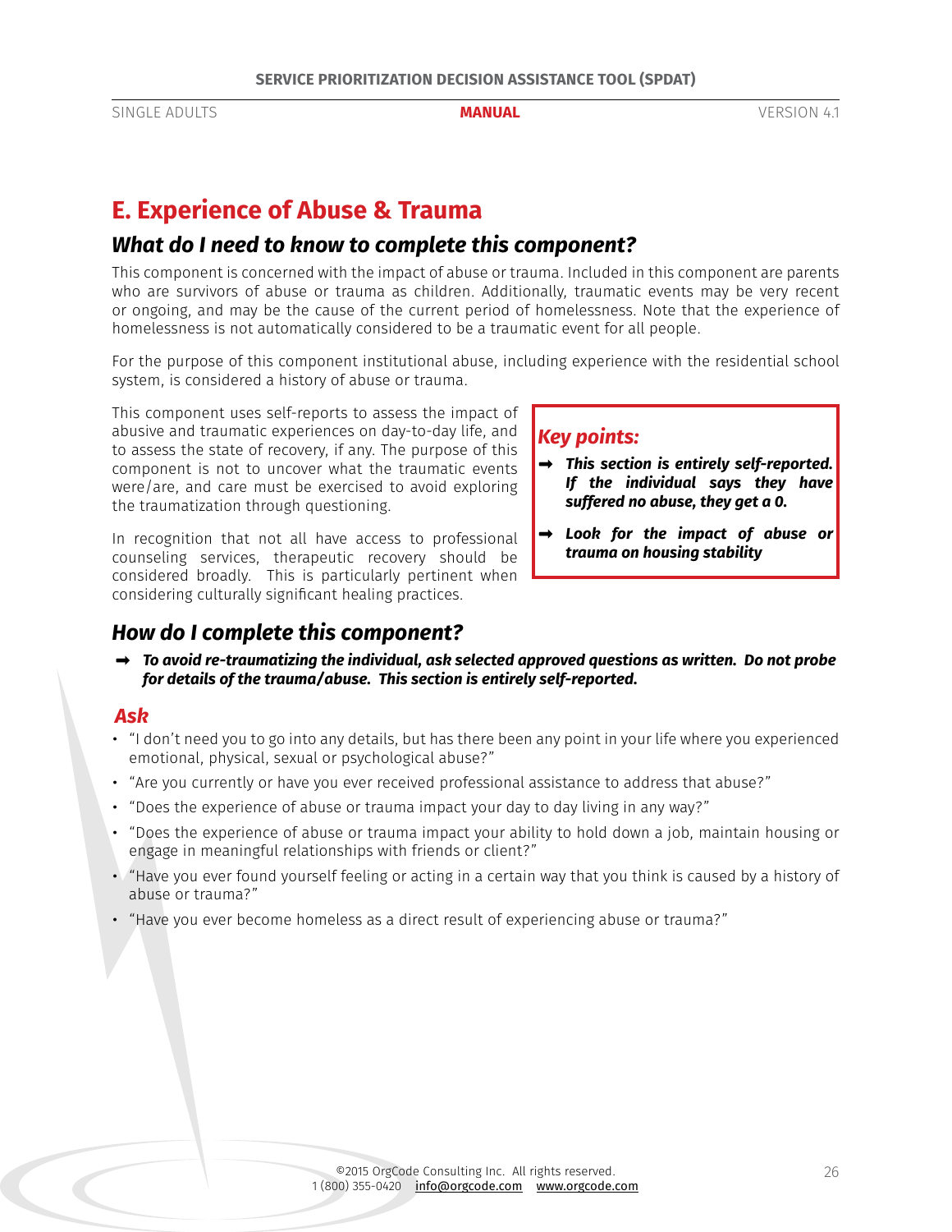# E. Experience of Abuse & Trauma

## *What do I need to know to complete this component?*

This component is concerned with the impact of abuse or trauma. Included in this component are parents who are survivors of abuse or trauma as children. Additionally, traumatic events may be very recent or ongoing, and may be the cause of the current period of homelessness. Note that the experience of homelessness is not automatically considered to be a traumatic event for all people.

For the purpose of this component institutional abuse, including experience with the residential school system, is considered a history of abuse or trauma.

This component uses self-reports to assess the impact of abusive and traumatic experiences on day-to-day life, and to assess the state of recovery, if any. The purpose of this component is not to uncover what the traumatic events were/are, and care must be exercised to avoid exploring the traumatization through questioning.

In recognition that not all have access to professional counseling services, therapeutic recovery should be considered broadly. This is particularly pertinent when considering culturally significant healing practices.

> ***Key points:***
>
> - ***This section is entirely self-reported. If the individual says they have suffered no abuse, they get a 0.***
> - ***Look for the impact of abuse or trauma on housing stability***

## *How do I complete this component?*

- ***To avoid re-traumatizing the individual, ask selected approved questions as written. Do not probe for details of the trauma/abuse. This section is entirely self-reported.***

### *Ask*

- "I don't need you to go into any details, but has there been any point in your life where you experienced emotional, physical, sexual or psychological abuse?"
- "Are you currently or have you ever received professional assistance to address that abuse?"
- "Does the experience of abuse or trauma impact your day to day living in any way?"
- "Does the experience of abuse or trauma impact your ability to hold down a job, maintain housing or engage in meaningful relationships with friends or client?"
- "Have you ever found yourself feeling or acting in a certain way that you think is caused by a history of abuse or trauma?"
- "Have you ever become homeless as a direct result of experiencing abuse or trauma?"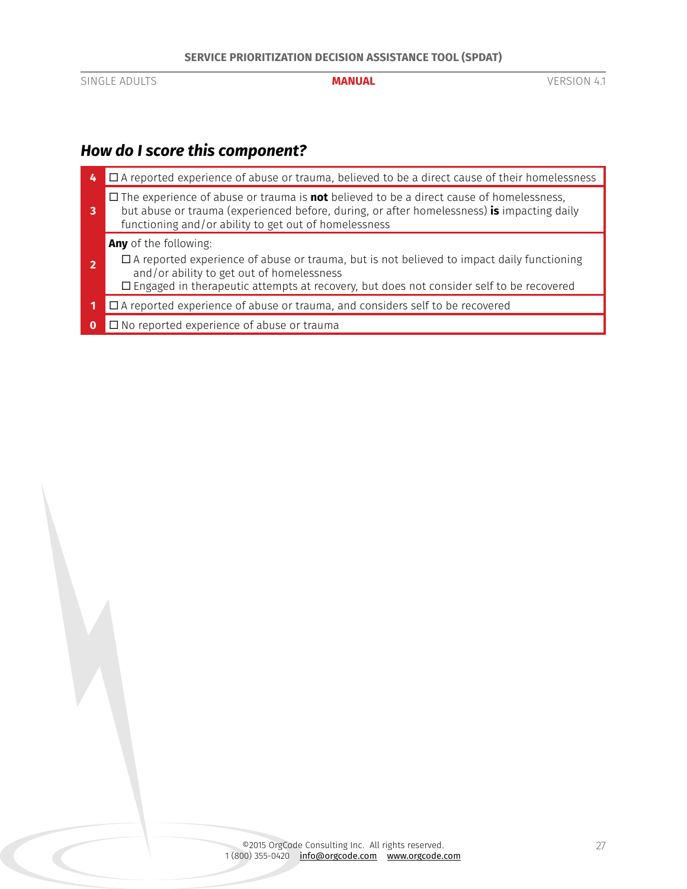### *How do I score this component?*

| Score | Criteria |
|---|---|
| **4** | ☐ A reported experience of abuse or trauma, believed to be a direct cause of their homelessness |
| **3** | ☐ The experience of abuse or trauma is **not** believed to be a direct cause of homelessness, but abuse or trauma (experienced before, during, or after homelessness) **is** impacting daily functioning and/or ability to get out of homelessness |
| **2** | **Any** of the following:<br>☐ A reported experience of abuse or trauma, but is not believed to impact daily functioning and/or ability to get out of homelessness<br>☐ Engaged in therapeutic attempts at recovery, but does not consider self to be recovered |
| **1** | ☐ A reported experience of abuse or trauma, and considers self to be recovered |
| **0** | ☐ No reported experience of abuse or trauma |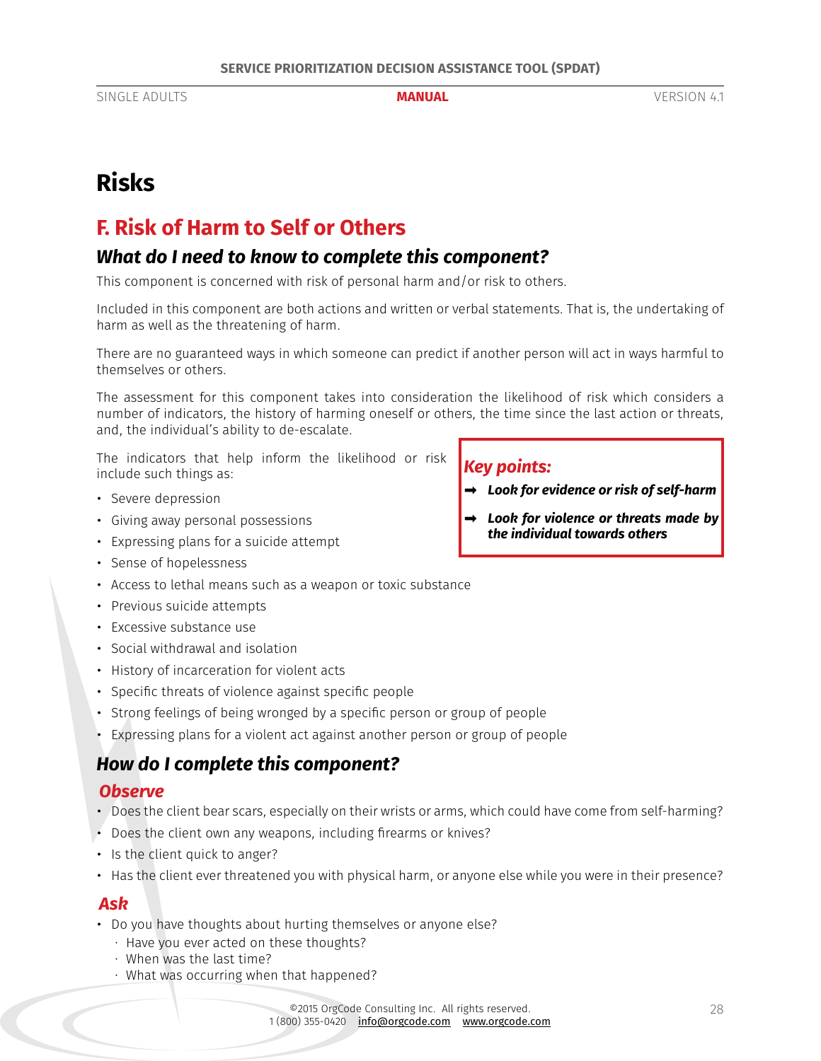# Risks

## F. Risk of Harm to Self or Others

### *What do I need to know to complete this component?*

This component is concerned with risk of personal harm and/or risk to others.

Included in this component are both actions and written or verbal statements. That is, the undertaking of harm as well as the threatening of harm.

There are no guaranteed ways in which someone can predict if another person will act in ways harmful to themselves or others.

The assessment for this component takes into consideration the likelihood of risk which considers a number of indicators, the history of harming oneself or others, the time since the last action or threats, and, the individual's ability to de-escalate.

The indicators that help inform the likelihood or risk include such things as:

- Severe depression
- Giving away personal possessions
- Expressing plans for a suicide attempt
- Sense of hopelessness
- Access to lethal means such as a weapon or toxic substance
- Previous suicide attempts
- Excessive substance use
- Social withdrawal and isolation
- History of incarceration for violent acts
- Specific threats of violence against specific people
- Strong feelings of being wronged by a specific person or group of people
- Expressing plans for a violent act against another person or group of people

> ***Key points:***
>
> ➡ ***Look for evidence or risk of self-harm***
>
> ➡ ***Look for violence or threats made by the individual towards others***

### *How do I complete this component?*

#### *Observe*

- Does the client bear scars, especially on their wrists or arms, which could have come from self-harming?
- Does the client own any weapons, including firearms or knives?
- Is the client quick to anger?
- Has the client ever threatened you with physical harm, or anyone else while you were in their presence?

#### *Ask*

- Do you have thoughts about hurting themselves or anyone else?
  - Have you ever acted on these thoughts?
  - When was the last time?
  - What was occurring when that happened?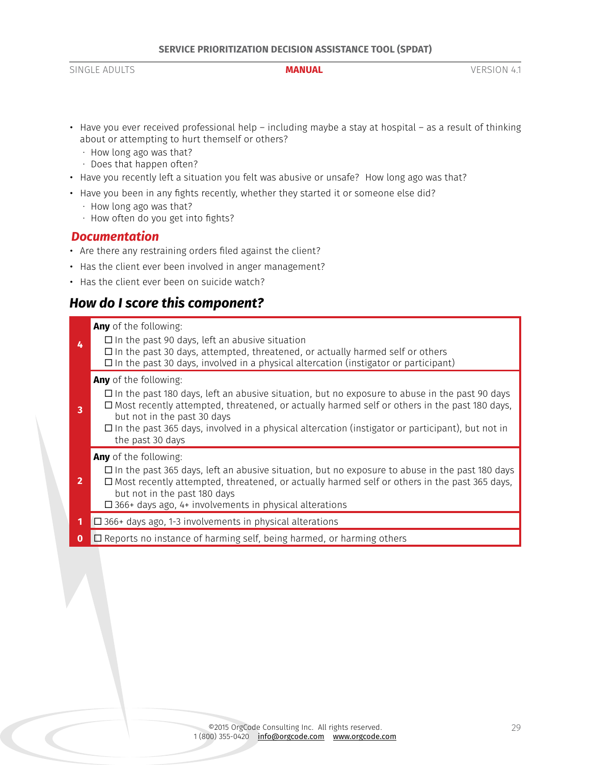- Have you ever received professional help – including maybe a stay at hospital – as a result of thinking about or attempting to hurt themself or others?
  - How long ago was that?
  - Does that happen often?
- Have you recently left a situation you felt was abusive or unsafe? How long ago was that?
- Have you been in any fights recently, whether they started it or someone else did?
  - How long ago was that?
  - How often do you get into fights?

### *Documentation*

- Are there any restraining orders filed against the client?
- Has the client ever been involved in anger management?
- Has the client ever been on suicide watch?

## *How do I score this component?*

| Score | Criteria |
|---|---|
| 4 | **Any** of the following:<br>☐ In the past 90 days, left an abusive situation<br>☐ In the past 30 days, attempted, threatened, or actually harmed self or others<br>☐ In the past 30 days, involved in a physical altercation (instigator or participant) |
| 3 | **Any** of the following:<br>☐ In the past 180 days, left an abusive situation, but no exposure to abuse in the past 90 days<br>☐ Most recently attempted, threatened, or actually harmed self or others in the past 180 days, but not in the past 30 days<br>☐ In the past 365 days, involved in a physical altercation (instigator or participant), but not in the past 30 days |
| 2 | **Any** of the following:<br>☐ In the past 365 days, left an abusive situation, but no exposure to abuse in the past 180 days<br>☐ Most recently attempted, threatened, or actually harmed self or others in the past 365 days, but not in the past 180 days<br>☐ 366+ days ago, 4+ involvements in physical alterations |
| 1 | ☐ 366+ days ago, 1-3 involvements in physical alterations |
| 0 | ☐ Reports no instance of harming self, being harmed, or harming others |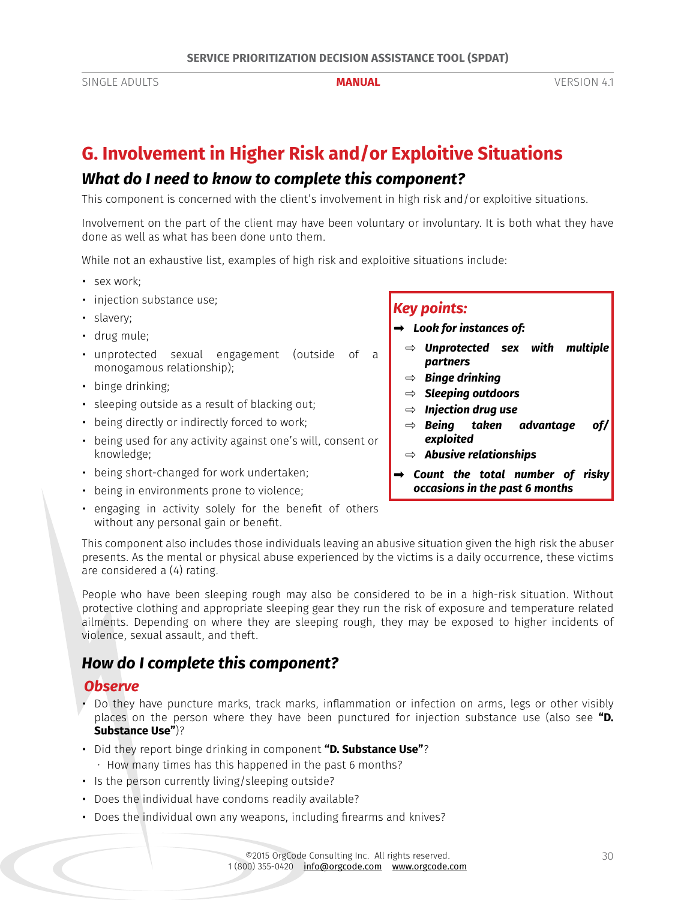## G. Involvement in Higher Risk and/or Exploitive Situations

### *What do I need to know to complete this component?*

This component is concerned with the client's involvement in high risk and/or exploitive situations.

Involvement on the part of the client may have been voluntary or involuntary. It is both what they have done as well as what has been done unto them.

While not an exhaustive list, examples of high risk and exploitive situations include:

- sex work;
- injection substance use;
- slavery;
- drug mule;
- unprotected sexual engagement (outside of a monogamous relationship);
- binge drinking;
- sleeping outside as a result of blacking out;
- being directly or indirectly forced to work;
- being used for any activity against one's will, consent or knowledge;
- being short-changed for work undertaken;
- being in environments prone to violence;
- engaging in activity solely for the benefit of others without any personal gain or benefit.

> ***Key points:***
>
> ➡ ***Look for instances of:***
> - ⇨ ***Unprotected sex with multiple partners***
> - ⇨ ***Binge drinking***
> - ⇨ ***Sleeping outdoors***
> - ⇨ ***Injection drug use***
> - ⇨ ***Being taken advantage of/ exploited***
> - ⇨ ***Abusive relationships***
>
> ➡ ***Count the total number of risky occasions in the past 6 months***

This component also includes those individuals leaving an abusive situation given the high risk the abuser presents. As the mental or physical abuse experienced by the victims is a daily occurrence, these victims are considered a (4) rating.

People who have been sleeping rough may also be considered to be in a high-risk situation. Without protective clothing and appropriate sleeping gear they run the risk of exposure and temperature related ailments. Depending on where they are sleeping rough, they may be exposed to higher incidents of violence, sexual assault, and theft.

### *How do I complete this component?*

#### *Observe*

- Do they have puncture marks, track marks, inflammation or infection on arms, legs or other visibly places on the person where they have been punctured for injection substance use (also see **"D. Substance Use"**)?
- Did they report binge drinking in component **"D. Substance Use"**?
  - How many times has this happened in the past 6 months?
- Is the person currently living/sleeping outside?
- Does the individual have condoms readily available?
- Does the individual own any weapons, including firearms and knives?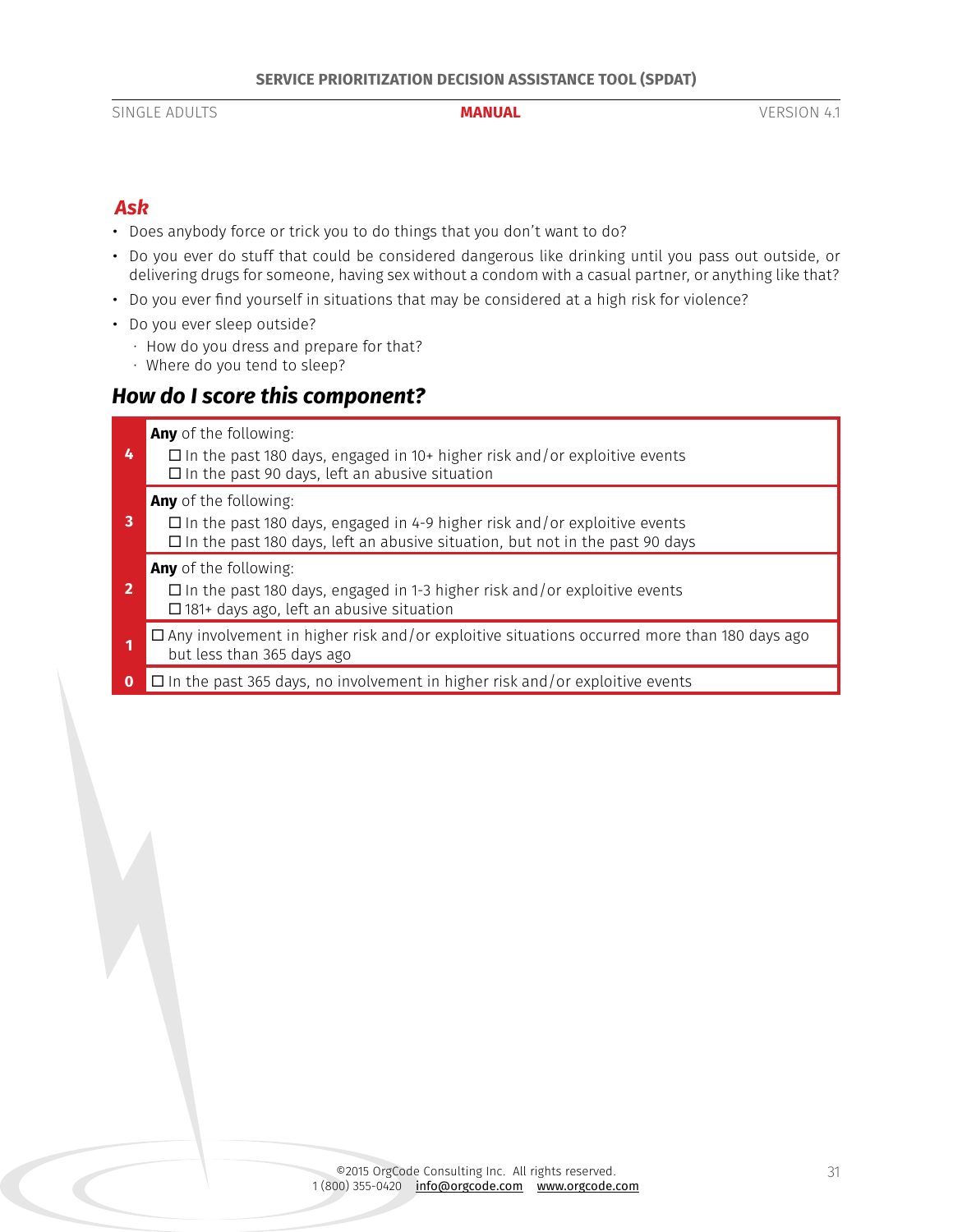## *Ask*

- Does anybody force or trick you to do things that you don't want to do?
- Do you ever do stuff that could be considered dangerous like drinking until you pass out outside, or delivering drugs for someone, having sex without a condom with a casual partner, or anything like that?
- Do you ever find yourself in situations that may be considered at a high risk for violence?
- Do you ever sleep outside?
  - How do you dress and prepare for that?
  - Where do you tend to sleep?

## *How do I score this component?*

| Score | Criteria |
|---|---|
| 4 | **Any** of the following:<br>☐ In the past 180 days, engaged in 10+ higher risk and/or exploitive events<br>☐ In the past 90 days, left an abusive situation |
| 3 | **Any** of the following:<br>☐ In the past 180 days, engaged in 4-9 higher risk and/or exploitive events<br>☐ In the past 180 days, left an abusive situation, but not in the past 90 days |
| 2 | **Any** of the following:<br>☐ In the past 180 days, engaged in 1-3 higher risk and/or exploitive events<br>☐ 181+ days ago, left an abusive situation |
| 1 | ☐ Any involvement in higher risk and/or exploitive situations occurred more than 180 days ago but less than 365 days ago |
| 0 | ☐ In the past 365 days, no involvement in higher risk and/or exploitive events |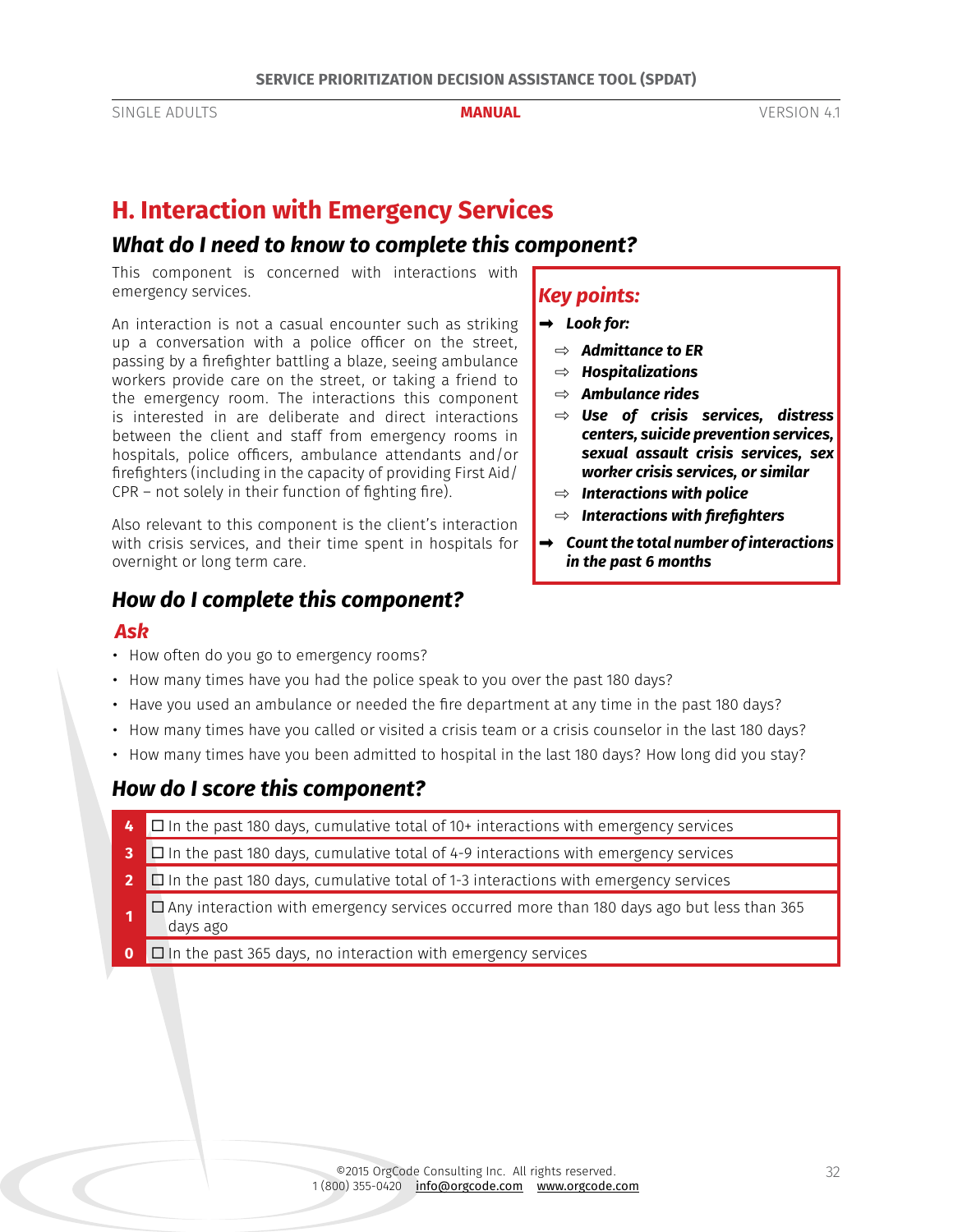## H. Interaction with Emergency Services

### *What do I need to know to complete this component?*

This component is concerned with interactions with emergency services.

An interaction is not a casual encounter such as striking up a conversation with a police officer on the street, passing by a firefighter battling a blaze, seeing ambulance workers provide care on the street, or taking a friend to the emergency room. The interactions this component is interested in are deliberate and direct interactions between the client and staff from emergency rooms in hospitals, police officers, ambulance attendants and/or firefighters (including in the capacity of providing First Aid/ CPR – not solely in their function of fighting fire).

Also relevant to this component is the client's interaction with crisis services, and their time spent in hospitals for overnight or long term care.

> ***Key points:***
>
> ➡ ***Look for:***
>
> - ⇨ ***Admittance to ER***
> - ⇨ ***Hospitalizations***
> - ⇨ ***Ambulance rides***
> - ⇨ ***Use of crisis services, distress centers, suicide prevention services, sexual assault crisis services, sex worker crisis services, or similar***
> - ⇨ ***Interactions with police***
> - ⇨ ***Interactions with firefighters***
>
> ➡ ***Count the total number of interactions in the past 6 months***

### *How do I complete this component?*

#### *Ask*

- How often do you go to emergency rooms?
- How many times have you had the police speak to you over the past 180 days?
- Have you used an ambulance or needed the fire department at any time in the past 180 days?
- How many times have you called or visited a crisis team or a crisis counselor in the last 180 days?
- How many times have you been admitted to hospital in the last 180 days? How long did you stay?

### *How do I score this component?*

| Score | Description |
|---|---|
| 4 | ☐ In the past 180 days, cumulative total of 10+ interactions with emergency services |
| 3 | ☐ In the past 180 days, cumulative total of 4-9 interactions with emergency services |
| 2 | ☐ In the past 180 days, cumulative total of 1-3 interactions with emergency services |
| 1 | ☐ Any interaction with emergency services occurred more than 180 days ago but less than 365 days ago |
| 0 | ☐ In the past 365 days, no interaction with emergency services |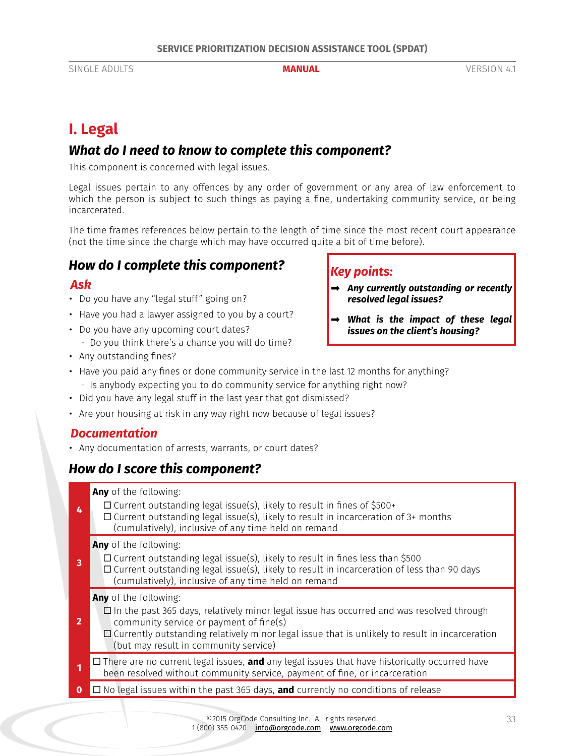# I. Legal

## What do I need to know to complete this component?

This component is concerned with legal issues.

Legal issues pertain to any offences by any order of government or any area of law enforcement to which the person is subject to such things as paying a fine, undertaking community service, or being incarcerated.

The time frames references below pertain to the length of time since the most recent court appearance (not the time since the charge which may have occurred quite a bit of time before).

## How do I complete this component?

### Ask

- Do you have any "legal stuff" going on?
- Have you had a lawyer assigned to you by a court?
- Do you have any upcoming court dates?
  - Do you think there's a chance you will do time?
- Any outstanding fines?
- Have you paid any fines or done community service in the last 12 months for anything?
  - Is anybody expecting you to do community service for anything right now?
- Did you have any legal stuff in the last year that got dismissed?
- Are your housing at risk in any way right now because of legal issues?

**Key points:**

- ➡ ***Any currently outstanding or recently resolved legal issues?***
- ➡ ***What is the impact of these legal issues on the client's housing?***

### Documentation

- Any documentation of arrests, warrants, or court dates?

## How do I score this component?

| Score | Criteria |
|---|---|
| 4 | **Any** of the following:<br>☐ Current outstanding legal issue(s), likely to result in fines of $500+<br>☐ Current outstanding legal issue(s), likely to result in incarceration of 3+ months (cumulatively), inclusive of any time held on remand |
| 3 | **Any** of the following:<br>☐ Current outstanding legal issue(s), likely to result in fines less than $500<br>☐ Current outstanding legal issue(s), likely to result in incarceration of less than 90 days (cumulatively), inclusive of any time held on remand |
| 2 | **Any** of the following:<br>☐ In the past 365 days, relatively minor legal issue has occurred and was resolved through community service or payment of fine(s)<br>☐ Currently outstanding relatively minor legal issue that is unlikely to result in incarceration (but may result in community service) |
| 1 | ☐ There are no current legal issues, **and** any legal issues that have historically occurred have been resolved without community service, payment of fine, or incarceration |
| 0 | ☐ No legal issues within the past 365 days, **and** currently no conditions of release |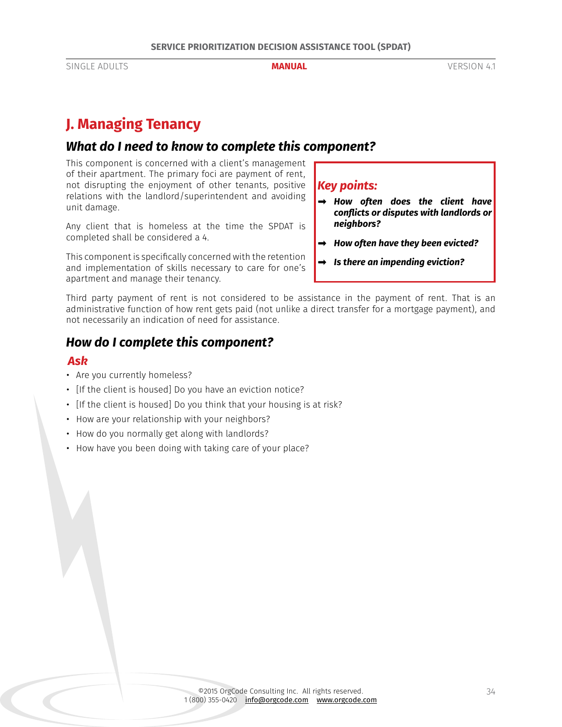## J. Managing Tenancy

### *What do I need to know to complete this component?*

This component is concerned with a client's management of their apartment. The primary foci are payment of rent, not disrupting the enjoyment of other tenants, positive relations with the landlord/superintendent and avoiding unit damage.

Any client that is homeless at the time the SPDAT is completed shall be considered a 4.

This component is specifically concerned with the retention and implementation of skills necessary to care for one's apartment and manage their tenancy.

***Key points:***

- ***How often does the client have conflicts or disputes with landlords or neighbors?***
- ***How often have they been evicted?***
- ***Is there an impending eviction?***

Third party payment of rent is not considered to be assistance in the payment of rent. That is an administrative function of how rent gets paid (not unlike a direct transfer for a mortgage payment), and not necessarily an indication of need for assistance.

### *How do I complete this component?*

#### *Ask*

- Are you currently homeless?
- [If the client is housed] Do you have an eviction notice?
- [If the client is housed] Do you think that your housing is at risk?
- How are your relationship with your neighbors?
- How do you normally get along with landlords?
- How have you been doing with taking care of your place?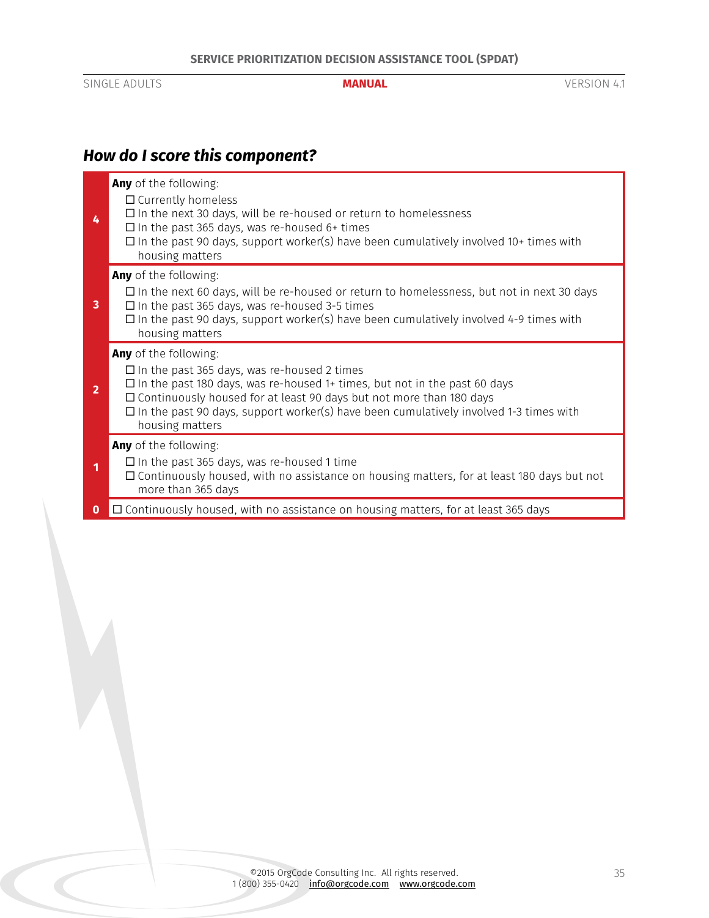## *How do I score this component?*

| Score | Criteria |
|---|---|
| 4 | **Any** of the following:<br>☐ Currently homeless<br>☐ In the next 30 days, will be re-housed or return to homelessness<br>☐ In the past 365 days, was re-housed 6+ times<br>☐ In the past 90 days, support worker(s) have been cumulatively involved 10+ times with housing matters |
| 3 | **Any** of the following:<br>☐ In the next 60 days, will be re-housed or return to homelessness, but not in next 30 days<br>☐ In the past 365 days, was re-housed 3-5 times<br>☐ In the past 90 days, support worker(s) have been cumulatively involved 4-9 times with housing matters |
| 2 | **Any** of the following:<br>☐ In the past 365 days, was re-housed 2 times<br>☐ In the past 180 days, was re-housed 1+ times, but not in the past 60 days<br>☐ Continuously housed for at least 90 days but not more than 180 days<br>☐ In the past 90 days, support worker(s) have been cumulatively involved 1-3 times with housing matters |
| 1 | **Any** of the following:<br>☐ In the past 365 days, was re-housed 1 time<br>☐ Continuously housed, with no assistance on housing matters, for at least 180 days but not more than 365 days |
| 0 | ☐ Continuously housed, with no assistance on housing matters, for at least 365 days |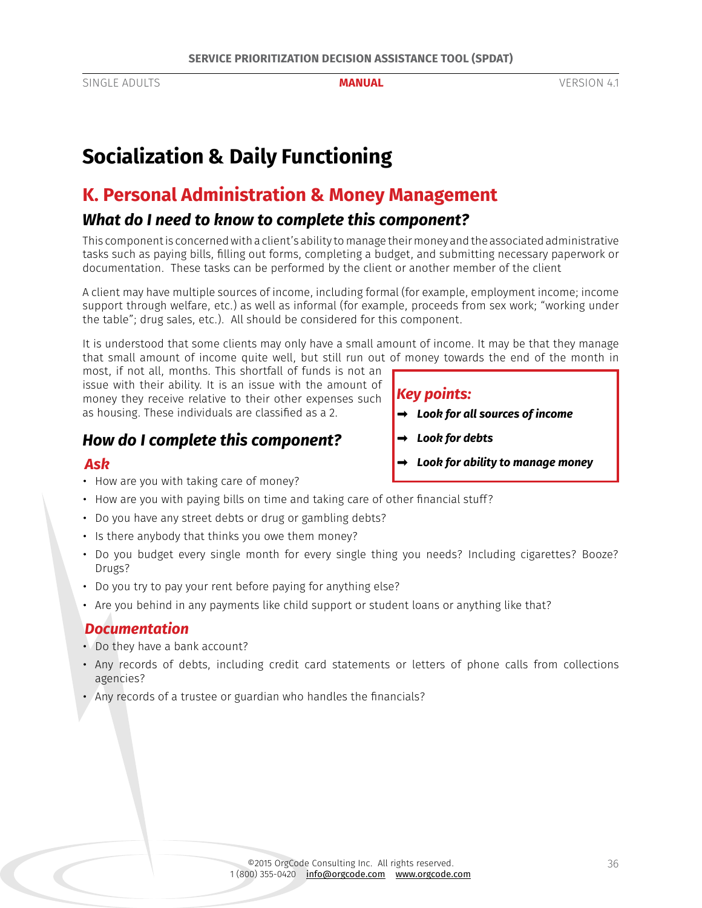# Socialization & Daily Functioning

## K. Personal Administration & Money Management

### *What do I need to know to complete this component?*

This component is concerned with a client's ability to manage their money and the associated administrative tasks such as paying bills, filling out forms, completing a budget, and submitting necessary paperwork or documentation. These tasks can be performed by the client or another member of the client

A client may have multiple sources of income, including formal (for example, employment income; income support through welfare, etc.) as well as informal (for example, proceeds from sex work; "working under the table"; drug sales, etc.). All should be considered for this component.

It is understood that some clients may only have a small amount of income. It may be that they manage that small amount of income quite well, but still run out of money towards the end of the month in most, if not all, months. This shortfall of funds is not an issue with their ability. It is an issue with the amount of money they receive relative to their other expenses such as housing. These individuals are classified as a 2.

> ***Key points:***
> - ➡ ***Look for all sources of income***
> - ➡ ***Look for debts***
> - ➡ ***Look for ability to manage money***

### *How do I complete this component?*

#### *Ask*

- How are you with taking care of money?
- How are you with paying bills on time and taking care of other financial stuff?
- Do you have any street debts or drug or gambling debts?
- Is there anybody that thinks you owe them money?
- Do you budget every single month for every single thing you needs? Including cigarettes? Booze? Drugs?
- Do you try to pay your rent before paying for anything else?
- Are you behind in any payments like child support or student loans or anything like that?

#### *Documentation*

- Do they have a bank account?
- Any records of debts, including credit card statements or letters of phone calls from collections agencies?
- Any records of a trustee or guardian who handles the financials?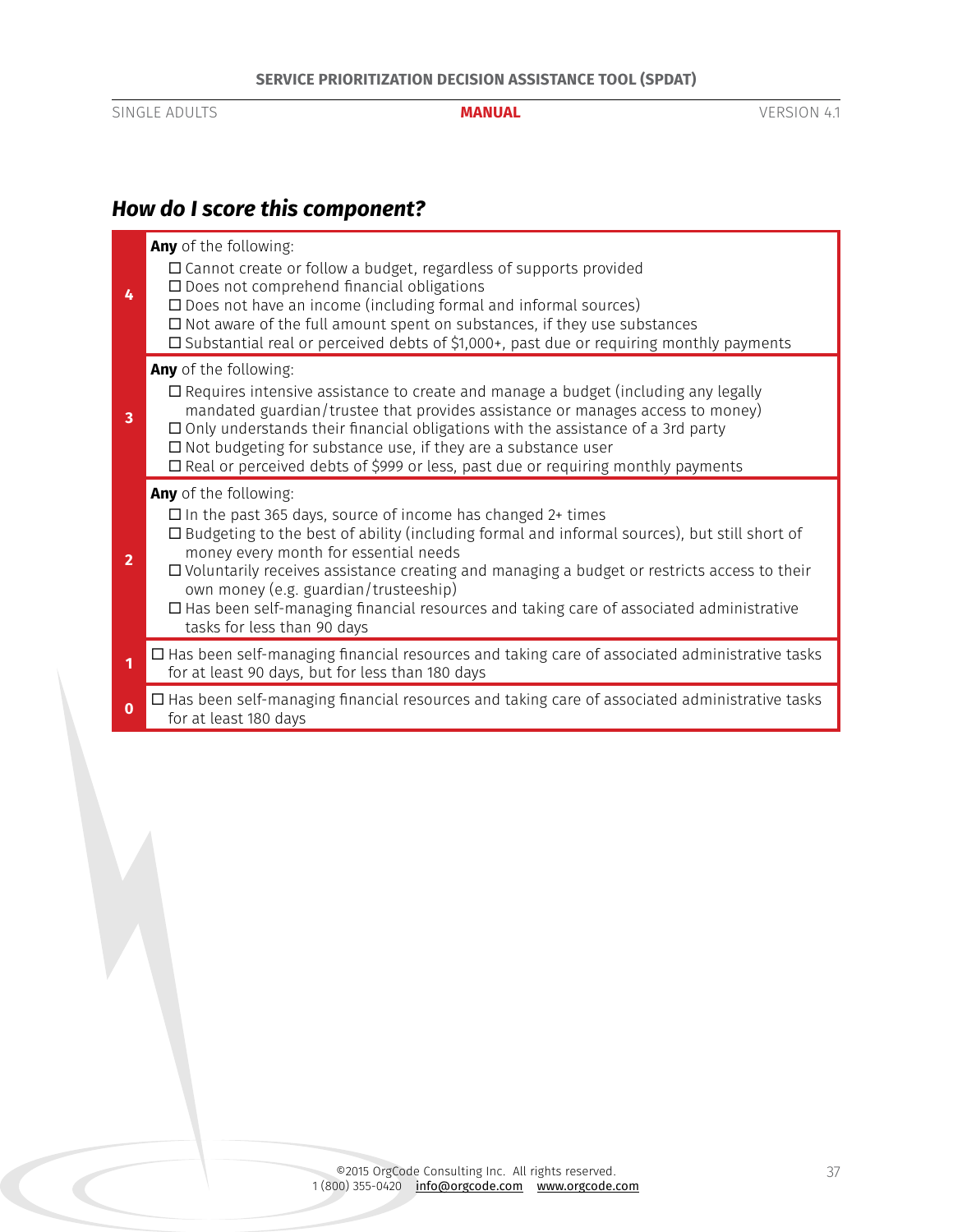### *How do I score this component?*

| Score | Criteria |
|---|---|
| 4 | **Any** of the following:<br>☐ Cannot create or follow a budget, regardless of supports provided<br>☐ Does not comprehend financial obligations<br>☐ Does not have an income (including formal and informal sources)<br>☐ Not aware of the full amount spent on substances, if they use substances<br>☐ Substantial real or perceived debts of $1,000+, past due or requiring monthly payments |
| 3 | **Any** of the following:<br>☐ Requires intensive assistance to create and manage a budget (including any legally mandated guardian/trustee that provides assistance or manages access to money)<br>☐ Only understands their financial obligations with the assistance of a 3rd party<br>☐ Not budgeting for substance use, if they are a substance user<br>☐ Real or perceived debts of $999 or less, past due or requiring monthly payments |
| 2 | **Any** of the following:<br>☐ In the past 365 days, source of income has changed 2+ times<br>☐ Budgeting to the best of ability (including formal and informal sources), but still short of money every month for essential needs<br>☐ Voluntarily receives assistance creating and managing a budget or restricts access to their own money (e.g. guardian/trusteeship)<br>☐ Has been self-managing financial resources and taking care of associated administrative tasks for less than 90 days |
| 1 | ☐ Has been self-managing financial resources and taking care of associated administrative tasks for at least 90 days, but for less than 180 days |
| 0 | ☐ Has been self-managing financial resources and taking care of associated administrative tasks for at least 180 days |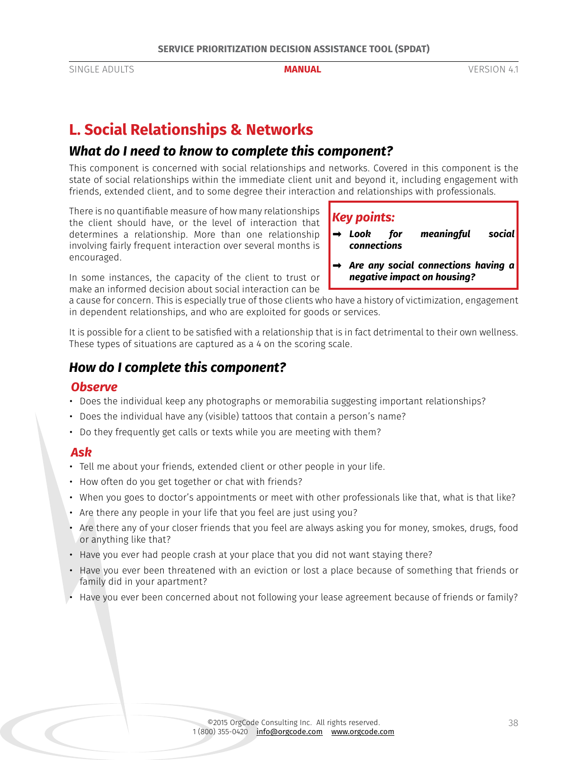## L. Social Relationships & Networks

### *What do I need to know to complete this component?*

This component is concerned with social relationships and networks. Covered in this component is the state of social relationships within the immediate client unit and beyond it, including engagement with friends, extended client, and to some degree their interaction and relationships with professionals.

There is no quantifiable measure of how many relationships the client should have, or the level of interaction that determines a relationship. More than one relationship involving fairly frequent interaction over several months is encouraged.

> ***Key points:***
>
> - ***Look for meaningful social connections***
> - ***Are any social connections having a negative impact on housing?***

In some instances, the capacity of the client to trust or make an informed decision about social interaction can be a cause for concern. This is especially true of those clients who have a history of victimization, engagement in dependent relationships, and who are exploited for goods or services.

It is possible for a client to be satisfied with a relationship that is in fact detrimental to their own wellness. These types of situations are captured as a 4 on the scoring scale.

### *How do I complete this component?*

#### *Observe*

- Does the individual keep any photographs or memorabilia suggesting important relationships?
- Does the individual have any (visible) tattoos that contain a person's name?
- Do they frequently get calls or texts while you are meeting with them?

#### *Ask*

- Tell me about your friends, extended client or other people in your life.
- How often do you get together or chat with friends?
- When you goes to doctor's appointments or meet with other professionals like that, what is that like?
- Are there any people in your life that you feel are just using you?
- Are there any of your closer friends that you feel are always asking you for money, smokes, drugs, food or anything like that?
- Have you ever had people crash at your place that you did not want staying there?
- Have you ever been threatened with an eviction or lost a place because of something that friends or family did in your apartment?
- Have you ever been concerned about not following your lease agreement because of friends or family?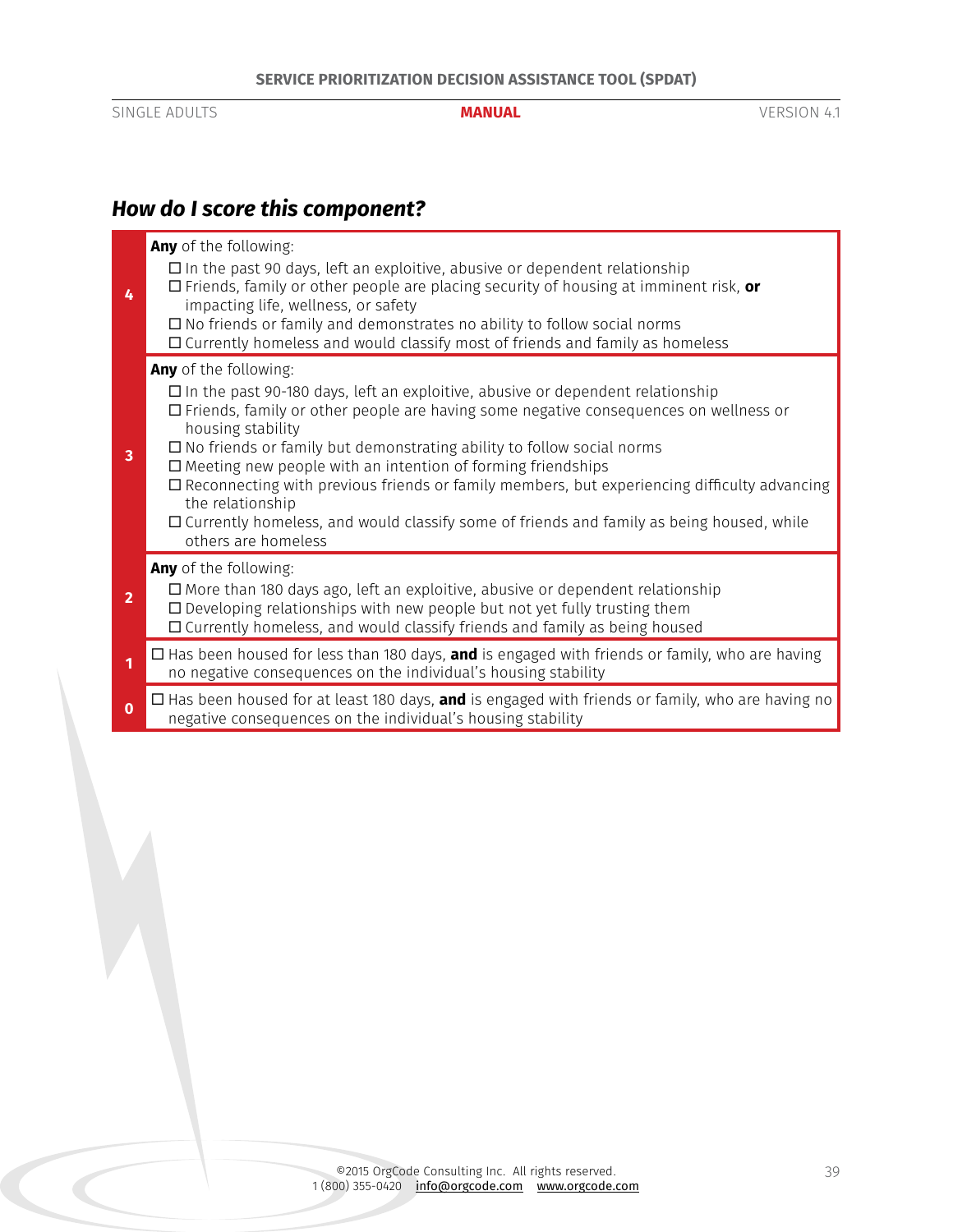### *How do I score this component?*

| Score | Criteria |
|---|---|
| 4 | **Any** of the following:<br>☐ In the past 90 days, left an exploitive, abusive or dependent relationship<br>☐ Friends, family or other people are placing security of housing at imminent risk, **or** impacting life, wellness, or safety<br>☐ No friends or family and demonstrates no ability to follow social norms<br>☐ Currently homeless and would classify most of friends and family as homeless |
| 3 | **Any** of the following:<br>☐ In the past 90-180 days, left an exploitive, abusive or dependent relationship<br>☐ Friends, family or other people are having some negative consequences on wellness or housing stability<br>☐ No friends or family but demonstrating ability to follow social norms<br>☐ Meeting new people with an intention of forming friendships<br>☐ Reconnecting with previous friends or family members, but experiencing difficulty advancing the relationship<br>☐ Currently homeless, and would classify some of friends and family as being housed, while others are homeless |
| 2 | **Any** of the following:<br>☐ More than 180 days ago, left an exploitive, abusive or dependent relationship<br>☐ Developing relationships with new people but not yet fully trusting them<br>☐ Currently homeless, and would classify friends and family as being housed |
| 1 | ☐ Has been housed for less than 180 days, **and** is engaged with friends or family, who are having no negative consequences on the individual's housing stability |
| 0 | ☐ Has been housed for at least 180 days, **and** is engaged with friends or family, who are having no negative consequences on the individual's housing stability |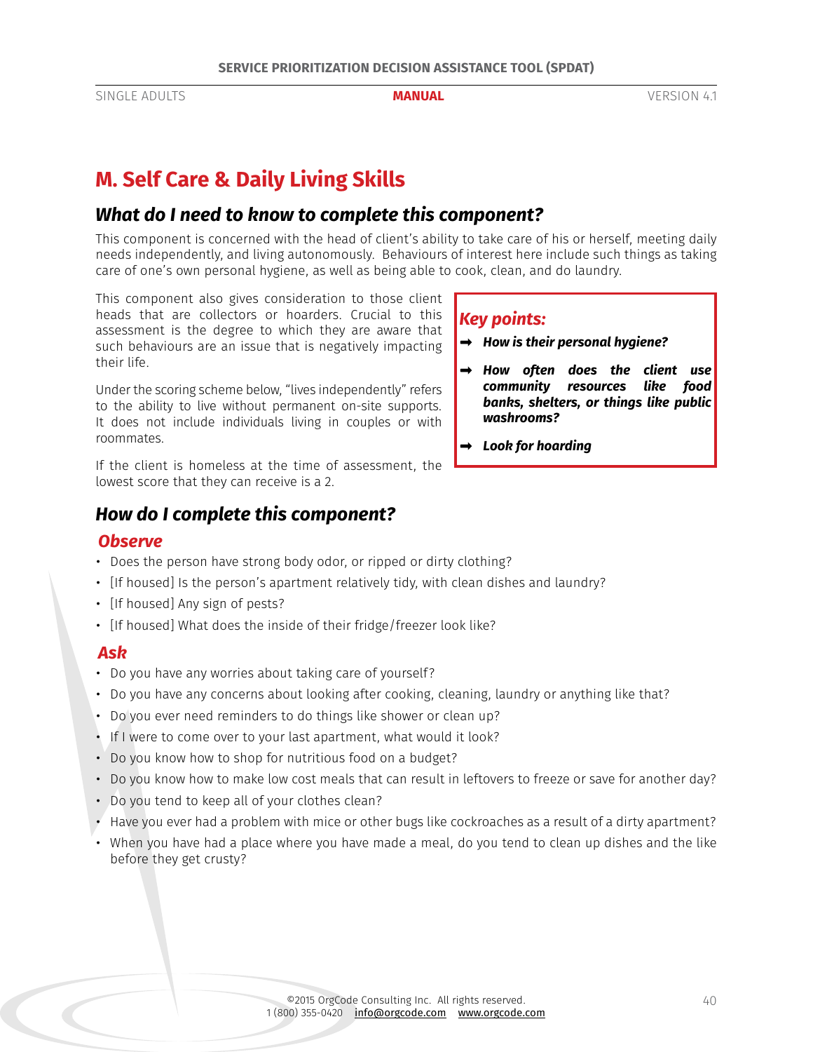# M. Self Care & Daily Living Skills

## What do I need to know to complete this component?

This component is concerned with the head of client's ability to take care of his or herself, meeting daily needs independently, and living autonomously. Behaviours of interest here include such things as taking care of one's own personal hygiene, as well as being able to cook, clean, and do laundry.

This component also gives consideration to those client heads that are collectors or hoarders. Crucial to this assessment is the degree to which they are aware that such behaviours are an issue that is negatively impacting their life.

Under the scoring scheme below, "lives independently" refers to the ability to live without permanent on-site supports. It does not include individuals living in couples or with roommates.

If the client is homeless at the time of assessment, the lowest score that they can receive is a 2.

### *Key points:*

- ***How is their personal hygiene?***
- ***How often does the client use community resources like food banks, shelters, or things like public washrooms?***
- ***Look for hoarding***

## How do I complete this component?

### Observe

- Does the person have strong body odor, or ripped or dirty clothing?
- [If housed] Is the person's apartment relatively tidy, with clean dishes and laundry?
- [If housed] Any sign of pests?
- [If housed] What does the inside of their fridge/freezer look like?

### Ask

- Do you have any worries about taking care of yourself?
- Do you have any concerns about looking after cooking, cleaning, laundry or anything like that?
- Do you ever need reminders to do things like shower or clean up?
- If I were to come over to your last apartment, what would it look?
- Do you know how to shop for nutritious food on a budget?
- Do you know how to make low cost meals that can result in leftovers to freeze or save for another day?
- Do you tend to keep all of your clothes clean?
- Have you ever had a problem with mice or other bugs like cockroaches as a result of a dirty apartment?
- When you have had a place where you have made a meal, do you tend to clean up dishes and the like before they get crusty?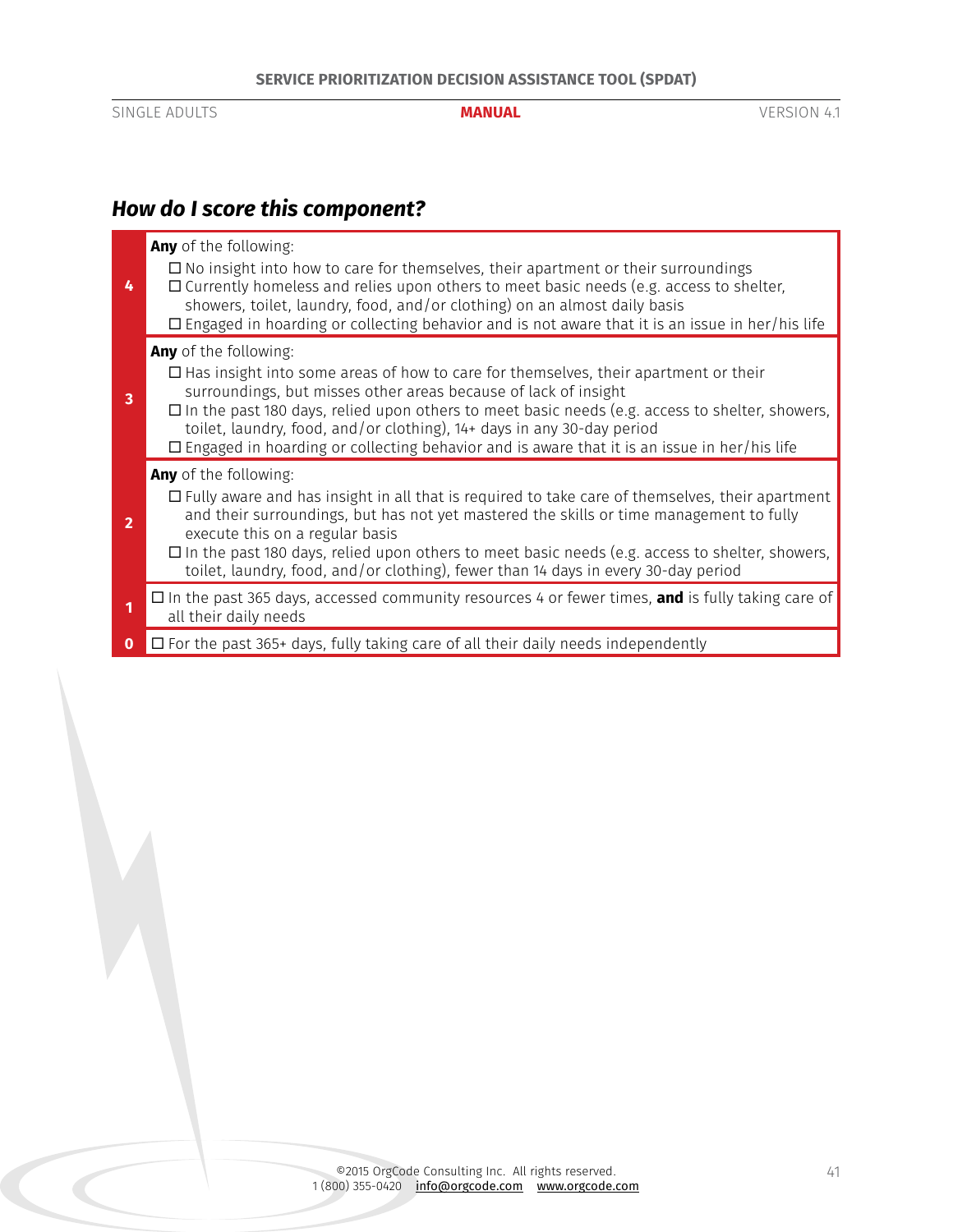## *How do I score this component?*

| Score | Criteria |
|---|---|
| **4** | **Any** of the following:<br>☐ No insight into how to care for themselves, their apartment or their surroundings<br>☐ Currently homeless and relies upon others to meet basic needs (e.g. access to shelter, showers, toilet, laundry, food, and/or clothing) on an almost daily basis<br>☐ Engaged in hoarding or collecting behavior and is not aware that it is an issue in her/his life |
| **3** | **Any** of the following:<br>☐ Has insight into some areas of how to care for themselves, their apartment or their surroundings, but misses other areas because of lack of insight<br>☐ In the past 180 days, relied upon others to meet basic needs (e.g. access to shelter, showers, toilet, laundry, food, and/or clothing), 14+ days in any 30-day period<br>☐ Engaged in hoarding or collecting behavior and is aware that it is an issue in her/his life |
| **2** | **Any** of the following:<br>☐ Fully aware and has insight in all that is required to take care of themselves, their apartment and their surroundings, but has not yet mastered the skills or time management to fully execute this on a regular basis<br>☐ In the past 180 days, relied upon others to meet basic needs (e.g. access to shelter, showers, toilet, laundry, food, and/or clothing), fewer than 14 days in every 30-day period |
| **1** | ☐ In the past 365 days, accessed community resources 4 or fewer times, **and** is fully taking care of all their daily needs |
| **0** | ☐ For the past 365+ days, fully taking care of all their daily needs independently |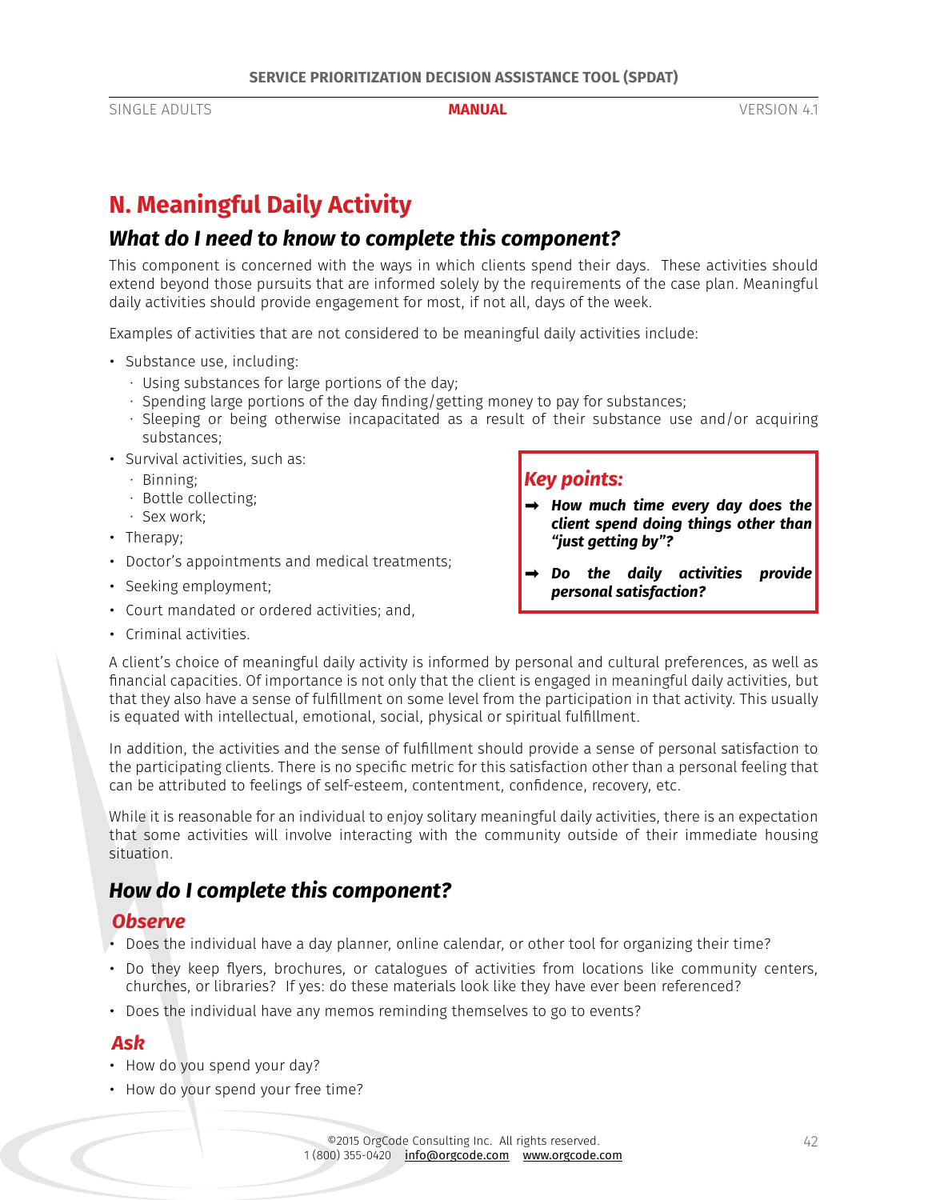## N. Meaningful Daily Activity

### What do I need to know to complete this component?

This component is concerned with the ways in which clients spend their days. These activities should extend beyond those pursuits that are informed solely by the requirements of the case plan. Meaningful daily activities should provide engagement for most, if not all, days of the week.

Examples of activities that are not considered to be meaningful daily activities include:

- Substance use, including:
  - Using substances for large portions of the day;
  - Spending large portions of the day finding/getting money to pay for substances;
  - Sleeping or being otherwise incapacitated as a result of their substance use and/or acquiring substances;
- Survival activities, such as:
  - Binning;
  - Bottle collecting;
  - Sex work;
- Therapy;
- Doctor's appointments and medical treatments;
- Seeking employment;
- Court mandated or ordered activities; and,
- Criminal activities.

> ***Key points:***
>
> ➡ ***How much time every day does the client spend doing things other than "just getting by"?***
>
> ➡ ***Do the daily activities provide personal satisfaction?***

A client's choice of meaningful daily activity is informed by personal and cultural preferences, as well as financial capacities. Of importance is not only that the client is engaged in meaningful daily activities, but that they also have a sense of fulfillment on some level from the participation in that activity. This usually is equated with intellectual, emotional, social, physical or spiritual fulfillment.

In addition, the activities and the sense of fulfillment should provide a sense of personal satisfaction to the participating clients. There is no specific metric for this satisfaction other than a personal feeling that can be attributed to feelings of self-esteem, contentment, confidence, recovery, etc.

While it is reasonable for an individual to enjoy solitary meaningful daily activities, there is an expectation that some activities will involve interacting with the community outside of their immediate housing situation.

### How do I complete this component?

#### Observe

- Does the individual have a day planner, online calendar, or other tool for organizing their time?
- Do they keep flyers, brochures, or catalogues of activities from locations like community centers, churches, or libraries? If yes: do these materials look like they have ever been referenced?
- Does the individual have any memos reminding themselves to go to events?

#### Ask

- How do you spend your day?
- How do your spend your free time?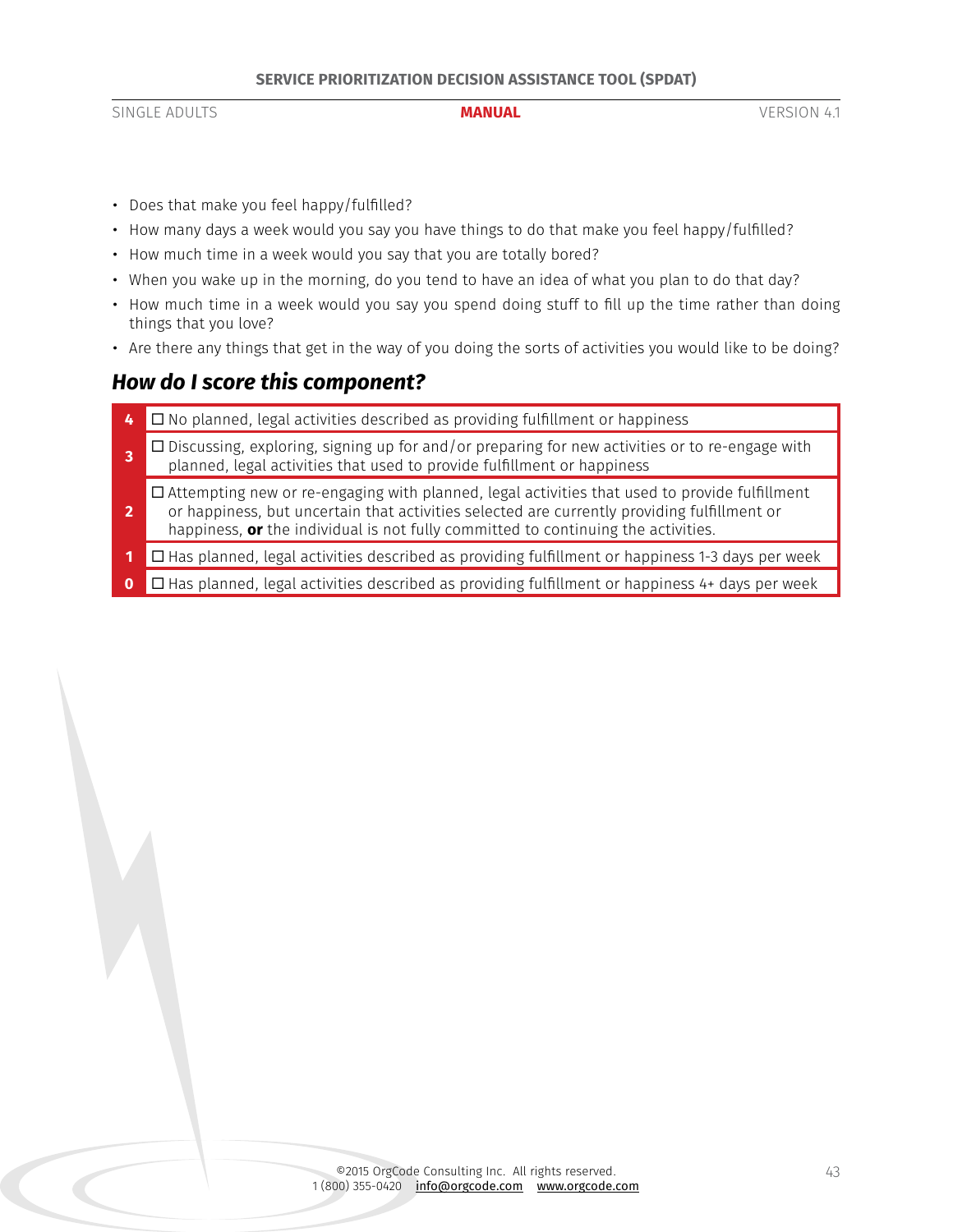- Does that make you feel happy/fulfilled?
- How many days a week would you say you have things to do that make you feel happy/fulfilled?
- How much time in a week would you say that you are totally bored?
- When you wake up in the morning, do you tend to have an idea of what you plan to do that day?
- How much time in a week would you say you spend doing stuff to fill up the time rather than doing things that you love?
- Are there any things that get in the way of you doing the sorts of activities you would like to be doing?

## *How do I score this component?*

| Score | Description |
|---|---|
| **4** | ☐ No planned, legal activities described as providing fulfillment or happiness |
| **3** | ☐ Discussing, exploring, signing up for and/or preparing for new activities or to re-engage with planned, legal activities that used to provide fulfillment or happiness |
| **2** | ☐ Attempting new or re-engaging with planned, legal activities that used to provide fulfillment or happiness, but uncertain that activities selected are currently providing fulfillment or happiness, **or** the individual is not fully committed to continuing the activities. |
| **1** | ☐ Has planned, legal activities described as providing fulfillment or happiness 1-3 days per week |
| **0** | ☐ Has planned, legal activities described as providing fulfillment or happiness 4+ days per week |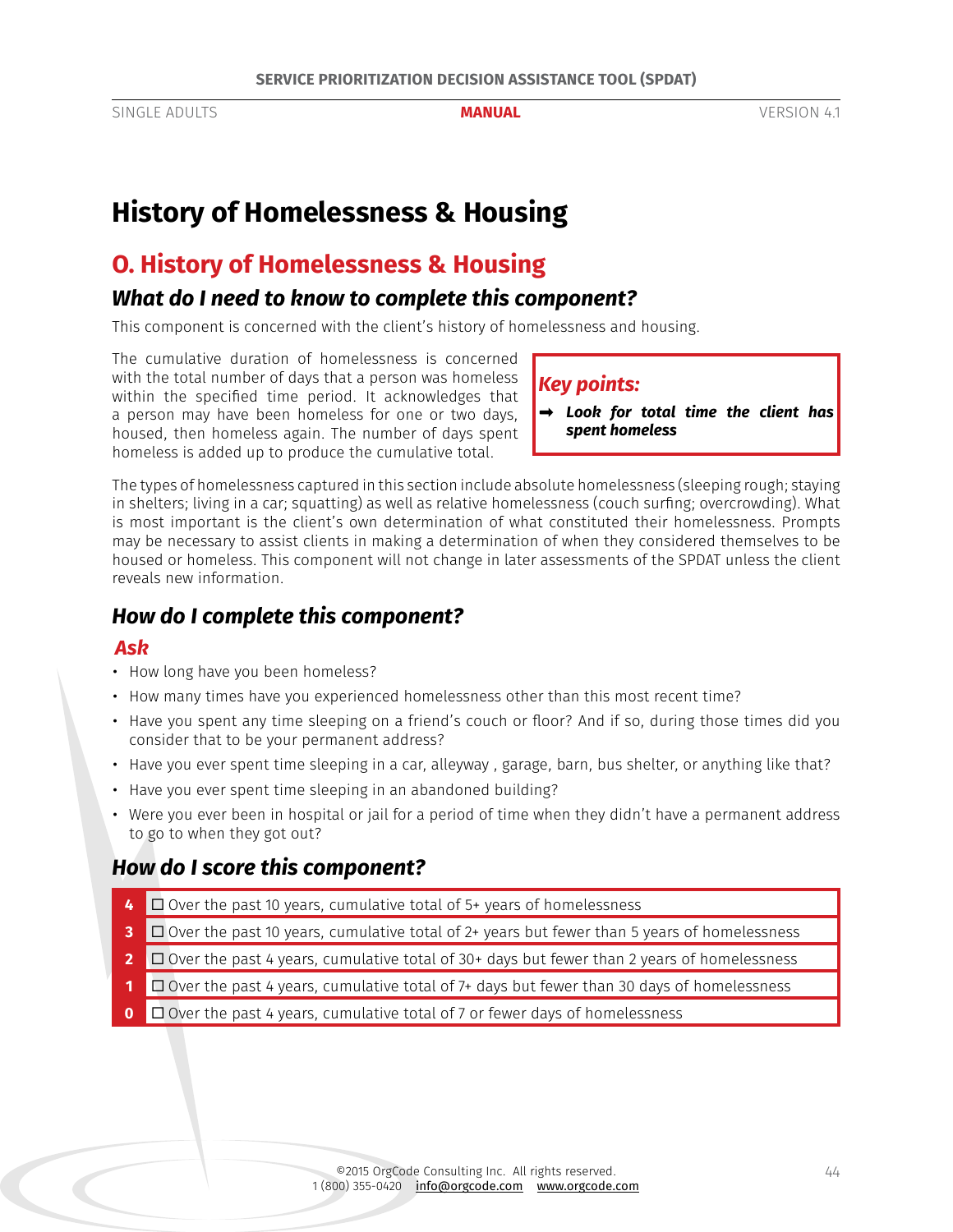# History of Homelessness & Housing

## O. History of Homelessness & Housing

### *What do I need to know to complete this component?*

This component is concerned with the client's history of homelessness and housing.

The cumulative duration of homelessness is concerned with the total number of days that a person was homeless within the specified time period. It acknowledges that a person may have been homeless for one or two days, housed, then homeless again. The number of days spent homeless is added up to produce the cumulative total.

> ***Key points:***
>
> ➡ ***Look for total time the client has spent homeless***

The types of homelessness captured in this section include absolute homelessness (sleeping rough; staying in shelters; living in a car; squatting) as well as relative homelessness (couch surfing; overcrowding). What is most important is the client's own determination of what constituted their homelessness. Prompts may be necessary to assist clients in making a determination of when they considered themselves to be housed or homeless. This component will not change in later assessments of the SPDAT unless the client reveals new information.

### *How do I complete this component?*

#### *Ask*

- How long have you been homeless?
- How many times have you experienced homelessness other than this most recent time?
- Have you spent any time sleeping on a friend's couch or floor? And if so, during those times did you consider that to be your permanent address?
- Have you ever spent time sleeping in a car, alleyway , garage, barn, bus shelter, or anything like that?
- Have you ever spent time sleeping in an abandoned building?
- Were you ever been in hospital or jail for a period of time when they didn't have a permanent address to go to when they got out?

### *How do I score this component?*

| | |
|---|---|
| **4** | ☐ Over the past 10 years, cumulative total of 5+ years of homelessness |
| **3** | ☐ Over the past 10 years, cumulative total of 2+ years but fewer than 5 years of homelessness |
| **2** | ☐ Over the past 4 years, cumulative total of 30+ days but fewer than 2 years of homelessness |
| **1** | ☐ Over the past 4 years, cumulative total of 7+ days but fewer than 30 days of homelessness |
| **0** | ☐ Over the past 4 years, cumulative total of 7 or fewer days of homelessness |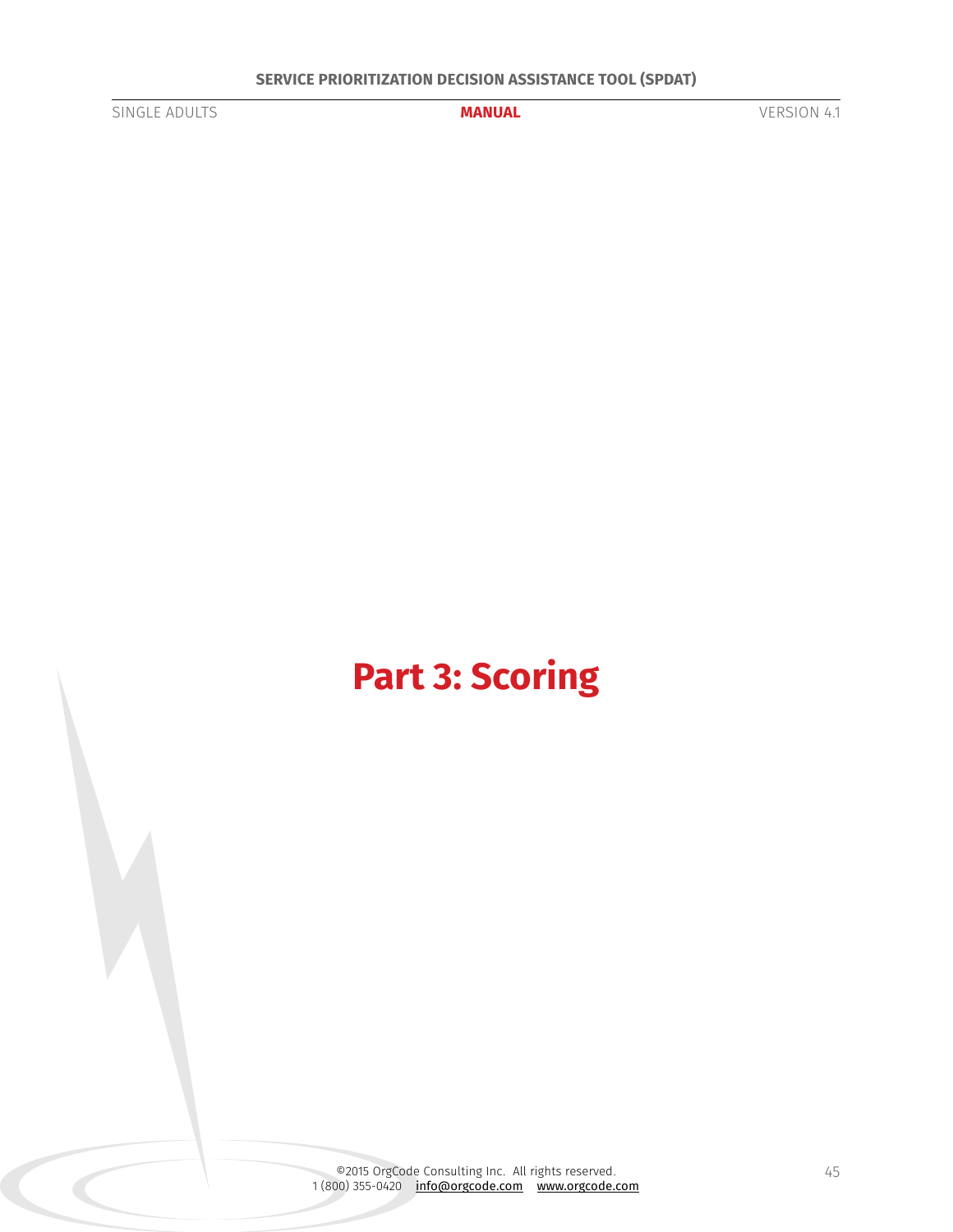# Part 3: Scoring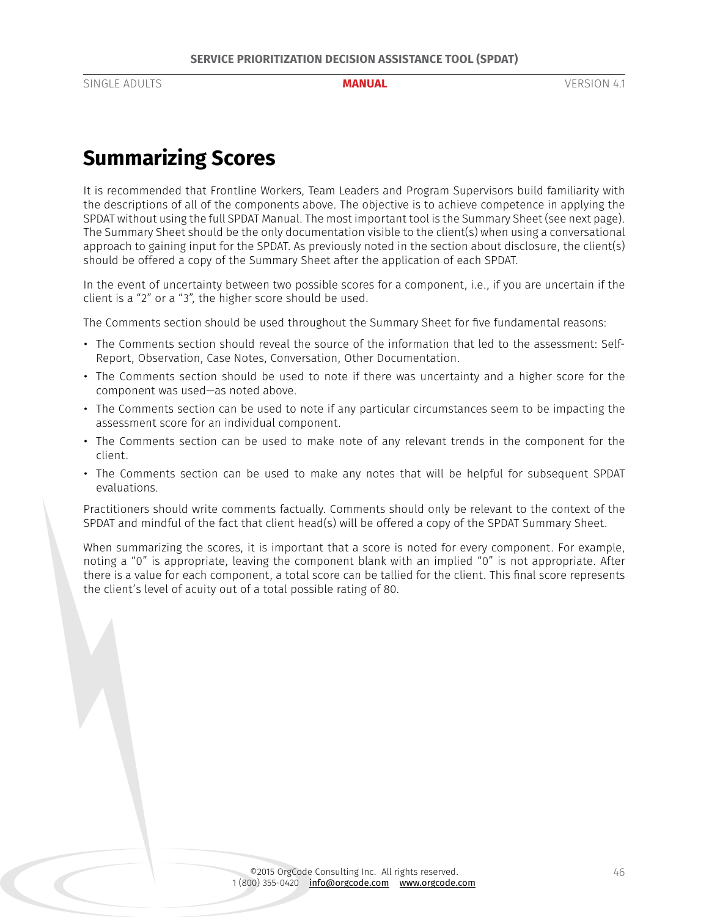# Summarizing Scores

It is recommended that Frontline Workers, Team Leaders and Program Supervisors build familiarity with the descriptions of all of the components above. The objective is to achieve competence in applying the SPDAT without using the full SPDAT Manual. The most important tool is the Summary Sheet (see next page). The Summary Sheet should be the only documentation visible to the client(s) when using a conversational approach to gaining input for the SPDAT. As previously noted in the section about disclosure, the client(s) should be offered a copy of the Summary Sheet after the application of each SPDAT.

In the event of uncertainty between two possible scores for a component, i.e., if you are uncertain if the client is a "2" or a "3", the higher score should be used.

The Comments section should be used throughout the Summary Sheet for five fundamental reasons:

- The Comments section should reveal the source of the information that led to the assessment: Self-Report, Observation, Case Notes, Conversation, Other Documentation.
- The Comments section should be used to note if there was uncertainty and a higher score for the component was used—as noted above.
- The Comments section can be used to note if any particular circumstances seem to be impacting the assessment score for an individual component.
- The Comments section can be used to make note of any relevant trends in the component for the client.
- The Comments section can be used to make any notes that will be helpful for subsequent SPDAT evaluations.

Practitioners should write comments factually. Comments should only be relevant to the context of the SPDAT and mindful of the fact that client head(s) will be offered a copy of the SPDAT Summary Sheet.

When summarizing the scores, it is important that a score is noted for every component. For example, noting a "0" is appropriate, leaving the component blank with an implied "0" is not appropriate. After there is a value for each component, a total score can be tallied for the client. This final score represents the client's level of acuity out of a total possible rating of 80.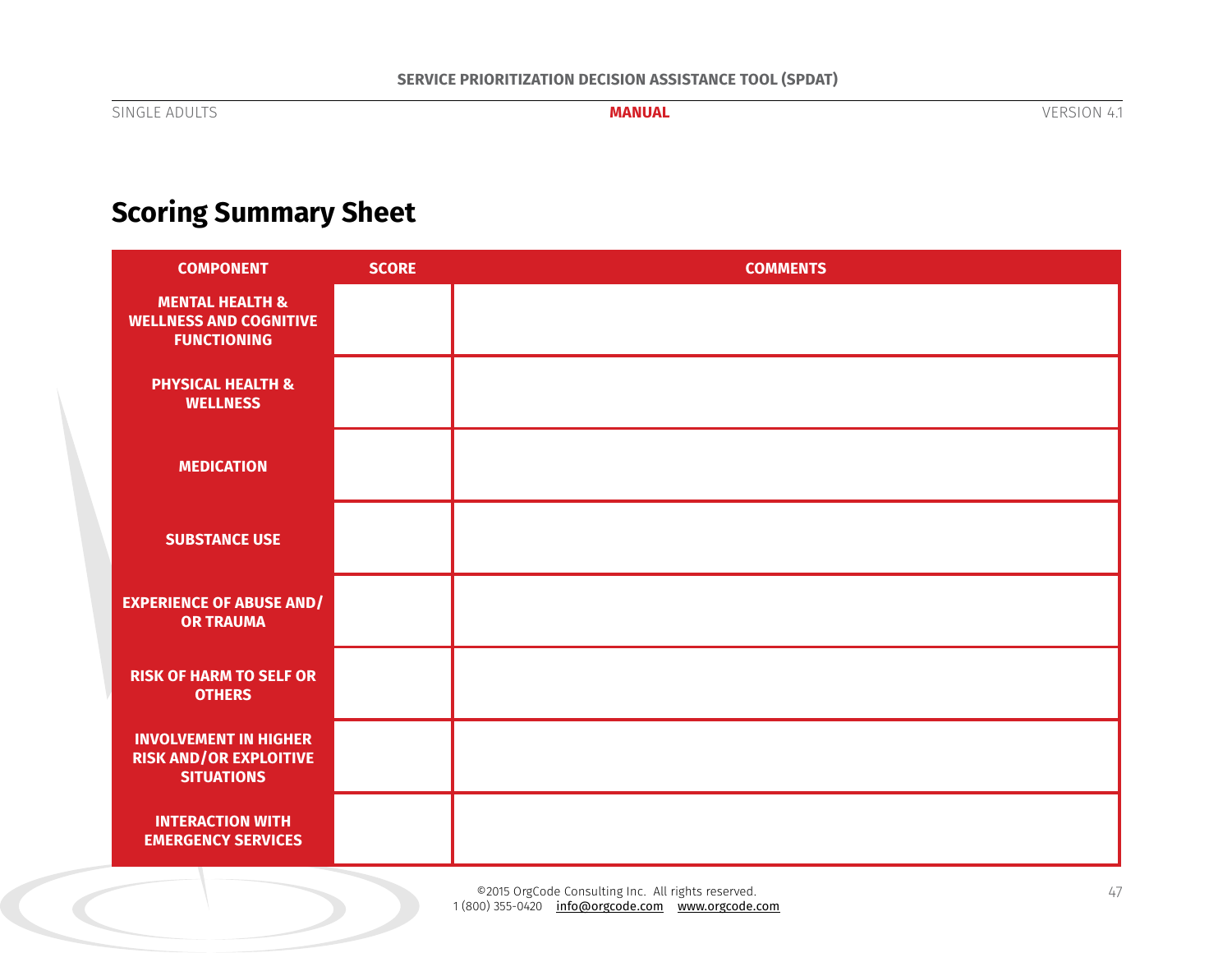# Scoring Summary Sheet

| COMPONENT | SCORE | COMMENTS |
|---|---|---|
| MENTAL HEALTH & WELLNESS AND COGNITIVE FUNCTIONING | | |
| PHYSICAL HEALTH & WELLNESS | | |
| MEDICATION | | |
| SUBSTANCE USE | | |
| EXPERIENCE OF ABUSE AND/ OR TRAUMA | | |
| RISK OF HARM TO SELF OR OTHERS | | |
| INVOLVEMENT IN HIGHER RISK AND/OR EXPLOITIVE SITUATIONS | | |
| INTERACTION WITH EMERGENCY SERVICES | | |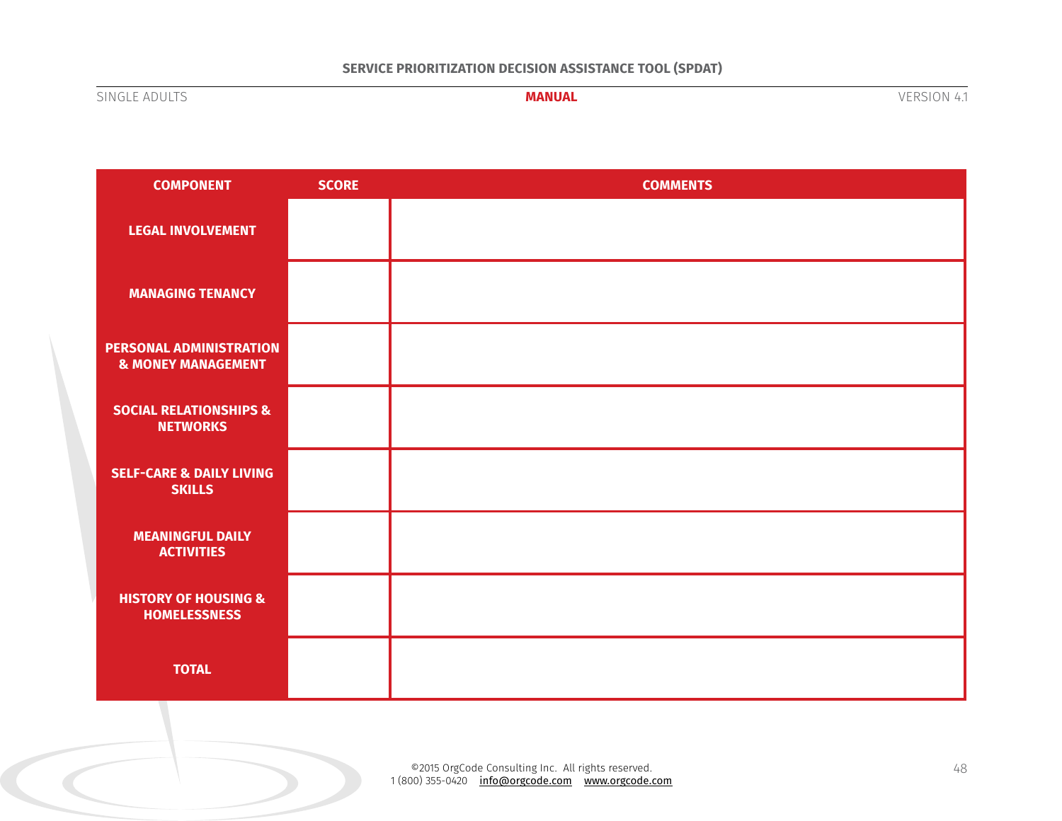| COMPONENT | SCORE | COMMENTS |
| --- | --- | --- |
| LEGAL INVOLVEMENT | | |
| MANAGING TENANCY | | |
| PERSONAL ADMINISTRATION & MONEY MANAGEMENT | | |
| SOCIAL RELATIONSHIPS & NETWORKS | | |
| SELF-CARE & DAILY LIVING SKILLS | | |
| MEANINGFUL DAILY ACTIVITIES | | |
| HISTORY OF HOUSING & HOMELESSNESS | | |
| TOTAL | | |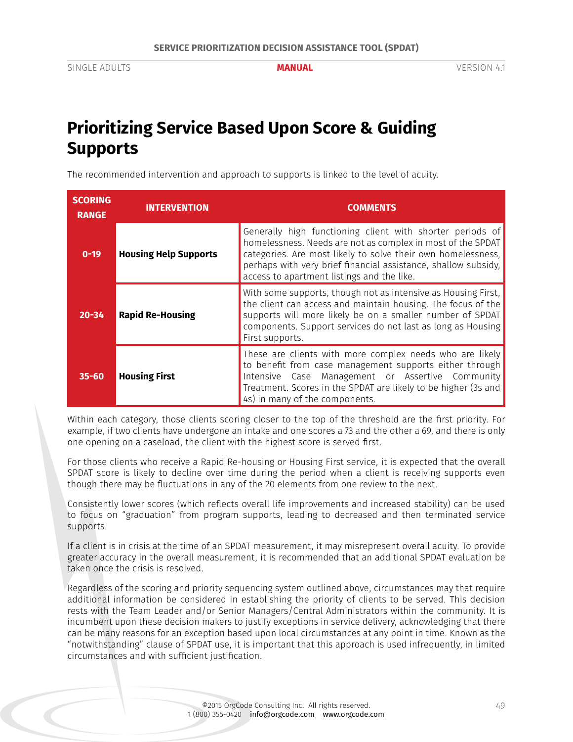# Prioritizing Service Based Upon Score & Guiding Supports

The recommended intervention and approach to supports is linked to the level of acuity.

| SCORING RANGE | INTERVENTION | COMMENTS |
|---|---|---|
| 0-19 | **Housing Help Supports** | Generally high functioning client with shorter periods of homelessness. Needs are not as complex in most of the SPDAT categories. Are most likely to solve their own homelessness, perhaps with very brief financial assistance, shallow subsidy, access to apartment listings and the like. |
| 20-34 | **Rapid Re-Housing** | With some supports, though not as intensive as Housing First, the client can access and maintain housing. The focus of the supports will more likely be on a smaller number of SPDAT components. Support services do not last as long as Housing First supports. |
| 35-60 | **Housing First** | These are clients with more complex needs who are likely to benefit from case management supports either through Intensive Case Management or Assertive Community Treatment. Scores in the SPDAT are likely to be higher (3s and 4s) in many of the components. |

Within each category, those clients scoring closer to the top of the threshold are the first priority. For example, if two clients have undergone an intake and one scores a 73 and the other a 69, and there is only one opening on a caseload, the client with the highest score is served first.

For those clients who receive a Rapid Re-housing or Housing First service, it is expected that the overall SPDAT score is likely to decline over time during the period when a client is receiving supports even though there may be fluctuations in any of the 20 elements from one review to the next.

Consistently lower scores (which reflects overall life improvements and increased stability) can be used to focus on "graduation" from program supports, leading to decreased and then terminated service supports.

If a client is in crisis at the time of an SPDAT measurement, it may misrepresent overall acuity. To provide greater accuracy in the overall measurement, it is recommended that an additional SPDAT evaluation be taken once the crisis is resolved.

Regardless of the scoring and priority sequencing system outlined above, circumstances may that require additional information be considered in establishing the priority of clients to be served. This decision rests with the Team Leader and/or Senior Managers/Central Administrators within the community. It is incumbent upon these decision makers to justify exceptions in service delivery, acknowledging that there can be many reasons for an exception based upon local circumstances at any point in time. Known as the "notwithstanding" clause of SPDAT use, it is important that this approach is used infrequently, in limited circumstances and with sufficient justification.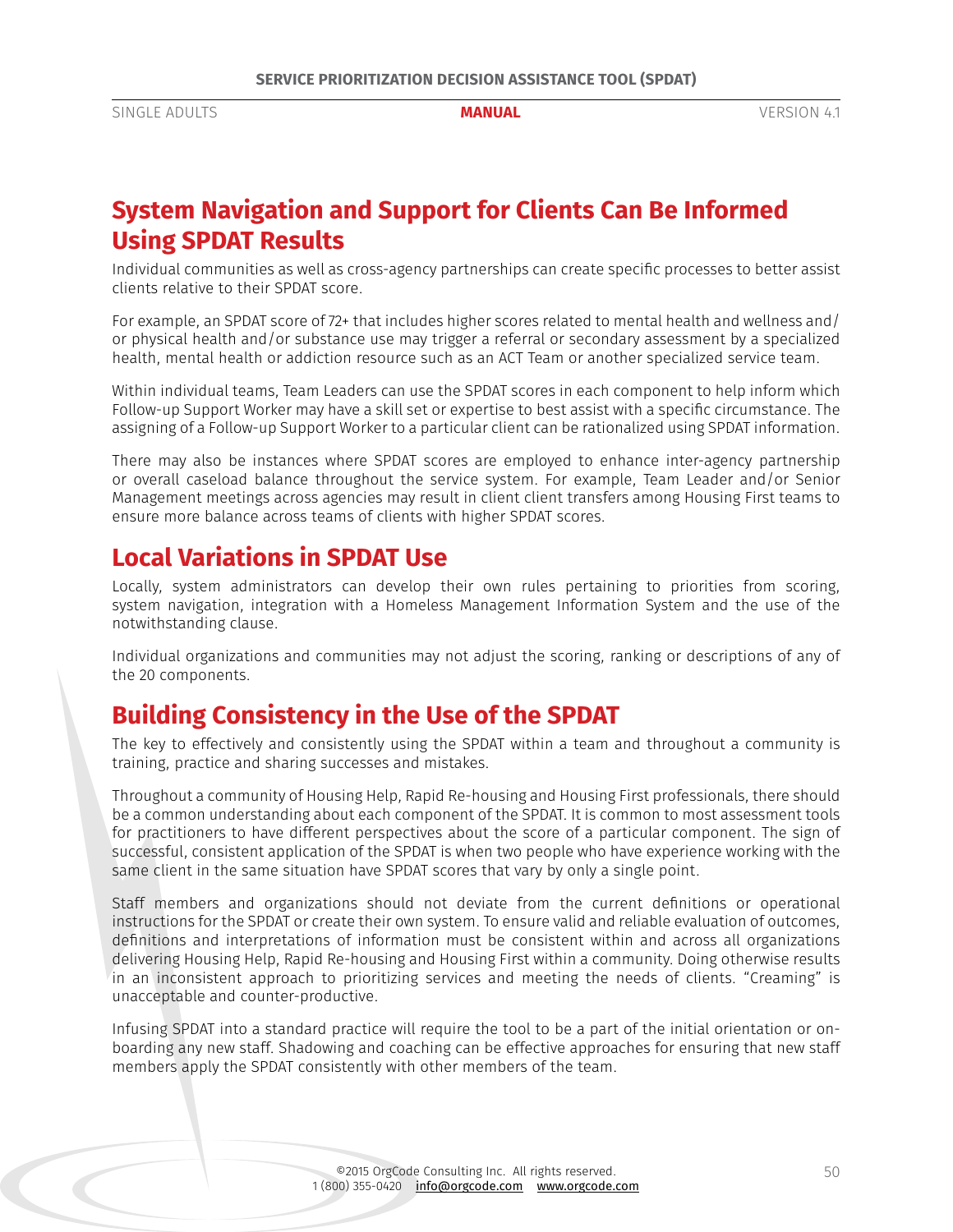## System Navigation and Support for Clients Can Be Informed Using SPDAT Results

Individual communities as well as cross-agency partnerships can create specific processes to better assist clients relative to their SPDAT score.

For example, an SPDAT score of 72+ that includes higher scores related to mental health and wellness and/or physical health and/or substance use may trigger a referral or secondary assessment by a specialized health, mental health or addiction resource such as an ACT Team or another specialized service team.

Within individual teams, Team Leaders can use the SPDAT scores in each component to help inform which Follow-up Support Worker may have a skill set or expertise to best assist with a specific circumstance. The assigning of a Follow-up Support Worker to a particular client can be rationalized using SPDAT information.

There may also be instances where SPDAT scores are employed to enhance inter-agency partnership or overall caseload balance throughout the service system. For example, Team Leader and/or Senior Management meetings across agencies may result in client client transfers among Housing First teams to ensure more balance across teams of clients with higher SPDAT scores.

## Local Variations in SPDAT Use

Locally, system administrators can develop their own rules pertaining to priorities from scoring, system navigation, integration with a Homeless Management Information System and the use of the notwithstanding clause.

Individual organizations and communities may not adjust the scoring, ranking or descriptions of any of the 20 components.

## Building Consistency in the Use of the SPDAT

The key to effectively and consistently using the SPDAT within a team and throughout a community is training, practice and sharing successes and mistakes.

Throughout a community of Housing Help, Rapid Re-housing and Housing First professionals, there should be a common understanding about each component of the SPDAT. It is common to most assessment tools for practitioners to have different perspectives about the score of a particular component. The sign of successful, consistent application of the SPDAT is when two people who have experience working with the same client in the same situation have SPDAT scores that vary by only a single point.

Staff members and organizations should not deviate from the current definitions or operational instructions for the SPDAT or create their own system. To ensure valid and reliable evaluation of outcomes, definitions and interpretations of information must be consistent within and across all organizations delivering Housing Help, Rapid Re-housing and Housing First within a community. Doing otherwise results in an inconsistent approach to prioritizing services and meeting the needs of clients. "Creaming" is unacceptable and counter-productive.

Infusing SPDAT into a standard practice will require the tool to be a part of the initial orientation or on-boarding any new staff. Shadowing and coaching can be effective approaches for ensuring that new staff members apply the SPDAT consistently with other members of the team.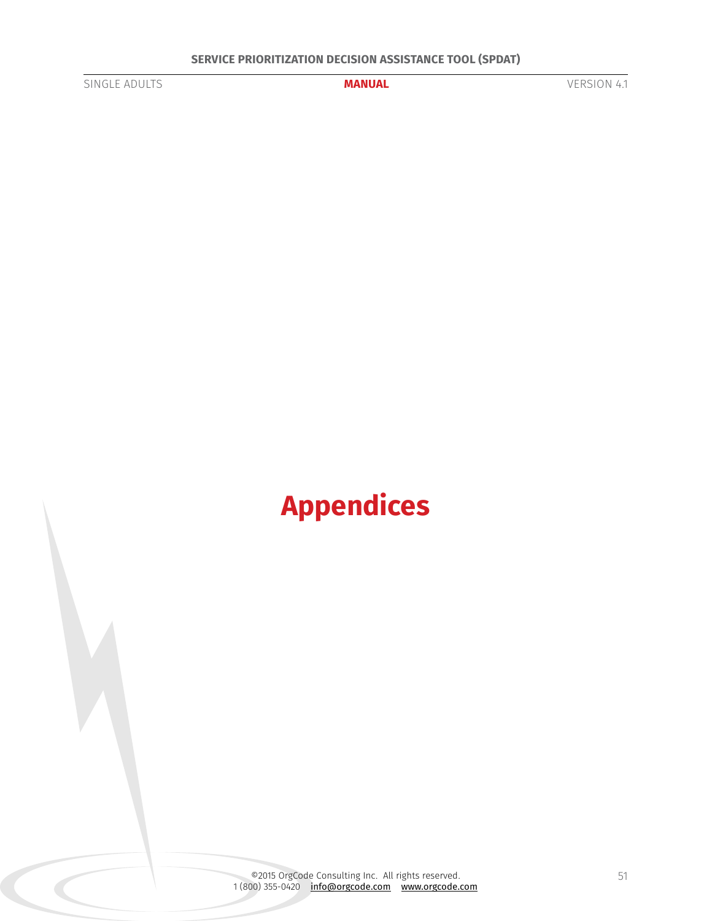# Appendices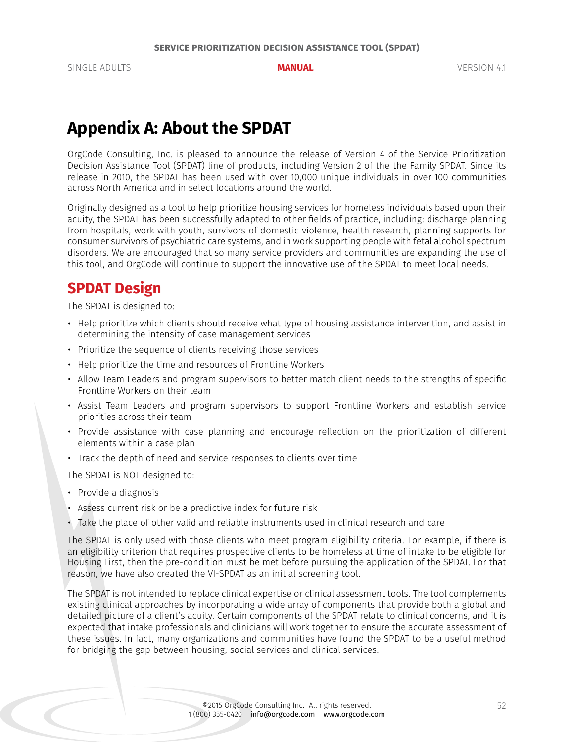# Appendix A: About the SPDAT

OrgCode Consulting, Inc. is pleased to announce the release of Version 4 of the Service Prioritization Decision Assistance Tool (SPDAT) line of products, including Version 2 of the the Family SPDAT. Since its release in 2010, the SPDAT has been used with over 10,000 unique individuals in over 100 communities across North America and in select locations around the world.

Originally designed as a tool to help prioritize housing services for homeless individuals based upon their acuity, the SPDAT has been successfully adapted to other fields of practice, including: discharge planning from hospitals, work with youth, survivors of domestic violence, health research, planning supports for consumer survivors of psychiatric care systems, and in work supporting people with fetal alcohol spectrum disorders. We are encouraged that so many service providers and communities are expanding the use of this tool, and OrgCode will continue to support the innovative use of the SPDAT to meet local needs.

## SPDAT Design

The SPDAT is designed to:

- Help prioritize which clients should receive what type of housing assistance intervention, and assist in determining the intensity of case management services
- Prioritize the sequence of clients receiving those services
- Help prioritize the time and resources of Frontline Workers
- Allow Team Leaders and program supervisors to better match client needs to the strengths of specific Frontline Workers on their team
- Assist Team Leaders and program supervisors to support Frontline Workers and establish service priorities across their team
- Provide assistance with case planning and encourage reflection on the prioritization of different elements within a case plan
- Track the depth of need and service responses to clients over time

The SPDAT is NOT designed to:

- Provide a diagnosis
- Assess current risk or be a predictive index for future risk
- Take the place of other valid and reliable instruments used in clinical research and care

The SPDAT is only used with those clients who meet program eligibility criteria. For example, if there is an eligibility criterion that requires prospective clients to be homeless at time of intake to be eligible for Housing First, then the pre-condition must be met before pursuing the application of the SPDAT. For that reason, we have also created the VI-SPDAT as an initial screening tool.

The SPDAT is not intended to replace clinical expertise or clinical assessment tools. The tool complements existing clinical approaches by incorporating a wide array of components that provide both a global and detailed picture of a client's acuity. Certain components of the SPDAT relate to clinical concerns, and it is expected that intake professionals and clinicians will work together to ensure the accurate assessment of these issues. In fact, many organizations and communities have found the SPDAT to be a useful method for bridging the gap between housing, social services and clinical services.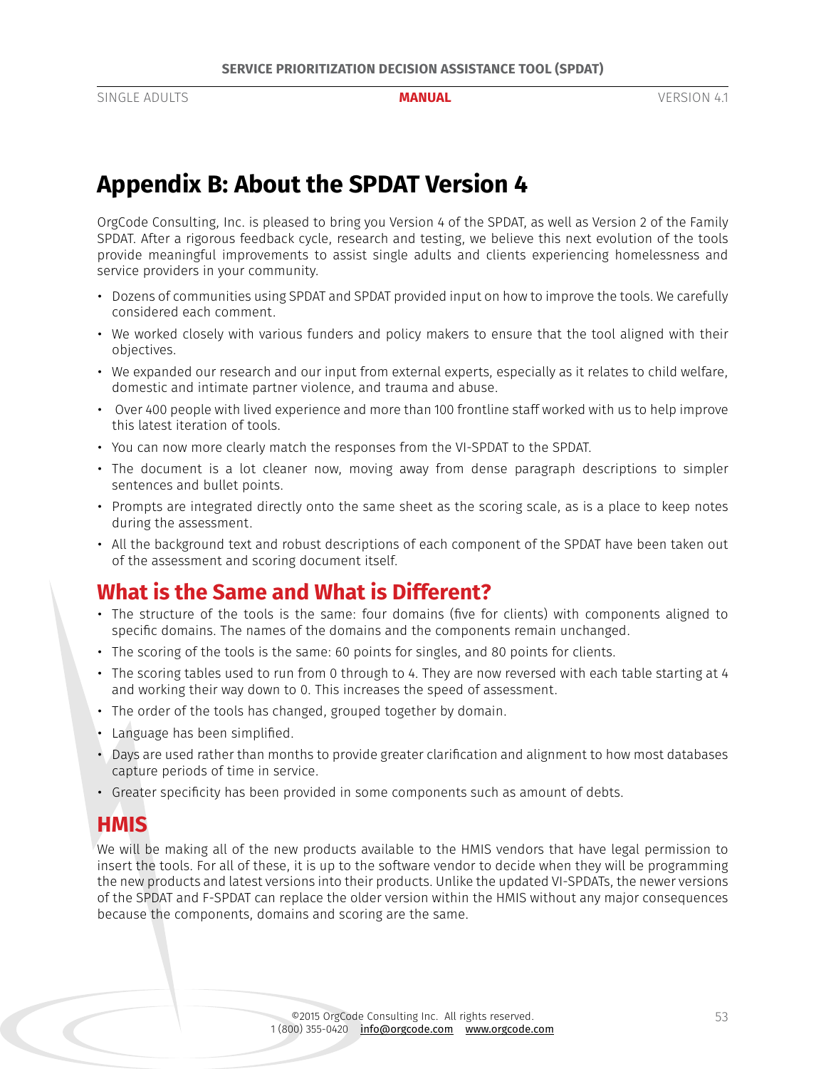# Appendix B: About the SPDAT Version 4

OrgCode Consulting, Inc. is pleased to bring you Version 4 of the SPDAT, as well as Version 2 of the Family SPDAT. After a rigorous feedback cycle, research and testing, we believe this next evolution of the tools provide meaningful improvements to assist single adults and clients experiencing homelessness and service providers in your community.

- Dozens of communities using SPDAT and SPDAT provided input on how to improve the tools. We carefully considered each comment.
- We worked closely with various funders and policy makers to ensure that the tool aligned with their objectives.
- We expanded our research and our input from external experts, especially as it relates to child welfare, domestic and intimate partner violence, and trauma and abuse.
- Over 400 people with lived experience and more than 100 frontline staff worked with us to help improve this latest iteration of tools.
- You can now more clearly match the responses from the VI-SPDAT to the SPDAT.
- The document is a lot cleaner now, moving away from dense paragraph descriptions to simpler sentences and bullet points.
- Prompts are integrated directly onto the same sheet as the scoring scale, as is a place to keep notes during the assessment.
- All the background text and robust descriptions of each component of the SPDAT have been taken out of the assessment and scoring document itself.

## What is the Same and What is Different?

- The structure of the tools is the same: four domains (five for clients) with components aligned to specific domains. The names of the domains and the components remain unchanged.
- The scoring of the tools is the same: 60 points for singles, and 80 points for clients.
- The scoring tables used to run from 0 through to 4. They are now reversed with each table starting at 4 and working their way down to 0. This increases the speed of assessment.
- The order of the tools has changed, grouped together by domain.
- Language has been simplified.
- Days are used rather than months to provide greater clarification and alignment to how most databases capture periods of time in service.
- Greater specificity has been provided in some components such as amount of debts.

## HMIS

We will be making all of the new products available to the HMIS vendors that have legal permission to insert the tools. For all of these, it is up to the software vendor to decide when they will be programming the new products and latest versions into their products. Unlike the updated VI-SPDATs, the newer versions of the SPDAT and F-SPDAT can replace the older version within the HMIS without any major consequences because the components, domains and scoring are the same.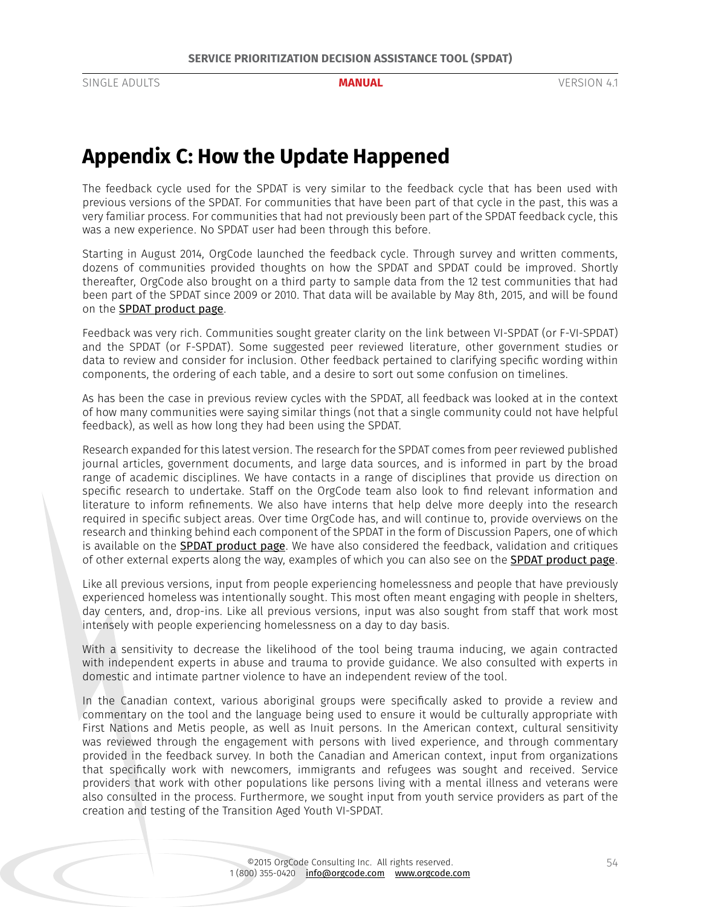# Appendix C: How the Update Happened

The feedback cycle used for the SPDAT is very similar to the feedback cycle that has been used with previous versions of the SPDAT. For communities that have been part of that cycle in the past, this was a very familiar process. For communities that had not previously been part of the SPDAT feedback cycle, this was a new experience. No SPDAT user had been through this before.

Starting in August 2014, OrgCode launched the feedback cycle. Through survey and written comments, dozens of communities provided thoughts on how the SPDAT and SPDAT could be improved. Shortly thereafter, OrgCode also brought on a third party to sample data from the 12 test communities that had been part of the SPDAT since 2009 or 2010. That data will be available by May 8th, 2015, and will be found on the SPDAT product page.

Feedback was very rich. Communities sought greater clarity on the link between VI-SPDAT (or F-VI-SPDAT) and the SPDAT (or F-SPDAT). Some suggested peer reviewed literature, other government studies or data to review and consider for inclusion. Other feedback pertained to clarifying specific wording within components, the ordering of each table, and a desire to sort out some confusion on timelines.

As has been the case in previous review cycles with the SPDAT, all feedback was looked at in the context of how many communities were saying similar things (not that a single community could not have helpful feedback), as well as how long they had been using the SPDAT.

Research expanded for this latest version. The research for the SPDAT comes from peer reviewed published journal articles, government documents, and large data sources, and is informed in part by the broad range of academic disciplines. We have contacts in a range of disciplines that provide us direction on specific research to undertake. Staff on the OrgCode team also look to find relevant information and literature to inform refinements. We also have interns that help delve more deeply into the research required in specific subject areas. Over time OrgCode has, and will continue to, provide overviews on the research and thinking behind each component of the SPDAT in the form of Discussion Papers, one of which is available on the SPDAT product page. We have also considered the feedback, validation and critiques of other external experts along the way, examples of which you can also see on the SPDAT product page.

Like all previous versions, input from people experiencing homelessness and people that have previously experienced homeless was intentionally sought. This most often meant engaging with people in shelters, day centers, and, drop-ins. Like all previous versions, input was also sought from staff that work most intensely with people experiencing homelessness on a day to day basis.

With a sensitivity to decrease the likelihood of the tool being trauma inducing, we again contracted with independent experts in abuse and trauma to provide guidance. We also consulted with experts in domestic and intimate partner violence to have an independent review of the tool.

In the Canadian context, various aboriginal groups were specifically asked to provide a review and commentary on the tool and the language being used to ensure it would be culturally appropriate with First Nations and Metis people, as well as Inuit persons. In the American context, cultural sensitivity was reviewed through the engagement with persons with lived experience, and through commentary provided in the feedback survey. In both the Canadian and American context, input from organizations that specifically work with newcomers, immigrants and refugees was sought and received. Service providers that work with other populations like persons living with a mental illness and veterans were also consulted in the process. Furthermore, we sought input from youth service providers as part of the creation and testing of the Transition Aged Youth VI-SPDAT.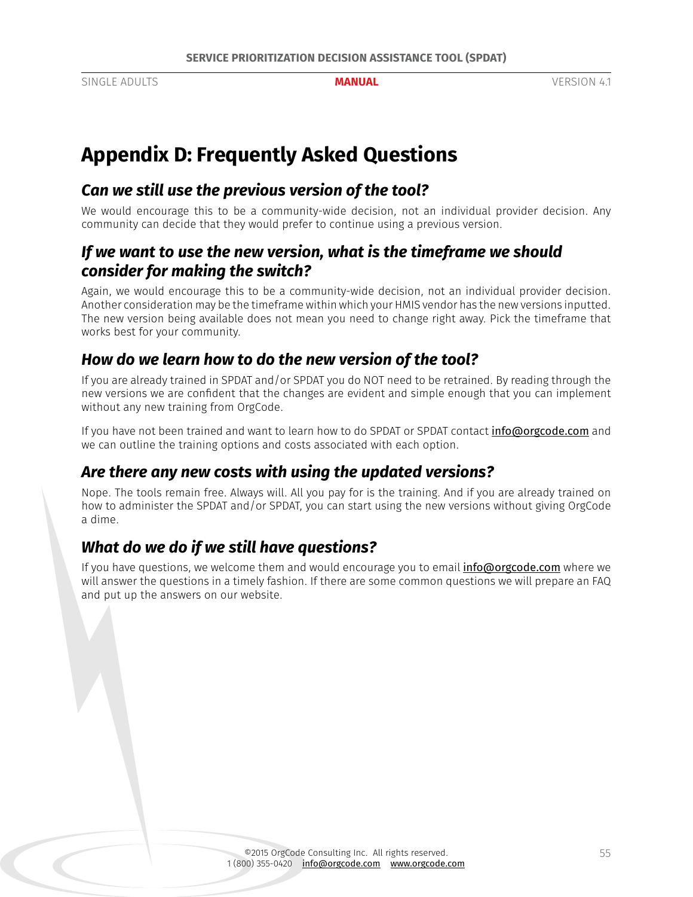# Appendix D: Frequently Asked Questions

## *Can we still use the previous version of the tool?*

We would encourage this to be a community-wide decision, not an individual provider decision. Any community can decide that they would prefer to continue using a previous version.

## *If we want to use the new version, what is the timeframe we should consider for making the switch?*

Again, we would encourage this to be a community-wide decision, not an individual provider decision. Another consideration may be the timeframe within which your HMIS vendor has the new versions inputted. The new version being available does not mean you need to change right away. Pick the timeframe that works best for your community.

## *How do we learn how to do the new version of the tool?*

If you are already trained in SPDAT and/or SPDAT you do NOT need to be retrained. By reading through the new versions we are confident that the changes are evident and simple enough that you can implement without any new training from OrgCode.

If you have not been trained and want to learn how to do SPDAT or SPDAT contact info@orgcode.com and we can outline the training options and costs associated with each option.

## *Are there any new costs with using the updated versions?*

Nope. The tools remain free. Always will. All you pay for is the training. And if you are already trained on how to administer the SPDAT and/or SPDAT, you can start using the new versions without giving OrgCode a dime.

## *What do we do if we still have questions?*

If you have questions, we welcome them and would encourage you to email info@orgcode.com where we will answer the questions in a timely fashion. If there are some common questions we will prepare an FAQ and put up the answers on our website.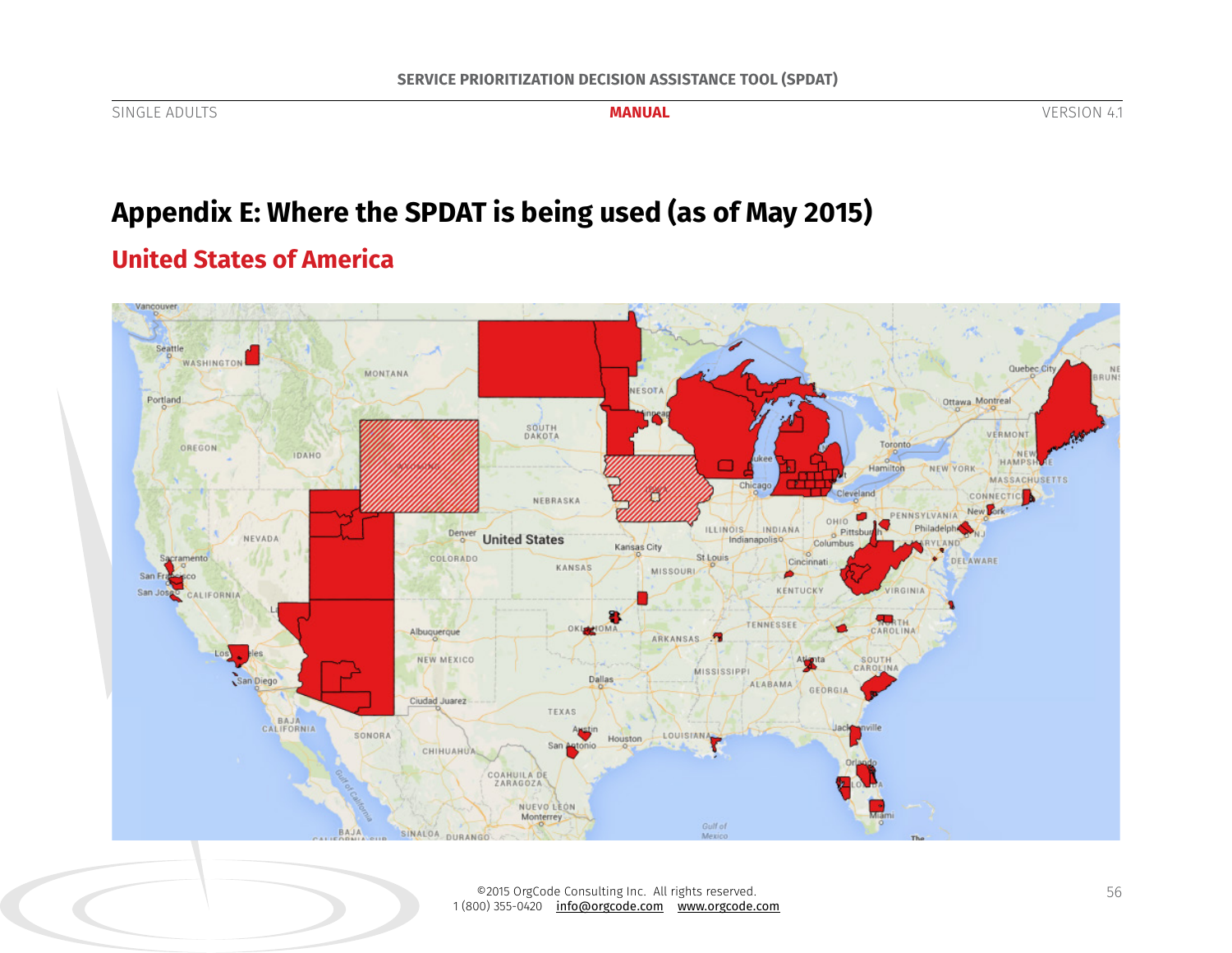# Appendix E: Where the SPDAT is being used (as of May 2015)

## United States of America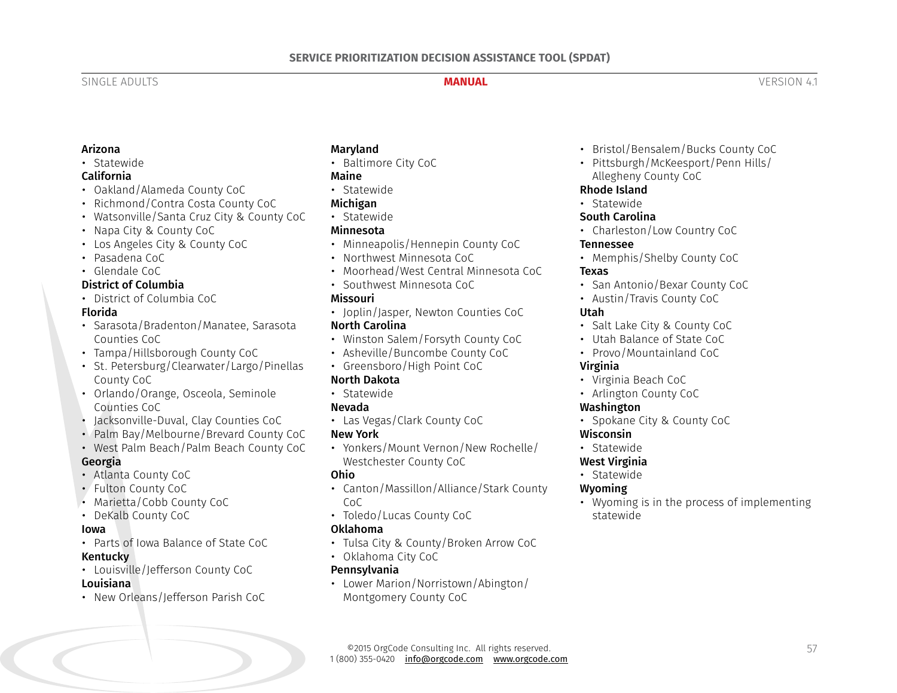**Arizona**

- Statewide

**California**

- Oakland/Alameda County CoC
- Richmond/Contra Costa County CoC
- Watsonville/Santa Cruz City & County CoC
- Napa City & County CoC
- Los Angeles City & County CoC
- Pasadena CoC
- Glendale CoC

**District of Columbia**

- District of Columbia CoC

**Florida**

- Sarasota/Bradenton/Manatee, Sarasota Counties CoC
- Tampa/Hillsborough County CoC
- St. Petersburg/Clearwater/Largo/Pinellas County CoC
- Orlando/Orange, Osceola, Seminole Counties CoC
- Jacksonville-Duval, Clay Counties CoC
- Palm Bay/Melbourne/Brevard County CoC
- West Palm Beach/Palm Beach County CoC

**Georgia**

- Atlanta County CoC
- Fulton County CoC
- Marietta/Cobb County CoC
- DeKalb County CoC

**Iowa**

- Parts of Iowa Balance of State CoC

**Kentucky**

- Louisville/Jefferson County CoC

**Louisiana**

- New Orleans/Jefferson Parish CoC

**Maryland**

- Baltimore City CoC

**Maine**

- Statewide

**Michigan**

- Statewide

**Minnesota**

- Minneapolis/Hennepin County CoC
- Northwest Minnesota CoC
- Moorhead/West Central Minnesota CoC
- Southwest Minnesota CoC

**Missouri**

- Joplin/Jasper, Newton Counties CoC

**North Carolina**

- Winston Salem/Forsyth County CoC
- Asheville/Buncombe County CoC
- Greensboro/High Point CoC

**North Dakota**

- Statewide

**Nevada**

- Las Vegas/Clark County CoC

**New York**

- Yonkers/Mount Vernon/New Rochelle/Westchester County CoC

**Ohio**

- Canton/Massillon/Alliance/Stark County CoC
- Toledo/Lucas County CoC

**Oklahoma**

- Tulsa City & County/Broken Arrow CoC
- Oklahoma City CoC

**Pennsylvania**

- Lower Marion/Norristown/Abington/Montgomery County CoC
- Bristol/Bensalem/Bucks County CoC
- Pittsburgh/McKeesport/Penn Hills/Allegheny County CoC

**Rhode Island**

- Statewide

**South Carolina**

- Charleston/Low Country CoC

**Tennessee**

- Memphis/Shelby County CoC

**Texas**

- San Antonio/Bexar County CoC
- Austin/Travis County CoC

**Utah**

- Salt Lake City & County CoC
- Utah Balance of State CoC
- Provo/Mountainland CoC

**Virginia**

- Virginia Beach CoC
- Arlington County CoC

**Washington**

- Spokane City & County CoC

**Wisconsin**

- Statewide

**West Virginia**

- Statewide

**Wyoming**

- Wyoming is in the process of implementing statewide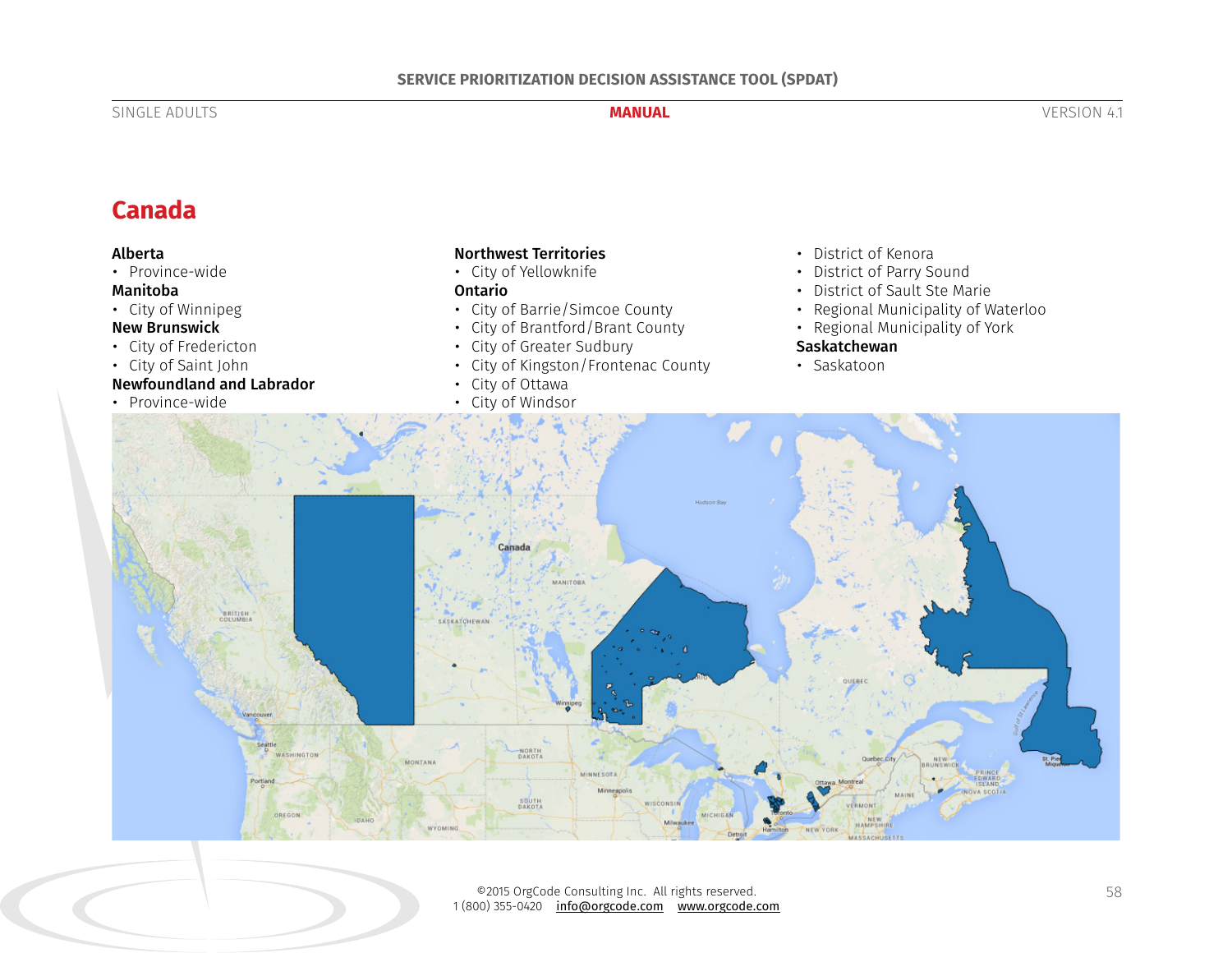# Canada

**Alberta**
- Province-wide

**Manitoba**
- City of Winnipeg

**New Brunswick**
- City of Fredericton
- City of Saint John

**Newfoundland and Labrador**
- Province-wide

**Northwest Territories**
- City of Yellowknife

**Ontario**
- City of Barrie/Simcoe County
- City of Brantford/Brant County
- City of Greater Sudbury
- City of Kingston/Frontenac County
- City of Ottawa
- City of Windsor
- District of Kenora
- District of Parry Sound
- District of Sault Ste Marie
- Regional Municipality of Waterloo
- Regional Municipality of York

**Saskatchewan**
- Saskatoon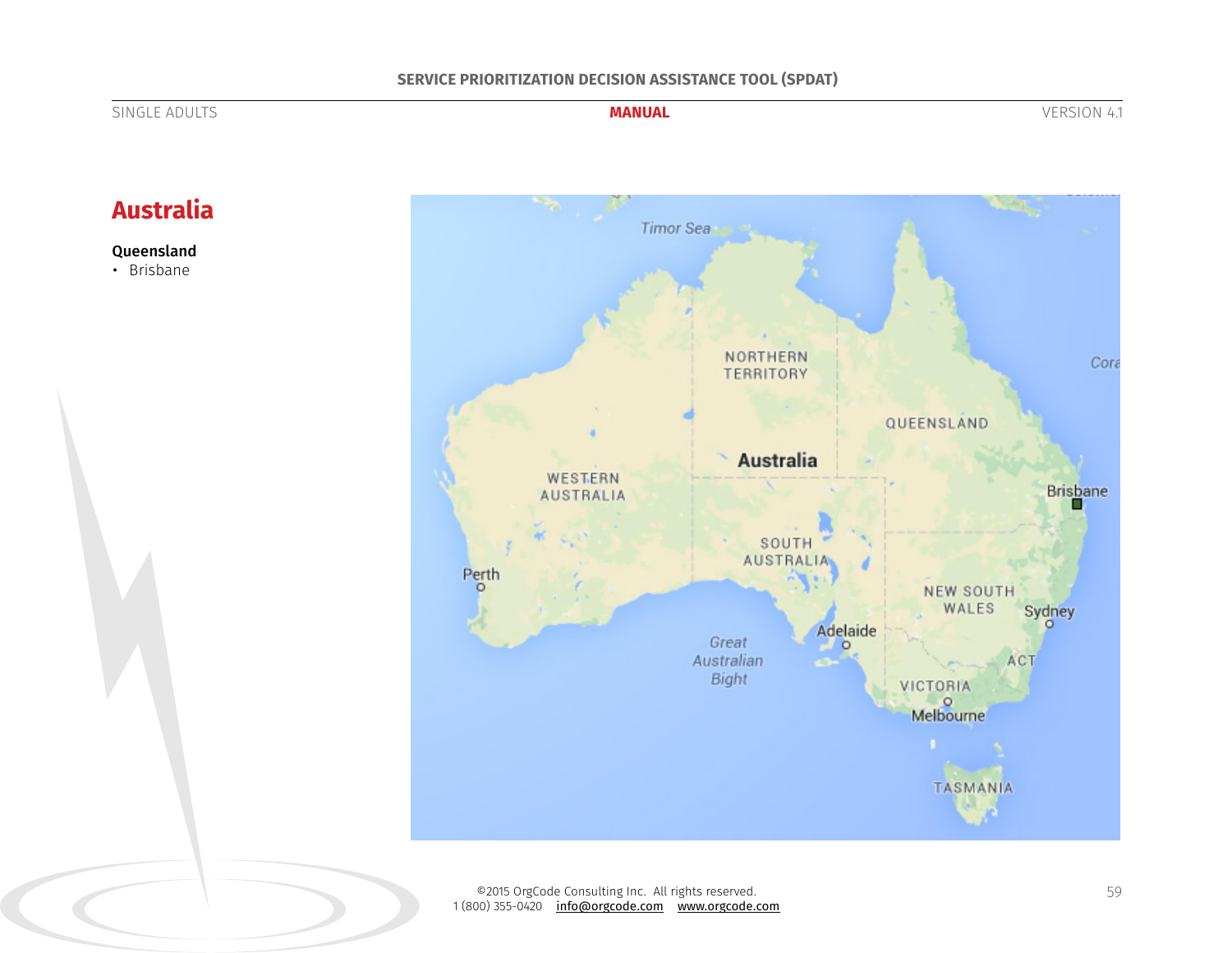## Australia

**Queensland**

- Brisbane

Timor Sea

NORTHERN TERRITORY

QUEENSLAND

Australia

WESTERN AUSTRALIA

SOUTH AUSTRALIA

Brisbane

Perth

NEW SOUTH WALES

Sydney

Adelaide

Great Australian Bight

ACT

VICTORIA

Melbourne

TASMANIA

Cora

©2015 OrgCode Consulting Inc. All rights reserved.
1 (800) 355-0420 info@orgcode.com www.orgcode.com